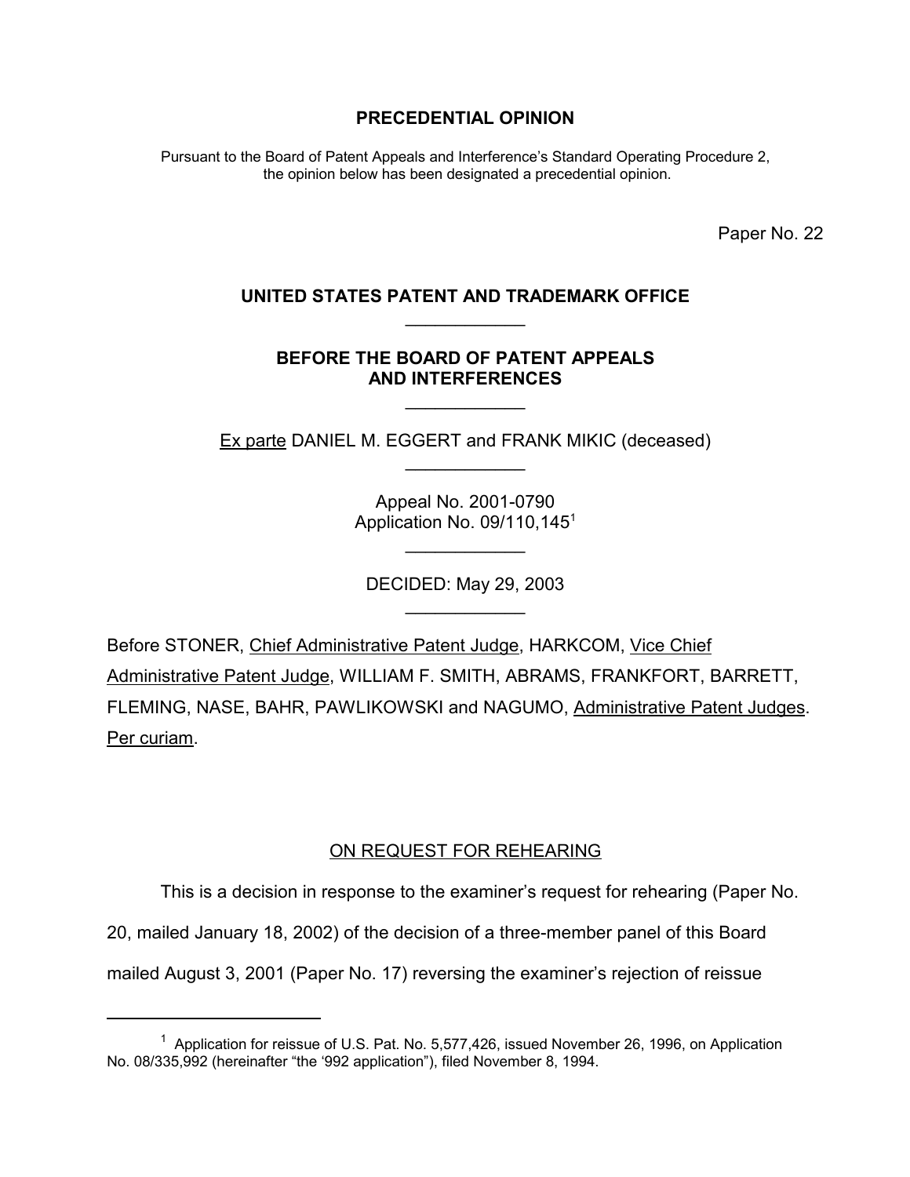**PRECEDENTIAL OPINION**

Pursuant to the Board of Patent Appeals and Interference's Standard Operating Procedure 2, the opinion below has been designated a precedential opinion.

Paper No. 22

**UNITED STATES PATENT AND TRADEMARK OFFICE**

---

**BEFORE THE BOARD OF PATENT APPEALS AND INTERFERENCES**

---

Ex parte DANIEL M. EGGERT and FRANK MIKIC (deceased)

---

Appeal No. 2001-0790
Application No. 09/110,145[1]

---

DECIDED: May 29, 2003

---

Before STONER, Chief Administrative Patent Judge, HARKCOM, Vice Chief Administrative Patent Judge, WILLIAM F. SMITH, ABRAMS, FRANKFORT, BARRETT, FLEMING, NASE, BAHR, PAWLIKOWSKI and NAGUMO, Administrative Patent Judges. Per curiam.

ON REQUEST FOR REHEARING

This is a decision in response to the examiner's request for rehearing (Paper No. 20, mailed January 18, 2002) of the decision of a three-member panel of this Board mailed August 3, 2001 (Paper No. 17) reversing the examiner's rejection of reissue

---

[1] Application for reissue of U.S. Pat. No. 5,577,426, issued November 26, 1996, on Application No. 08/335,992 (hereinafter "the '992 application"), filed November 8, 1994.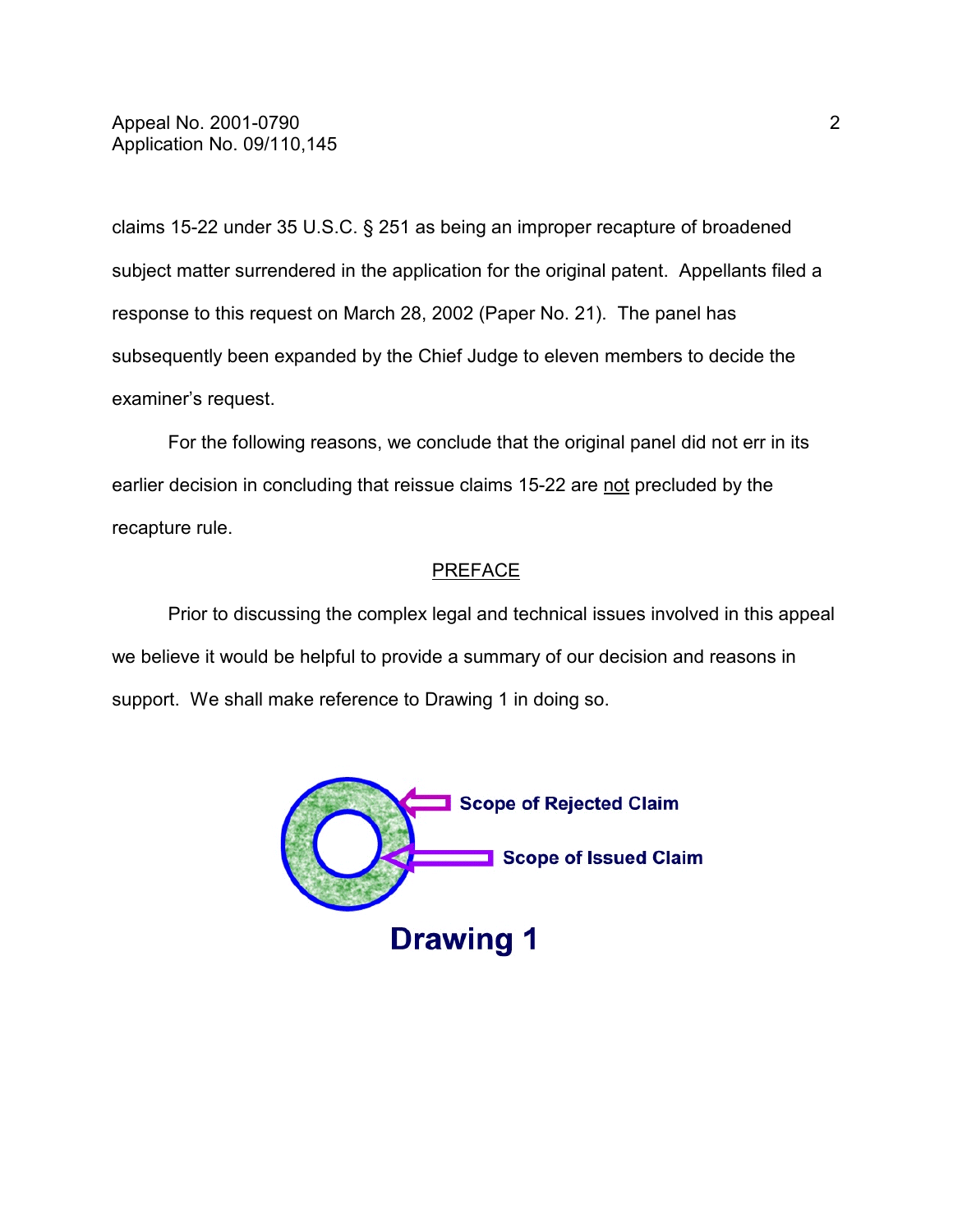claims 15-22 under 35 U.S.C. § 251 as being an improper recapture of broadened subject matter surrendered in the application for the original patent. Appellants filed a response to this request on March 28, 2002 (Paper No. 21). The panel has subsequently been expanded by the Chief Judge to eleven members to decide the examiner's request.

For the following reasons, we conclude that the original panel did not err in its earlier decision in concluding that reissue claims 15-22 are not precluded by the recapture rule.

## PREFACE

Prior to discussing the complex legal and technical issues involved in this appeal we believe it would be helpful to provide a summary of our decision and reasons in support. We shall make reference to Drawing 1 in doing so.

Scope of Rejected Claim

Scope of Issued Claim

Drawing 1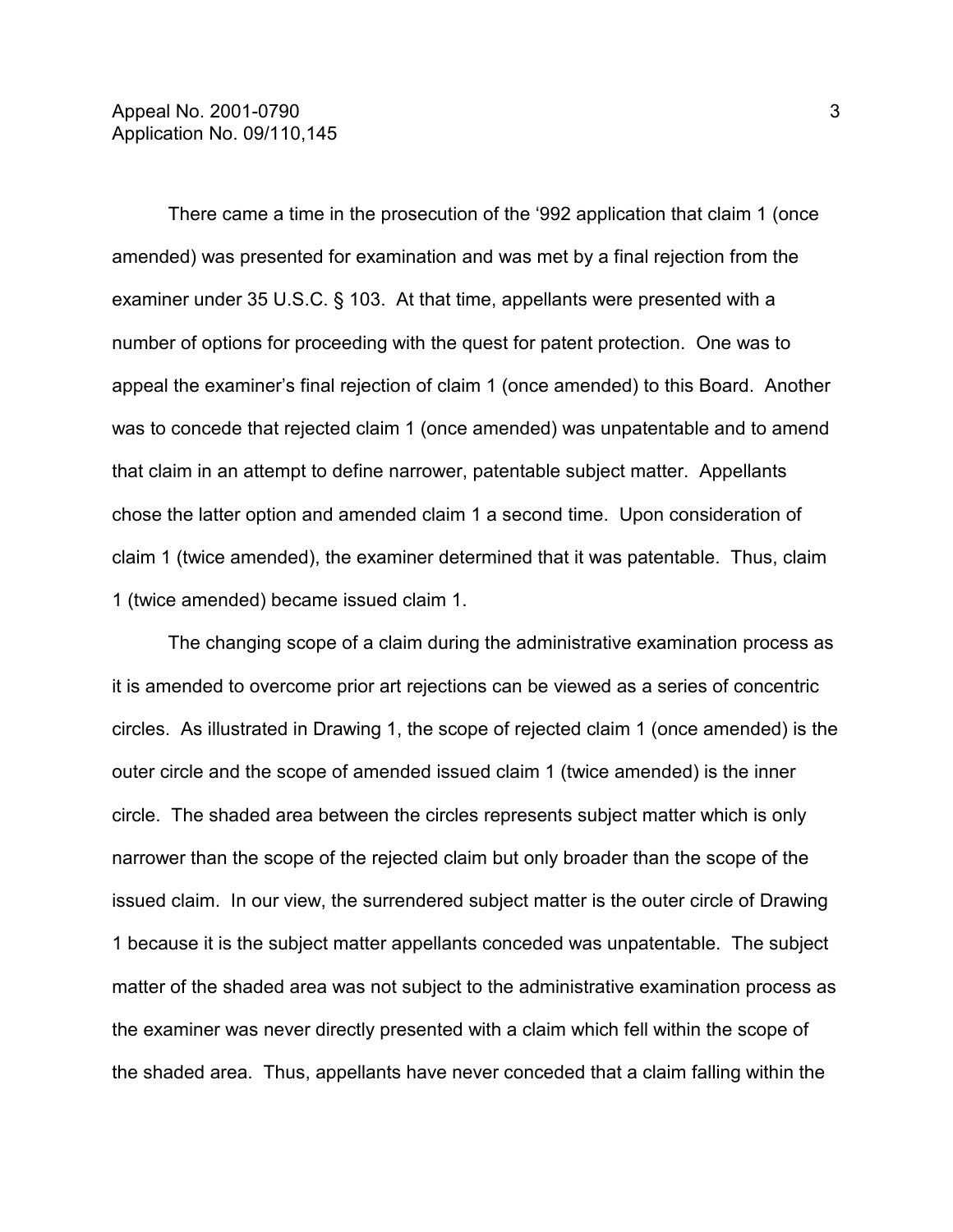There came a time in the prosecution of the ‘992 application that claim 1 (once amended) was presented for examination and was met by a final rejection from the examiner under 35 U.S.C. § 103. At that time, appellants were presented with a number of options for proceeding with the quest for patent protection. One was to appeal the examiner’s final rejection of claim 1 (once amended) to this Board. Another was to concede that rejected claim 1 (once amended) was unpatentable and to amend that claim in an attempt to define narrower, patentable subject matter. Appellants chose the latter option and amended claim 1 a second time. Upon consideration of claim 1 (twice amended), the examiner determined that it was patentable. Thus, claim 1 (twice amended) became issued claim 1.

The changing scope of a claim during the administrative examination process as it is amended to overcome prior art rejections can be viewed as a series of concentric circles. As illustrated in Drawing 1, the scope of rejected claim 1 (once amended) is the outer circle and the scope of amended issued claim 1 (twice amended) is the inner circle. The shaded area between the circles represents subject matter which is only narrower than the scope of the rejected claim but only broader than the scope of the issued claim. In our view, the surrendered subject matter is the outer circle of Drawing 1 because it is the subject matter appellants conceded was unpatentable. The subject matter of the shaded area was not subject to the administrative examination process as the examiner was never directly presented with a claim which fell within the scope of the shaded area. Thus, appellants have never conceded that a claim falling within the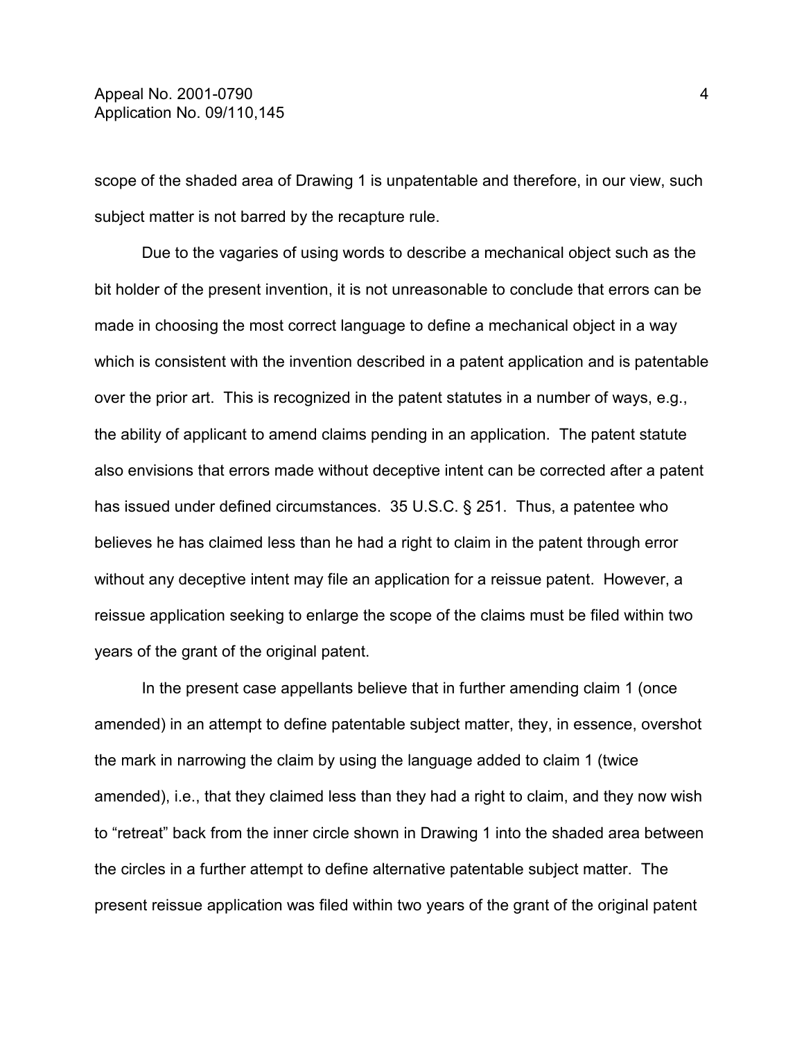scope of the shaded area of Drawing 1 is unpatentable and therefore, in our view, such subject matter is not barred by the recapture rule.

Due to the vagaries of using words to describe a mechanical object such as the bit holder of the present invention, it is not unreasonable to conclude that errors can be made in choosing the most correct language to define a mechanical object in a way which is consistent with the invention described in a patent application and is patentable over the prior art. This is recognized in the patent statutes in a number of ways, e.g., the ability of applicant to amend claims pending in an application. The patent statute also envisions that errors made without deceptive intent can be corrected after a patent has issued under defined circumstances. 35 U.S.C. § 251. Thus, a patentee who believes he has claimed less than he had a right to claim in the patent through error without any deceptive intent may file an application for a reissue patent. However, a reissue application seeking to enlarge the scope of the claims must be filed within two years of the grant of the original patent.

In the present case appellants believe that in further amending claim 1 (once amended) in an attempt to define patentable subject matter, they, in essence, overshot the mark in narrowing the claim by using the language added to claim 1 (twice amended), i.e., that they claimed less than they had a right to claim, and they now wish to "retreat" back from the inner circle shown in Drawing 1 into the shaded area between the circles in a further attempt to define alternative patentable subject matter. The present reissue application was filed within two years of the grant of the original patent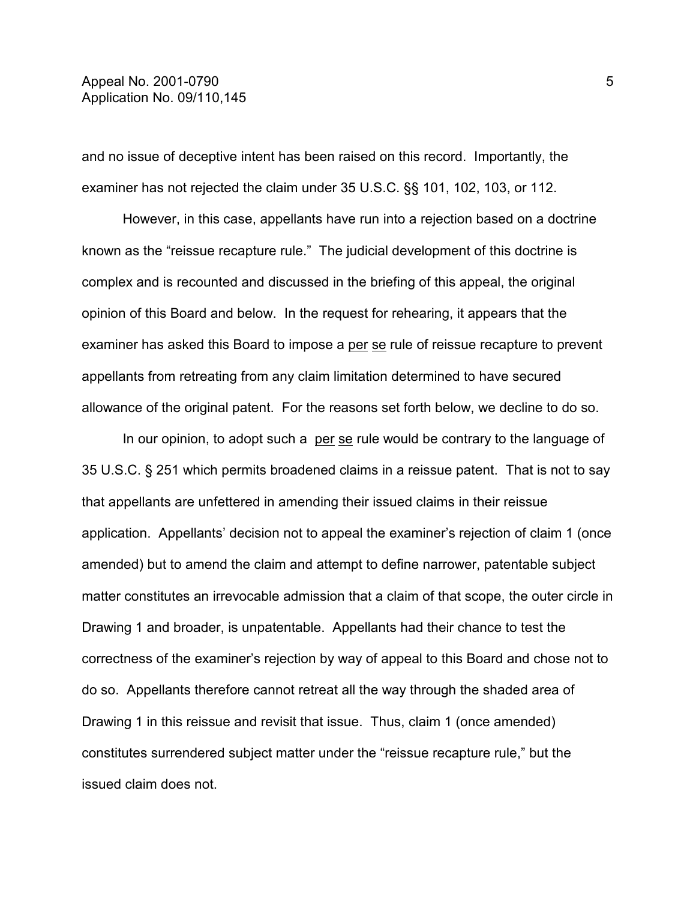and no issue of deceptive intent has been raised on this record. Importantly, the examiner has not rejected the claim under 35 U.S.C. §§ 101, 102, 103, or 112.

However, in this case, appellants have run into a rejection based on a doctrine known as the "reissue recapture rule." The judicial development of this doctrine is complex and is recounted and discussed in the briefing of this appeal, the original opinion of this Board and below. In the request for rehearing, it appears that the examiner has asked this Board to impose a per se rule of reissue recapture to prevent appellants from retreating from any claim limitation determined to have secured allowance of the original patent. For the reasons set forth below, we decline to do so.

In our opinion, to adopt such a per se rule would be contrary to the language of 35 U.S.C. § 251 which permits broadened claims in a reissue patent. That is not to say that appellants are unfettered in amending their issued claims in their reissue application. Appellants' decision not to appeal the examiner's rejection of claim 1 (once amended) but to amend the claim and attempt to define narrower, patentable subject matter constitutes an irrevocable admission that a claim of that scope, the outer circle in Drawing 1 and broader, is unpatentable. Appellants had their chance to test the correctness of the examiner's rejection by way of appeal to this Board and chose not to do so. Appellants therefore cannot retreat all the way through the shaded area of Drawing 1 in this reissue and revisit that issue. Thus, claim 1 (once amended) constitutes surrendered subject matter under the "reissue recapture rule," but the issued claim does not.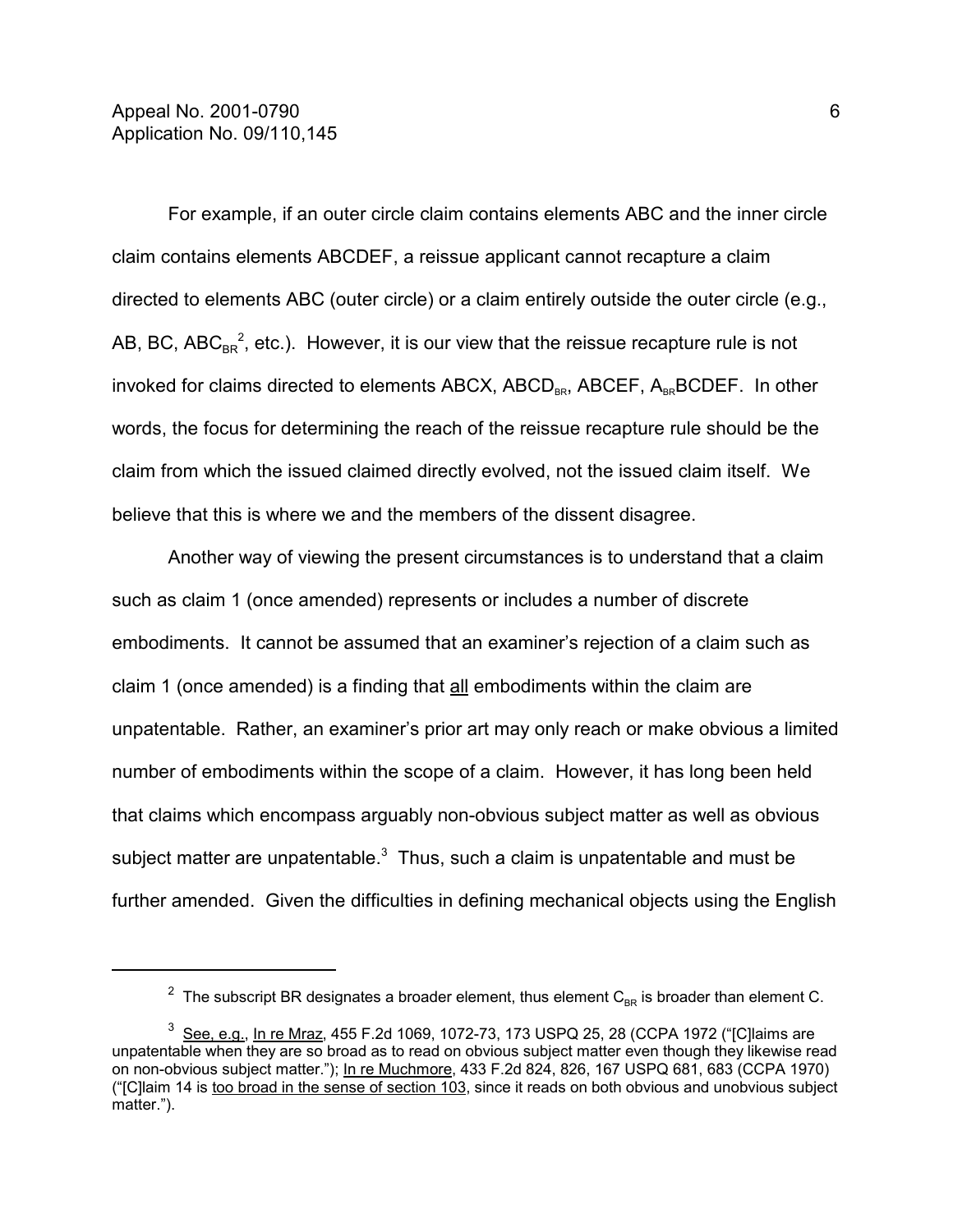For example, if an outer circle claim contains elements ABC and the inner circle claim contains elements ABCDEF, a reissue applicant cannot recapture a claim directed to elements ABC (outer circle) or a claim entirely outside the outer circle (e.g., AB, BC, $ABC_{BR}$[2], etc.). However, it is our view that the reissue recapture rule is not invoked for claims directed to elements ABCX, $ABCD_{BR}$, ABCEF, $A_{BR}BCDEF$. In other words, the focus for determining the reach of the reissue recapture rule should be the claim from which the issued claimed directly evolved, not the issued claim itself. We believe that this is where we and the members of the dissent disagree.

Another way of viewing the present circumstances is to understand that a claim such as claim 1 (once amended) represents or includes a number of discrete embodiments. It cannot be assumed that an examiner's rejection of a claim such as claim 1 (once amended) is a finding that all embodiments within the claim are unpatentable. Rather, an examiner's prior art may only reach or make obvious a limited number of embodiments within the scope of a claim. However, it has long been held that claims which encompass arguably non-obvious subject matter as well as obvious subject matter are unpatentable.[3] Thus, such a claim is unpatentable and must be further amended. Given the difficulties in defining mechanical objects using the English

---

[2] The subscript BR designates a broader element, thus element $C_{BR}$ is broader than element C.

[3] See, e.g., In re Mraz, 455 F.2d 1069, 1072-73, 173 USPQ 25, 28 (CCPA 1972 ("[C]laims are unpatentable when they are so broad as to read on obvious subject matter even though they likewise read on non-obvious subject matter."); In re Muchmore, 433 F.2d 824, 826, 167 USPQ 681, 683 (CCPA 1970) ("[C]laim 14 is too broad in the sense of section 103, since it reads on both obvious and unobvious subject matter.").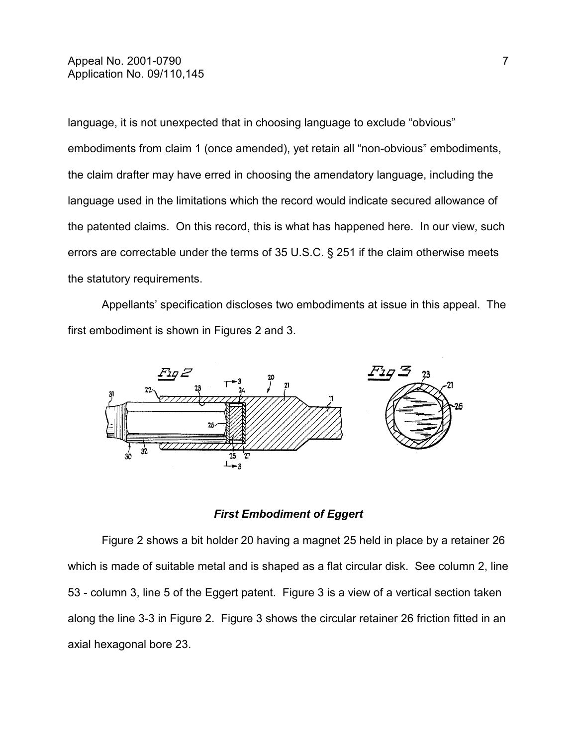language, it is not unexpected that in choosing language to exclude “obvious” embodiments from claim 1 (once amended), yet retain all “non-obvious” embodiments, the claim drafter may have erred in choosing the amendatory language, including the language used in the limitations which the record would indicate secured allowance of the patented claims. On this record, this is what has happened here. In our view, such errors are correctable under the terms of 35 U.S.C. § 251 if the claim otherwise meets the statutory requirements.

Appellants’ specification discloses two embodiments at issue in this appeal. The first embodiment is shown in Figures 2 and 3.

***First Embodiment of Eggert***

Figure 2 shows a bit holder 20 having a magnet 25 held in place by a retainer 26 which is made of suitable metal and is shaped as a flat circular disk. See column 2, line 53 - column 3, line 5 of the Eggert patent. Figure 3 is a view of a vertical section taken along the line 3-3 in Figure 2. Figure 3 shows the circular retainer 26 friction fitted in an axial hexagonal bore 23.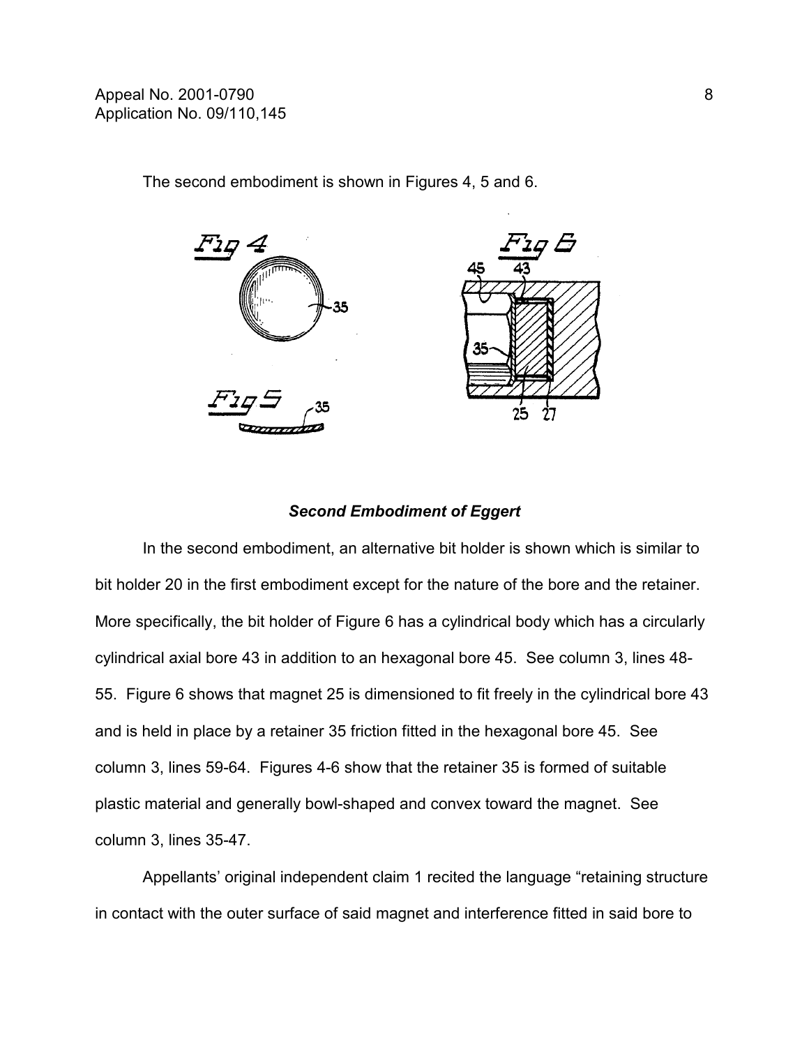The second embodiment is shown in Figures 4, 5 and 6.

***Second Embodiment of Eggert***

In the second embodiment, an alternative bit holder is shown which is similar to bit holder 20 in the first embodiment except for the nature of the bore and the retainer. More specifically, the bit holder of Figure 6 has a cylindrical body which has a circularly cylindrical axial bore 43 in addition to an hexagonal bore 45. See column 3, lines 48-55. Figure 6 shows that magnet 25 is dimensioned to fit freely in the cylindrical bore 43 and is held in place by a retainer 35 friction fitted in the hexagonal bore 45. See column 3, lines 59-64. Figures 4-6 show that the retainer 35 is formed of suitable plastic material and generally bowl-shaped and convex toward the magnet. See column 3, lines 35-47.

Appellants' original independent claim 1 recited the language "retaining structure in contact with the outer surface of said magnet and interference fitted in said bore to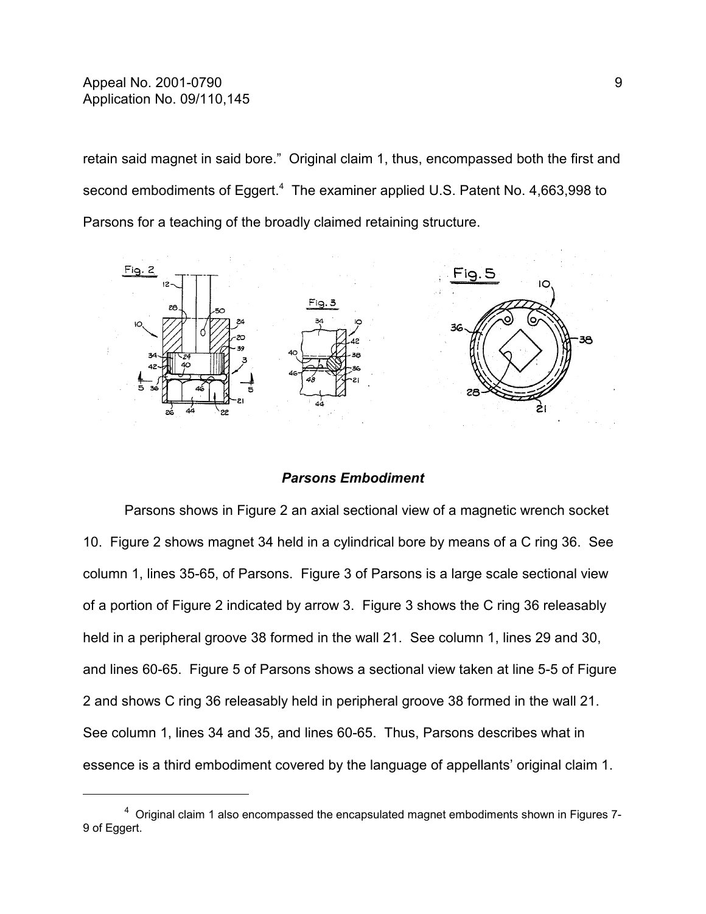retain said magnet in said bore." Original claim 1, thus, encompassed both the first and second embodiments of Eggert.[4] The examiner applied U.S. Patent No. 4,663,998 to Parsons for a teaching of the broadly claimed retaining structure.

### *Parsons Embodiment*

Parsons shows in Figure 2 an axial sectional view of a magnetic wrench socket 10. Figure 2 shows magnet 34 held in a cylindrical bore by means of a C ring 36. See column 1, lines 35-65, of Parsons. Figure 3 of Parsons is a large scale sectional view of a portion of Figure 2 indicated by arrow 3. Figure 3 shows the C ring 36 releasably held in a peripheral groove 38 formed in the wall 21. See column 1, lines 29 and 30, and lines 60-65. Figure 5 of Parsons shows a sectional view taken at line 5-5 of Figure 2 and shows C ring 36 releasably held in peripheral groove 38 formed in the wall 21. See column 1, lines 34 and 35, and lines 60-65. Thus, Parsons describes what in essence is a third embodiment covered by the language of appellants' original claim 1.

---

[4] Original claim 1 also encompassed the encapsulated magnet embodiments shown in Figures 7-9 of Eggert.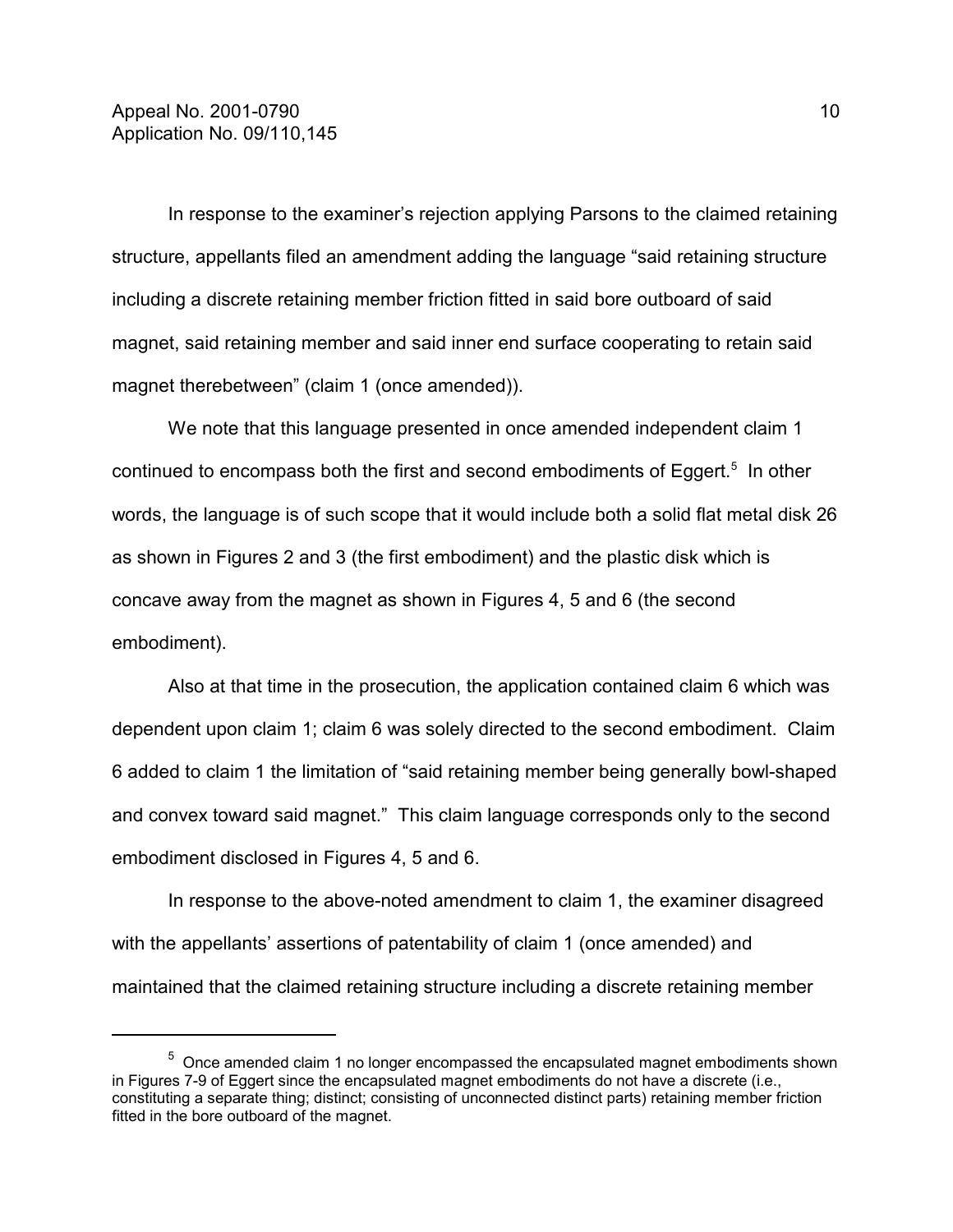In response to the examiner's rejection applying Parsons to the claimed retaining structure, appellants filed an amendment adding the language "said retaining structure including a discrete retaining member friction fitted in said bore outboard of said magnet, said retaining member and said inner end surface cooperating to retain said magnet therebetween" (claim 1 (once amended)).

We note that this language presented in once amended independent claim 1 continued to encompass both the first and second embodiments of Eggert.[5] In other words, the language is of such scope that it would include both a solid flat metal disk 26 as shown in Figures 2 and 3 (the first embodiment) and the plastic disk which is concave away from the magnet as shown in Figures 4, 5 and 6 (the second embodiment).

Also at that time in the prosecution, the application contained claim 6 which was dependent upon claim 1; claim 6 was solely directed to the second embodiment. Claim 6 added to claim 1 the limitation of "said retaining member being generally bowl-shaped and convex toward said magnet." This claim language corresponds only to the second embodiment disclosed in Figures 4, 5 and 6.

In response to the above-noted amendment to claim 1, the examiner disagreed with the appellants' assertions of patentability of claim 1 (once amended) and maintained that the claimed retaining structure including a discrete retaining member

---

[5] Once amended claim 1 no longer encompassed the encapsulated magnet embodiments shown in Figures 7-9 of Eggert since the encapsulated magnet embodiments do not have a discrete (i.e., constituting a separate thing; distinct; consisting of unconnected distinct parts) retaining member friction fitted in the bore outboard of the magnet.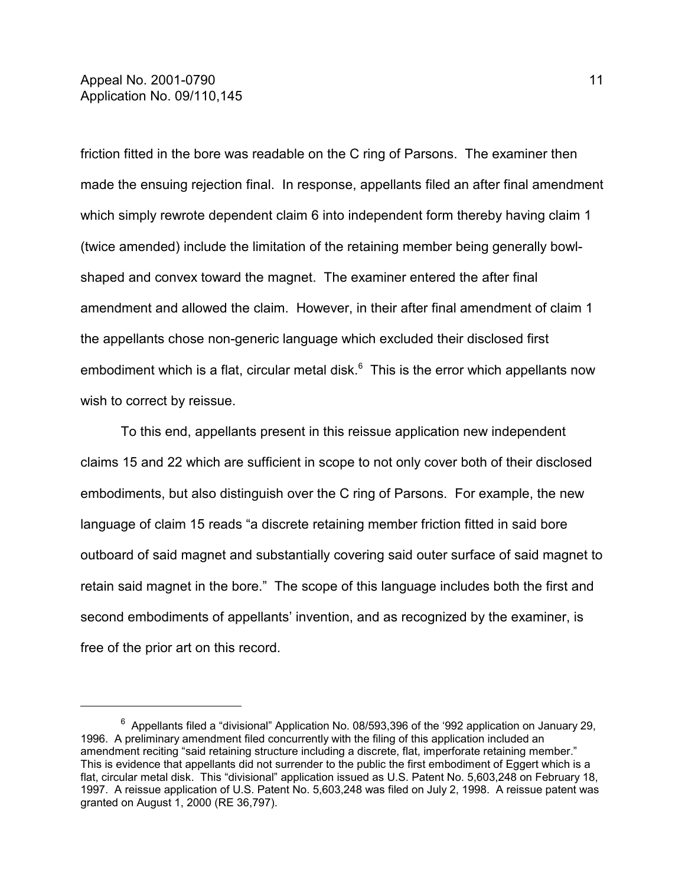friction fitted in the bore was readable on the C ring of Parsons. The examiner then made the ensuing rejection final. In response, appellants filed an after final amendment which simply rewrote dependent claim 6 into independent form thereby having claim 1 (twice amended) include the limitation of the retaining member being generally bowl-shaped and convex toward the magnet. The examiner entered the after final amendment and allowed the claim. However, in their after final amendment of claim 1 the appellants chose non-generic language which excluded their disclosed first embodiment which is a flat, circular metal disk.[6] This is the error which appellants now wish to correct by reissue.

To this end, appellants present in this reissue application new independent claims 15 and 22 which are sufficient in scope to not only cover both of their disclosed embodiments, but also distinguish over the C ring of Parsons. For example, the new language of claim 15 reads "a discrete retaining member friction fitted in said bore outboard of said magnet and substantially covering said outer surface of said magnet to retain said magnet in the bore." The scope of this language includes both the first and second embodiments of appellants' invention, and as recognized by the examiner, is free of the prior art on this record.

---

[6] Appellants filed a "divisional" Application No. 08/593,396 of the '992 application on January 29, 1996. A preliminary amendment filed concurrently with the filing of this application included an amendment reciting "said retaining structure including a discrete, flat, imperforate retaining member." This is evidence that appellants did not surrender to the public the first embodiment of Eggert which is a flat, circular metal disk. This "divisional" application issued as U.S. Patent No. 5,603,248 on February 18, 1997. A reissue application of U.S. Patent No. 5,603,248 was filed on July 2, 1998. A reissue patent was granted on August 1, 2000 (RE 36,797).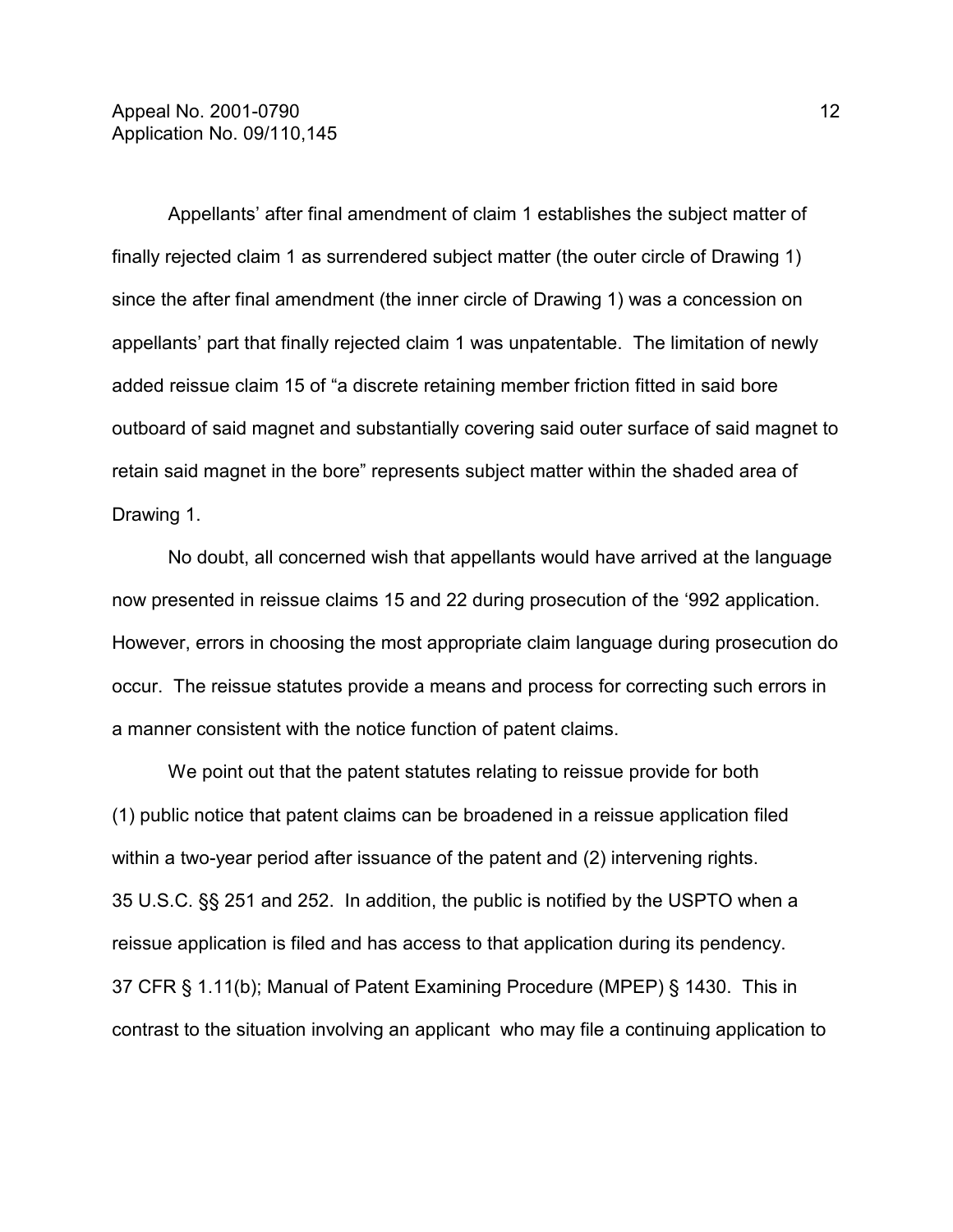Appellants' after final amendment of claim 1 establishes the subject matter of finally rejected claim 1 as surrendered subject matter (the outer circle of Drawing 1) since the after final amendment (the inner circle of Drawing 1) was a concession on appellants' part that finally rejected claim 1 was unpatentable. The limitation of newly added reissue claim 15 of "a discrete retaining member friction fitted in said bore outboard of said magnet and substantially covering said outer surface of said magnet to retain said magnet in the bore" represents subject matter within the shaded area of Drawing 1.

No doubt, all concerned wish that appellants would have arrived at the language now presented in reissue claims 15 and 22 during prosecution of the '992 application. However, errors in choosing the most appropriate claim language during prosecution do occur. The reissue statutes provide a means and process for correcting such errors in a manner consistent with the notice function of patent claims.

We point out that the patent statutes relating to reissue provide for both (1) public notice that patent claims can be broadened in a reissue application filed within a two-year period after issuance of the patent and (2) intervening rights. 35 U.S.C. §§ 251 and 252. In addition, the public is notified by the USPTO when a reissue application is filed and has access to that application during its pendency. 37 CFR § 1.11(b); Manual of Patent Examining Procedure (MPEP) § 1430. This in contrast to the situation involving an applicant who may file a continuing application to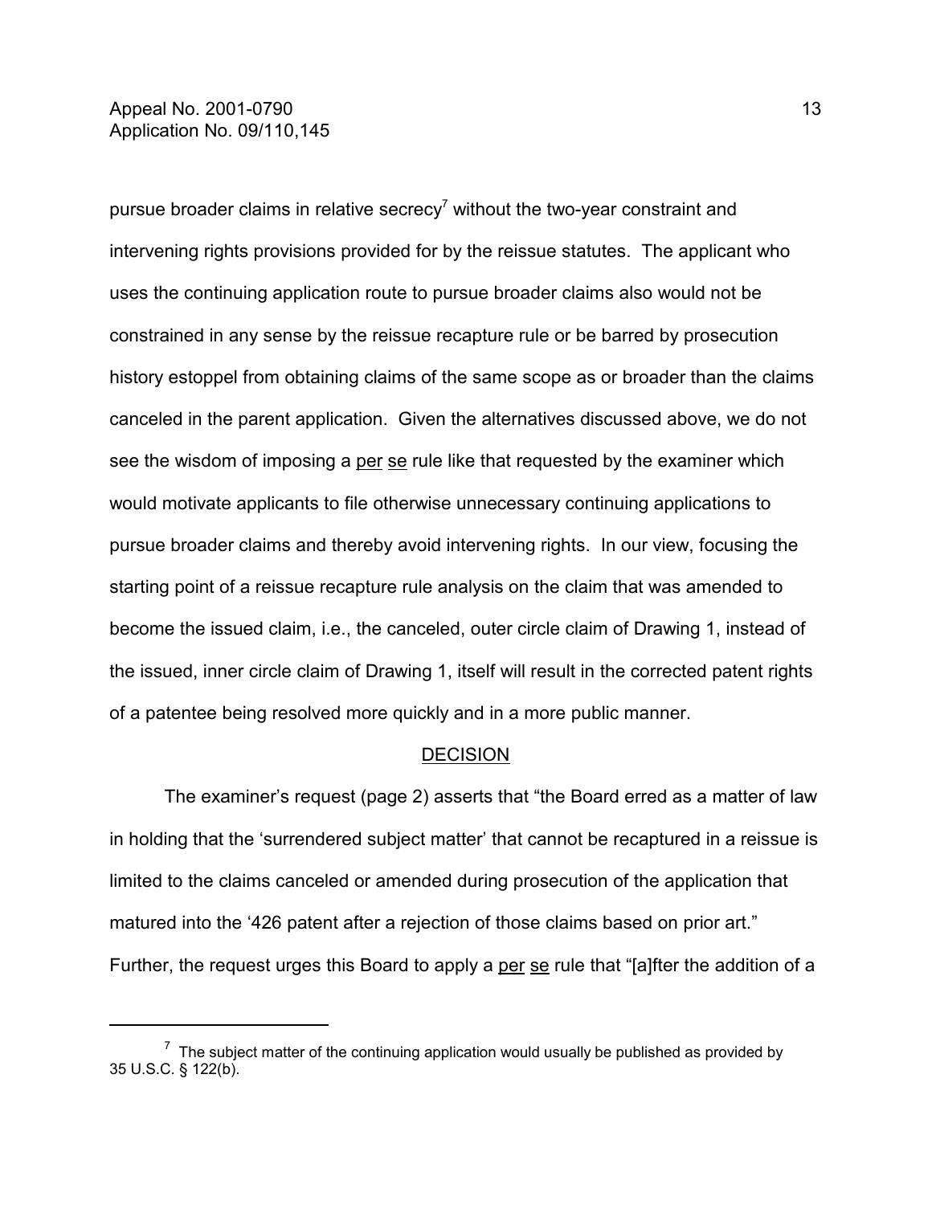pursue broader claims in relative secrecy[7] without the two-year constraint and intervening rights provisions provided for by the reissue statutes. The applicant who uses the continuing application route to pursue broader claims also would not be constrained in any sense by the reissue recapture rule or be barred by prosecution history estoppel from obtaining claims of the same scope as or broader than the claims canceled in the parent application. Given the alternatives discussed above, we do not see the wisdom of imposing a per se rule like that requested by the examiner which would motivate applicants to file otherwise unnecessary continuing applications to pursue broader claims and thereby avoid intervening rights. In our view, focusing the starting point of a reissue recapture rule analysis on the claim that was amended to become the issued claim, i.e., the canceled, outer circle claim of Drawing 1, instead of the issued, inner circle claim of Drawing 1, itself will result in the corrected patent rights of a patentee being resolved more quickly and in a more public manner.

## DECISION

The examiner's request (page 2) asserts that "the Board erred as a matter of law in holding that the 'surrendered subject matter' that cannot be recaptured in a reissue is limited to the claims canceled or amended during prosecution of the application that matured into the '426 patent after a rejection of those claims based on prior art." Further, the request urges this Board to apply a per se rule that "[a]fter the addition of a

---

[7] The subject matter of the continuing application would usually be published as provided by 35 U.S.C. § 122(b).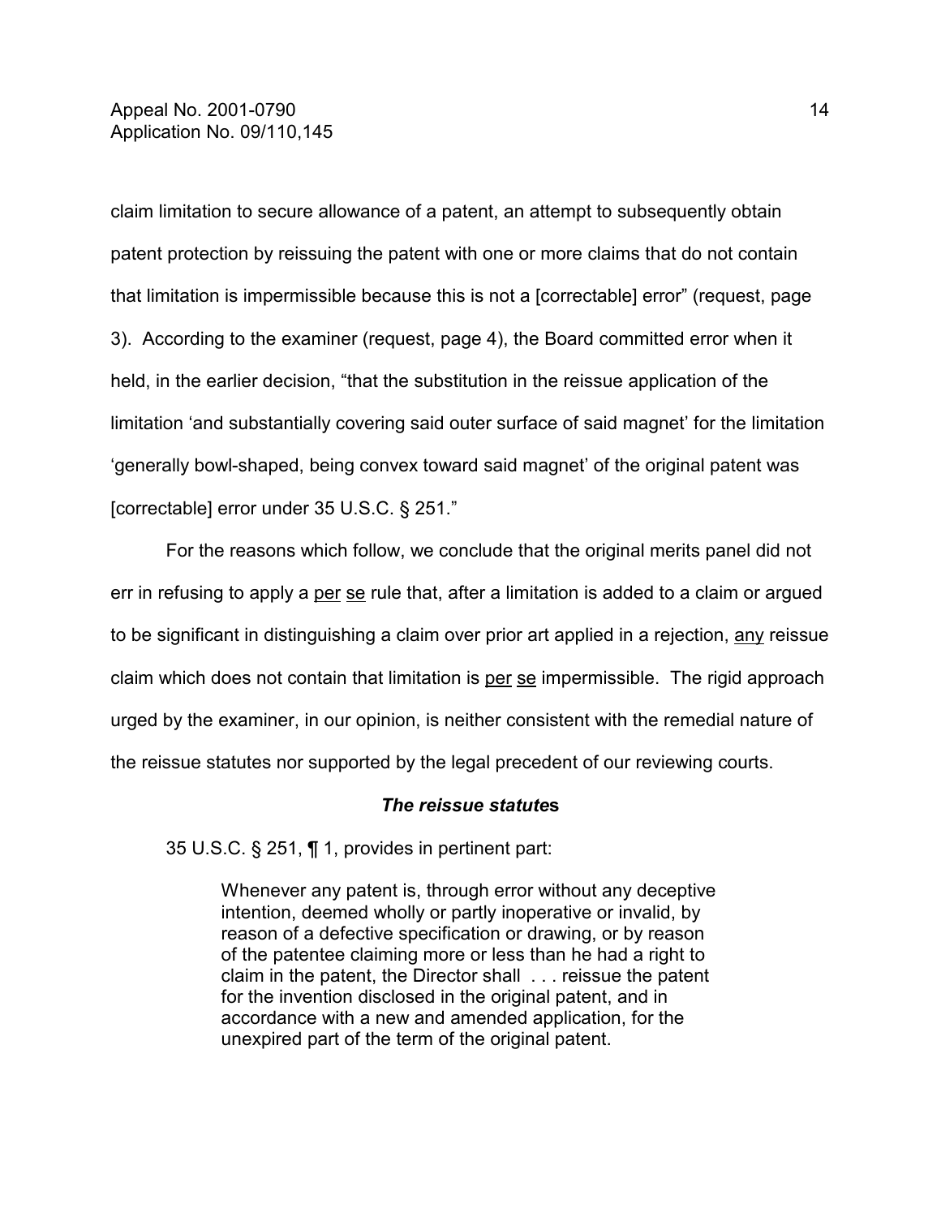claim limitation to secure allowance of a patent, an attempt to subsequently obtain patent protection by reissuing the patent with one or more claims that do not contain that limitation is impermissible because this is not a [correctable] error" (request, page 3). According to the examiner (request, page 4), the Board committed error when it held, in the earlier decision, "that the substitution in the reissue application of the limitation 'and substantially covering said outer surface of said magnet' for the limitation 'generally bowl-shaped, being convex toward said magnet' of the original patent was [correctable] error under 35 U.S.C. § 251."

For the reasons which follow, we conclude that the original merits panel did not err in refusing to apply a per se rule that, after a limitation is added to a claim or argued to be significant in distinguishing a claim over prior art applied in a rejection, any reissue claim which does not contain that limitation is per se impermissible. The rigid approach urged by the examiner, in our opinion, is neither consistent with the remedial nature of the reissue statutes nor supported by the legal precedent of our reviewing courts.

### ***The reissue statutes***

35 U.S.C. § 251, ¶ 1, provides in pertinent part:

> Whenever any patent is, through error without any deceptive intention, deemed wholly or partly inoperative or invalid, by reason of a defective specification or drawing, or by reason of the patentee claiming more or less than he had a right to claim in the patent, the Director shall . . . reissue the patent for the invention disclosed in the original patent, and in accordance with a new and amended application, for the unexpired part of the term of the original patent.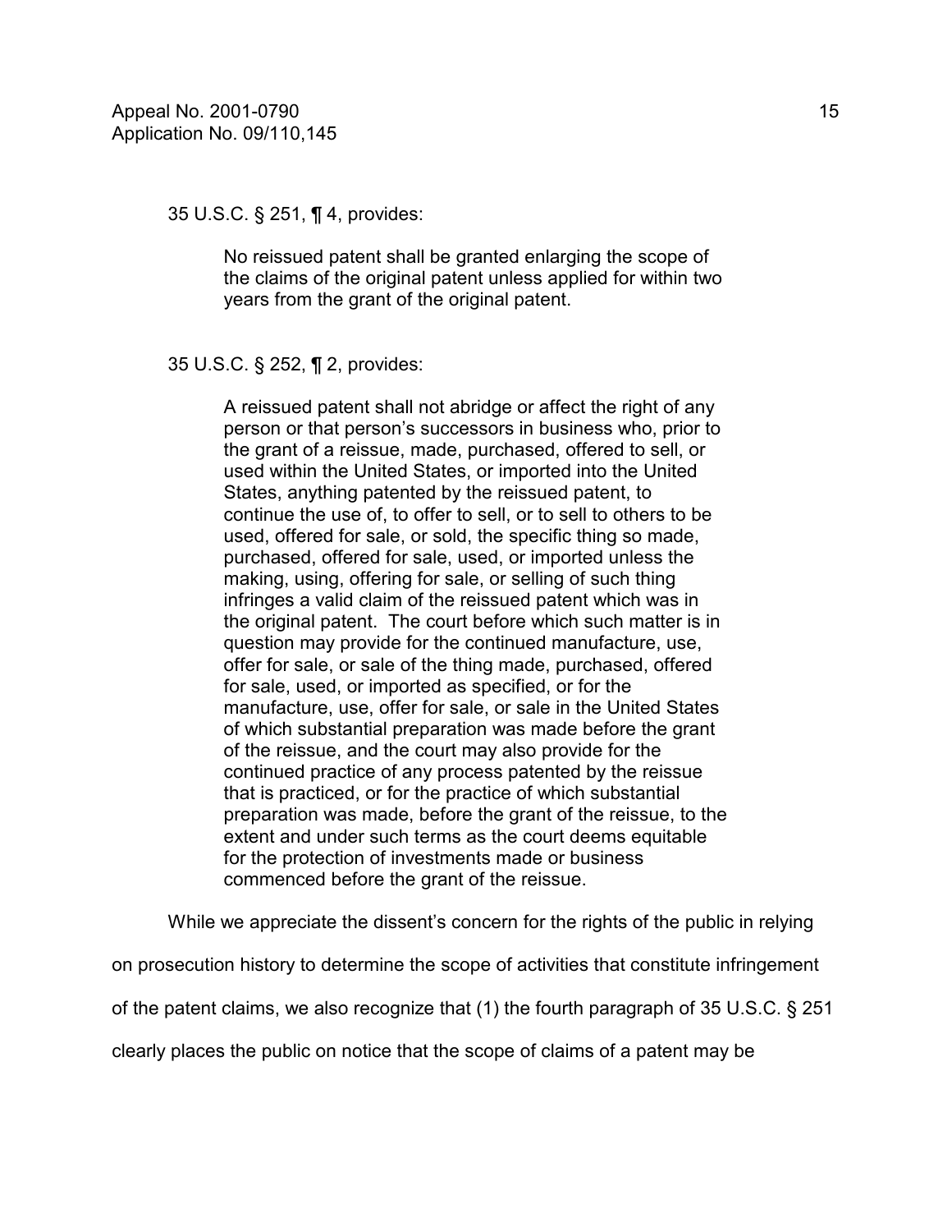35 U.S.C. § 251, ¶ 4, provides:

> No reissued patent shall be granted enlarging the scope of the claims of the original patent unless applied for within two years from the grant of the original patent.

35 U.S.C. § 252, ¶ 2, provides:

> A reissued patent shall not abridge or affect the right of any person or that person's successors in business who, prior to the grant of a reissue, made, purchased, offered to sell, or used within the United States, or imported into the United States, anything patented by the reissued patent, to continue the use of, to offer to sell, or to sell to others to be used, offered for sale, or sold, the specific thing so made, purchased, offered for sale, used, or imported unless the making, using, offering for sale, or selling of such thing infringes a valid claim of the reissued patent which was in the original patent. The court before which such matter is in question may provide for the continued manufacture, use, offer for sale, or sale of the thing made, purchased, offered for sale, used, or imported as specified, or for the manufacture, use, offer for sale, or sale in the United States of which substantial preparation was made before the grant of the reissue, and the court may also provide for the continued practice of any process patented by the reissue that is practiced, or for the practice of which substantial preparation was made, before the grant of the reissue, to the extent and under such terms as the court deems equitable for the protection of investments made or business commenced before the grant of the reissue.

While we appreciate the dissent's concern for the rights of the public in relying on prosecution history to determine the scope of activities that constitute infringement of the patent claims, we also recognize that (1) the fourth paragraph of 35 U.S.C. § 251 clearly places the public on notice that the scope of claims of a patent may be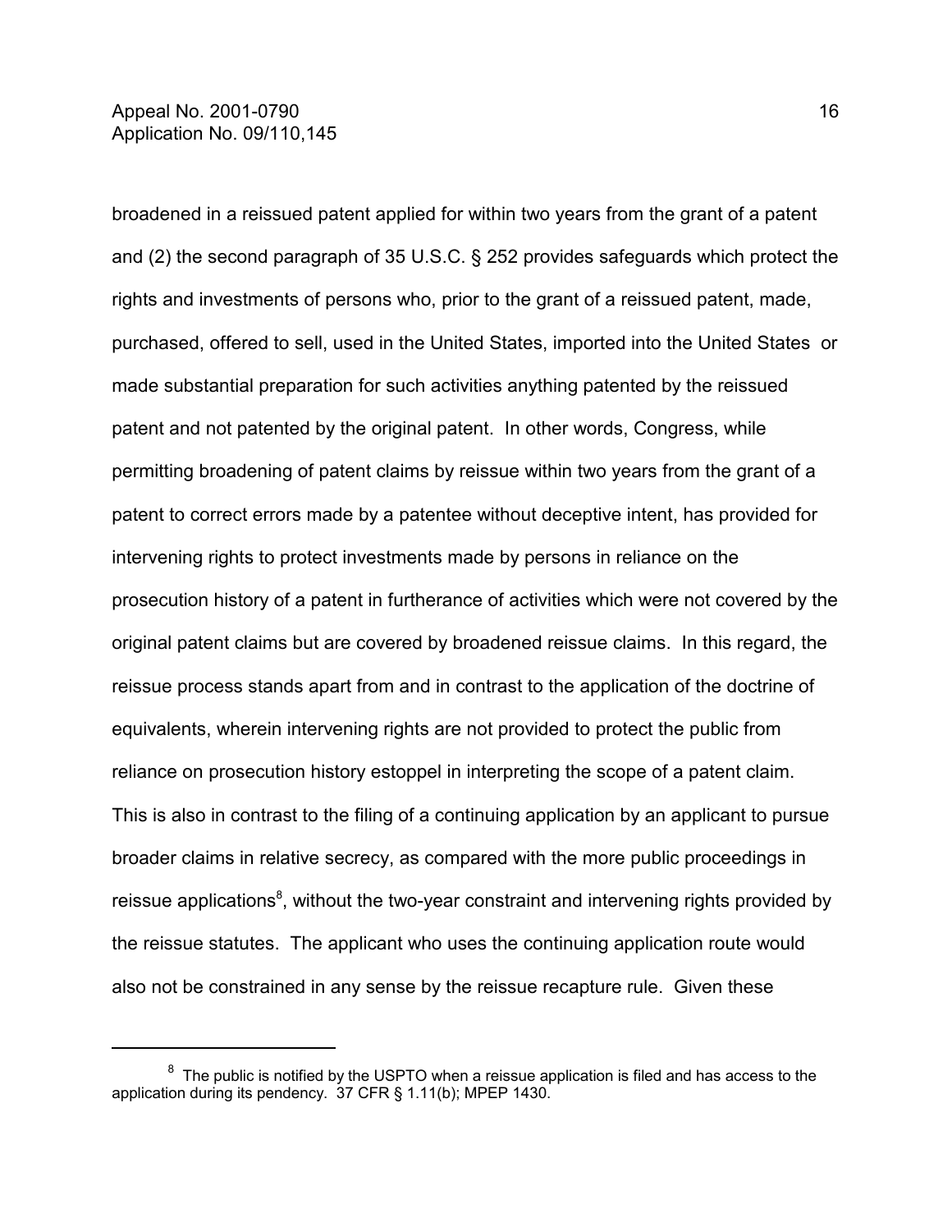broadened in a reissued patent applied for within two years from the grant of a patent and (2) the second paragraph of 35 U.S.C. § 252 provides safeguards which protect the rights and investments of persons who, prior to the grant of a reissued patent, made, purchased, offered to sell, used in the United States, imported into the United States or made substantial preparation for such activities anything patented by the reissued patent and not patented by the original patent. In other words, Congress, while permitting broadening of patent claims by reissue within two years from the grant of a patent to correct errors made by a patentee without deceptive intent, has provided for intervening rights to protect investments made by persons in reliance on the prosecution history of a patent in furtherance of activities which were not covered by the original patent claims but are covered by broadened reissue claims. In this regard, the reissue process stands apart from and in contrast to the application of the doctrine of equivalents, wherein intervening rights are not provided to protect the public from reliance on prosecution history estoppel in interpreting the scope of a patent claim. This is also in contrast to the filing of a continuing application by an applicant to pursue broader claims in relative secrecy, as compared with the more public proceedings in reissue applications[8], without the two-year constraint and intervening rights provided by the reissue statutes. The applicant who uses the continuing application route would also not be constrained in any sense by the reissue recapture rule. Given these

---

[8] The public is notified by the USPTO when a reissue application is filed and has access to the application during its pendency. 37 CFR § 1.11(b); MPEP 1430.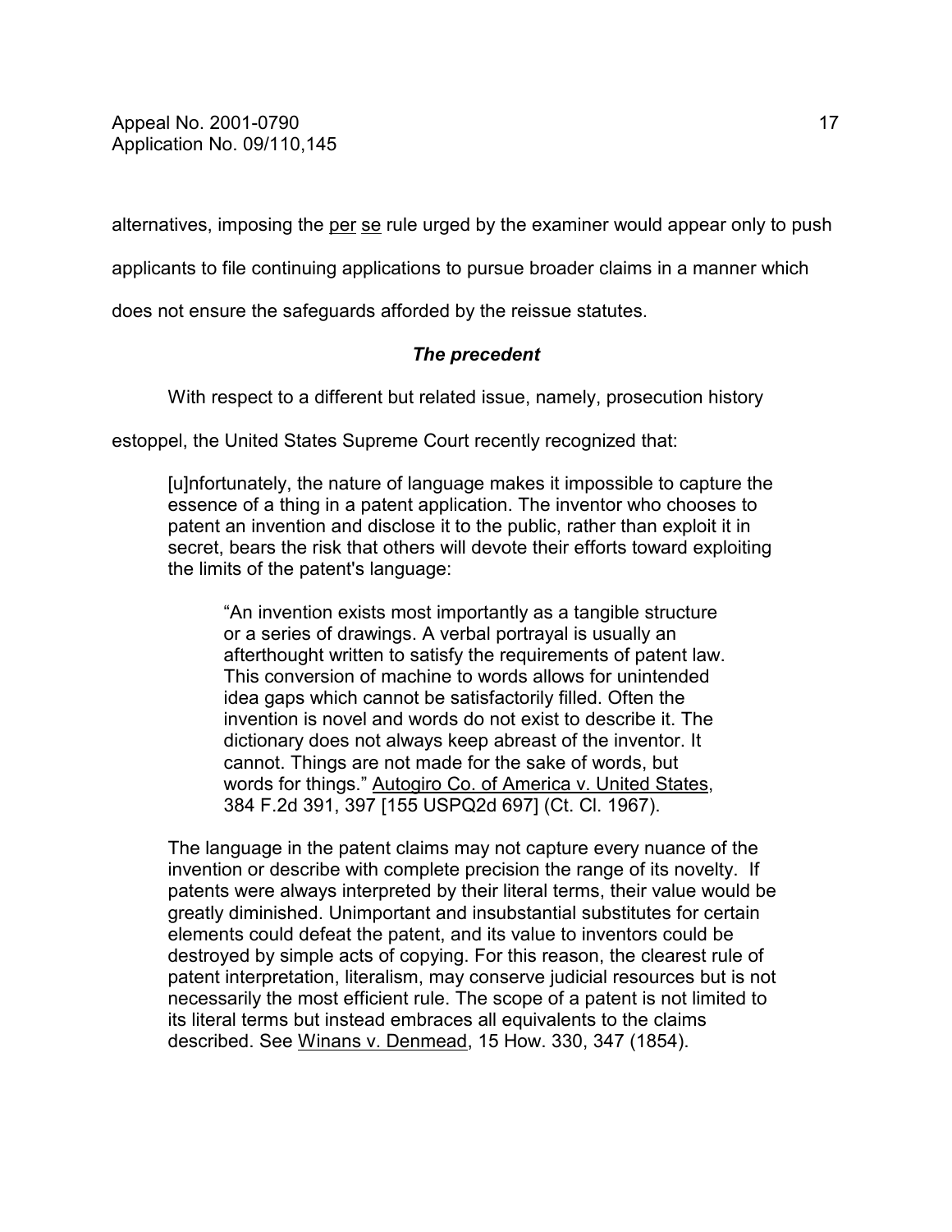alternatives, imposing the per se rule urged by the examiner would appear only to push applicants to file continuing applications to pursue broader claims in a manner which does not ensure the safeguards afforded by the reissue statutes.

### *The precedent*

With respect to a different but related issue, namely, prosecution history estoppel, the United States Supreme Court recently recognized that:

> [u]nfortunately, the nature of language makes it impossible to capture the essence of a thing in a patent application. The inventor who chooses to patent an invention and disclose it to the public, rather than exploit it in secret, bears the risk that others will devote their efforts toward exploiting the limits of the patent's language:
>
> > "An invention exists most importantly as a tangible structure or a series of drawings. A verbal portrayal is usually an afterthought written to satisfy the requirements of patent law. This conversion of machine to words allows for unintended idea gaps which cannot be satisfactorily filled. Often the invention is novel and words do not exist to describe it. The dictionary does not always keep abreast of the inventor. It cannot. Things are not made for the sake of words, but words for things." Autogiro Co. of America v. United States, 384 F.2d 391, 397 [155 USPQ2d 697] (Ct. Cl. 1967).
>
> The language in the patent claims may not capture every nuance of the invention or describe with complete precision the range of its novelty. If patents were always interpreted by their literal terms, their value would be greatly diminished. Unimportant and insubstantial substitutes for certain elements could defeat the patent, and its value to inventors could be destroyed by simple acts of copying. For this reason, the clearest rule of patent interpretation, literalism, may conserve judicial resources but is not necessarily the most efficient rule. The scope of a patent is not limited to its literal terms but instead embraces all equivalents to the claims described. See Winans v. Denmead, 15 How. 330, 347 (1854).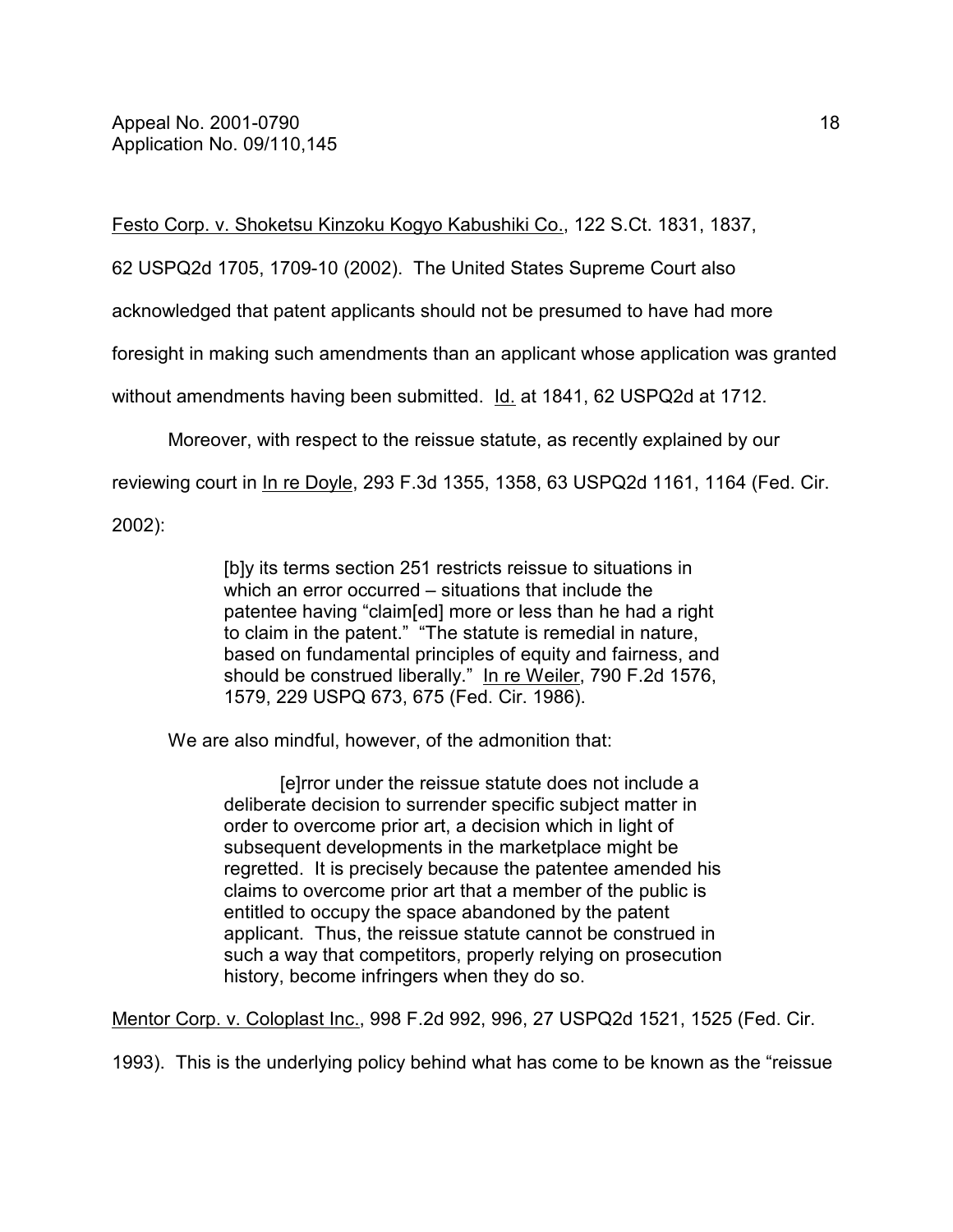Festo Corp. v. Shoketsu Kinzoku Kogyo Kabushiki Co., 122 S.Ct. 1831, 1837, 62 USPQ2d 1705, 1709-10 (2002). The United States Supreme Court also acknowledged that patent applicants should not be presumed to have had more foresight in making such amendments than an applicant whose application was granted without amendments having been submitted. Id. at 1841, 62 USPQ2d at 1712.

Moreover, with respect to the reissue statute, as recently explained by our reviewing court in In re Doyle, 293 F.3d 1355, 1358, 63 USPQ2d 1161, 1164 (Fed. Cir. 2002):

> [b]y its terms section 251 restricts reissue to situations in which an error occurred – situations that include the patentee having "claim[ed] more or less than he had a right to claim in the patent." "The statute is remedial in nature, based on fundamental principles of equity and fairness, and should be construed liberally." In re Weiler, 790 F.2d 1576, 1579, 229 USPQ 673, 675 (Fed. Cir. 1986).

We are also mindful, however, of the admonition that:

> [e]rror under the reissue statute does not include a deliberate decision to surrender specific subject matter in order to overcome prior art, a decision which in light of subsequent developments in the marketplace might be regretted. It is precisely because the patentee amended his claims to overcome prior art that a member of the public is entitled to occupy the space abandoned by the patent applicant. Thus, the reissue statute cannot be construed in such a way that competitors, properly relying on prosecution history, become infringers when they do so.

Mentor Corp. v. Coloplast Inc., 998 F.2d 992, 996, 27 USPQ2d 1521, 1525 (Fed. Cir. 1993). This is the underlying policy behind what has come to be known as the "reissue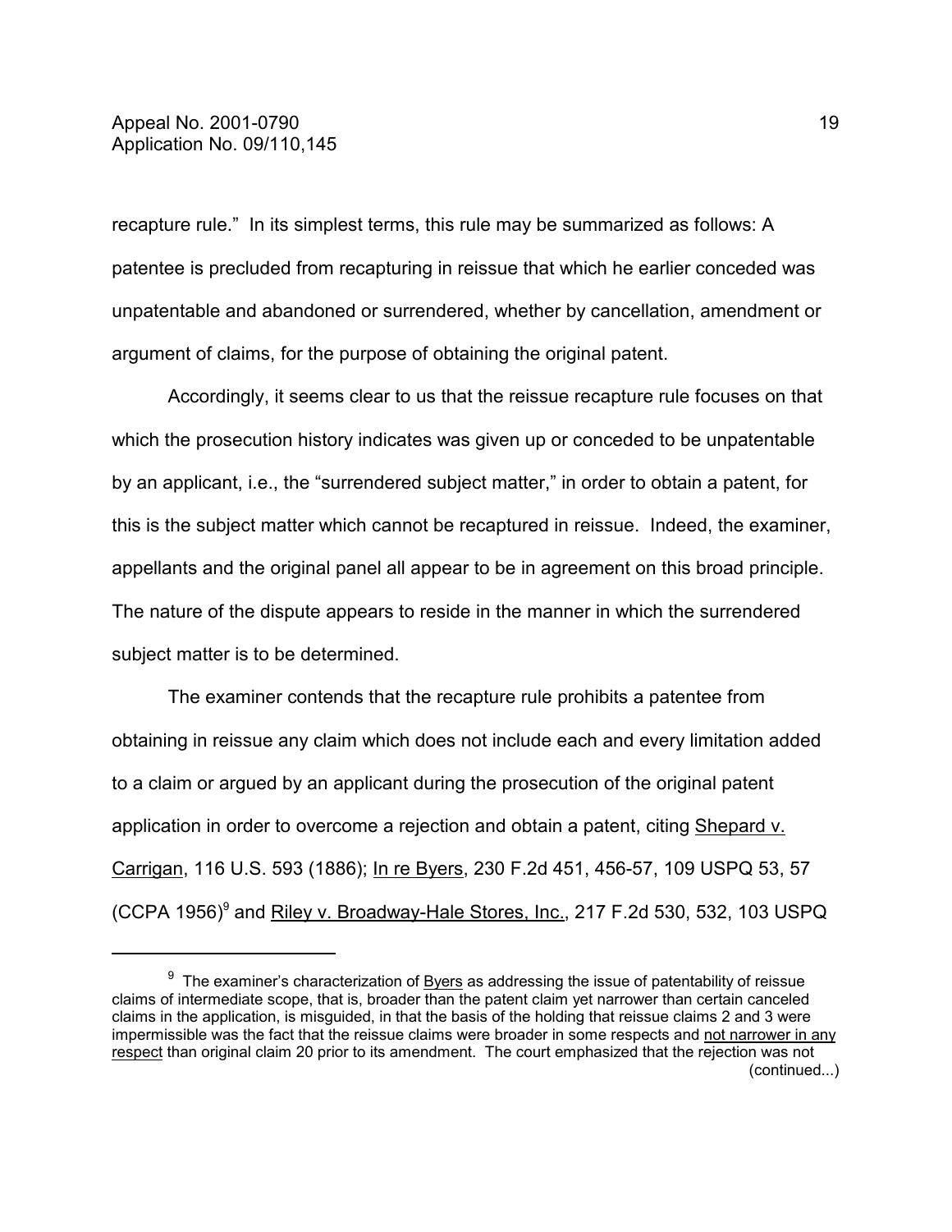recapture rule." In its simplest terms, this rule may be summarized as follows: A patentee is precluded from recapturing in reissue that which he earlier conceded was unpatentable and abandoned or surrendered, whether by cancellation, amendment or argument of claims, for the purpose of obtaining the original patent.

Accordingly, it seems clear to us that the reissue recapture rule focuses on that which the prosecution history indicates was given up or conceded to be unpatentable by an applicant, i.e., the "surrendered subject matter," in order to obtain a patent, for this is the subject matter which cannot be recaptured in reissue. Indeed, the examiner, appellants and the original panel all appear to be in agreement on this broad principle. The nature of the dispute appears to reside in the manner in which the surrendered subject matter is to be determined.

The examiner contends that the recapture rule prohibits a patentee from obtaining in reissue any claim which does not include each and every limitation added to a claim or argued by an applicant during the prosecution of the original patent application in order to overcome a rejection and obtain a patent, citing Shepard v. Carrigan, 116 U.S. 593 (1886); In re Byers, 230 F.2d 451, 456-57, 109 USPQ 53, 57 (CCPA 1956)[9] and Riley v. Broadway-Hale Stores, Inc., 217 F.2d 530, 532, 103 USPQ

---

[9] The examiner's characterization of Byers as addressing the issue of patentability of reissue claims of intermediate scope, that is, broader than the patent claim yet narrower than certain canceled claims in the application, is misguided, in that the basis of the holding that reissue claims 2 and 3 were impermissible was the fact that the reissue claims were broader in some respects and not narrower in any respect than original claim 20 prior to its amendment. The court emphasized that the rejection was not (continued...)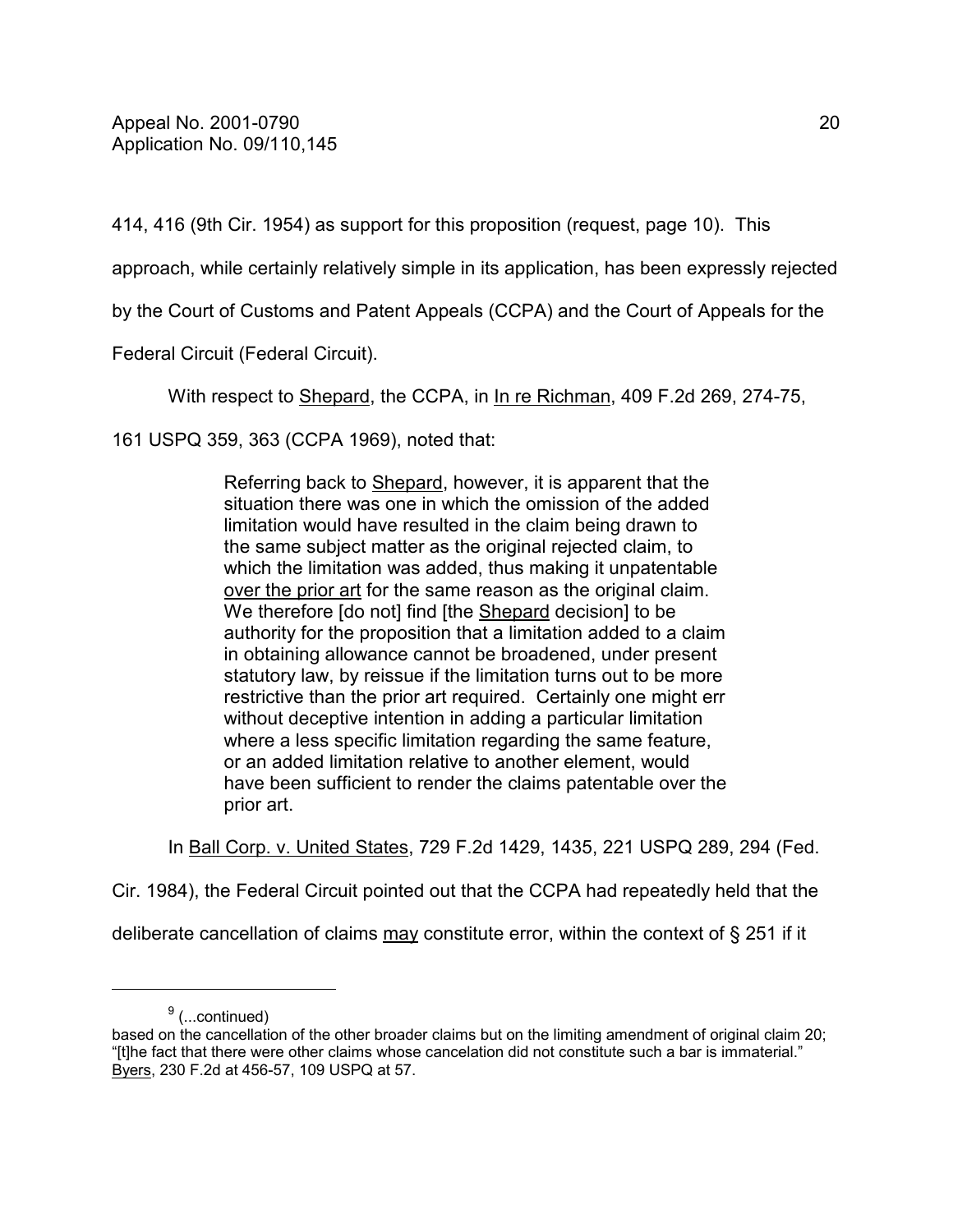414, 416 (9th Cir. 1954) as support for this proposition (request, page 10). This approach, while certainly relatively simple in its application, has been expressly rejected by the Court of Customs and Patent Appeals (CCPA) and the Court of Appeals for the Federal Circuit (Federal Circuit).

With respect to Shepard, the CCPA, in In re Richman, 409 F.2d 269, 274-75, 161 USPQ 359, 363 (CCPA 1969), noted that:

> Referring back to Shepard, however, it is apparent that the situation there was one in which the omission of the added limitation would have resulted in the claim being drawn to the same subject matter as the original rejected claim, to which the limitation was added, thus making it unpatentable over the prior art for the same reason as the original claim. We therefore [do not] find [the Shepard decision] to be authority for the proposition that a limitation added to a claim in obtaining allowance cannot be broadened, under present statutory law, by reissue if the limitation turns out to be more restrictive than the prior art required. Certainly one might err without deceptive intention in adding a particular limitation where a less specific limitation regarding the same feature, or an added limitation relative to another element, would have been sufficient to render the claims patentable over the prior art.

In Ball Corp. v. United States, 729 F.2d 1429, 1435, 221 USPQ 289, 294 (Fed. Cir. 1984), the Federal Circuit pointed out that the CCPA had repeatedly held that the deliberate cancellation of claims *may* constitute error, within the context of § 251 if it

---

[9] (...continued)
based on the cancellation of the other broader claims but on the limiting amendment of original claim 20; "[t]he fact that there were other claims whose cancelation did not constitute such a bar is immaterial." Byers, 230 F.2d at 456-57, 109 USPQ at 57.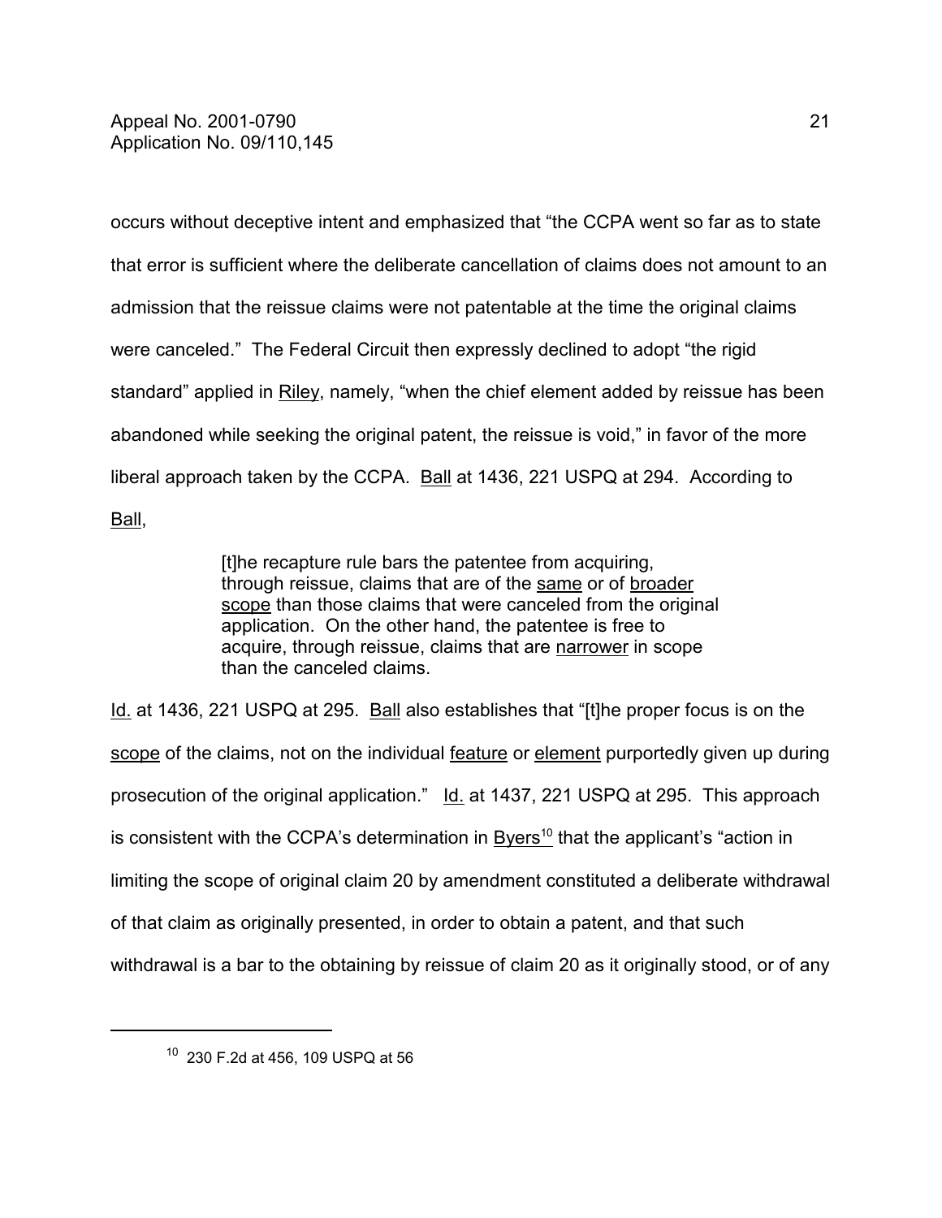occurs without deceptive intent and emphasized that "the CCPA went so far as to state that error is sufficient where the deliberate cancellation of claims does not amount to an admission that the reissue claims were not patentable at the time the original claims were canceled." The Federal Circuit then expressly declined to adopt "the rigid standard" applied in Riley, namely, "when the chief element added by reissue has been abandoned while seeking the original patent, the reissue is void," in favor of the more liberal approach taken by the CCPA. Ball at 1436, 221 USPQ at 294. According to Ball,

> [t]he recapture rule bars the patentee from acquiring, through reissue, claims that are of the same or of broader scope than those claims that were canceled from the original application. On the other hand, the patentee is free to acquire, through reissue, claims that are narrower in scope than the canceled claims.

Id. at 1436, 221 USPQ at 295. Ball also establishes that "[t]he proper focus is on the scope of the claims, not on the individual feature or element purportedly given up during prosecution of the original application." Id. at 1437, 221 USPQ at 295. This approach is consistent with the CCPA's determination in Byers[10] that the applicant's "action in limiting the scope of original claim 20 by amendment constituted a deliberate withdrawal of that claim as originally presented, in order to obtain a patent, and that such withdrawal is a bar to the obtaining by reissue of claim 20 as it originally stood, or of any

---

[10] 230 F.2d at 456, 109 USPQ at 56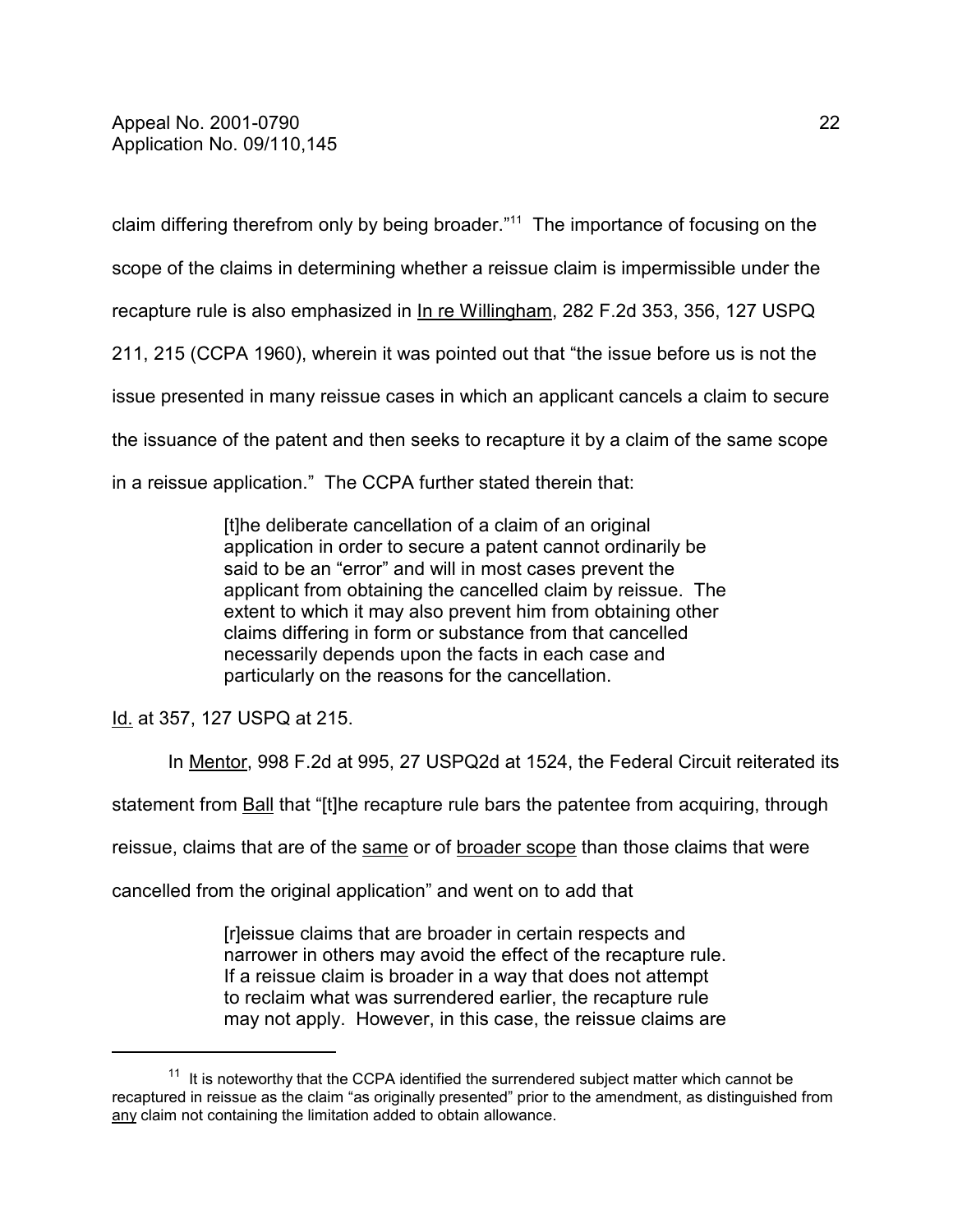claim differing therefrom only by being broader."[11] The importance of focusing on the scope of the claims in determining whether a reissue claim is impermissible under the recapture rule is also emphasized in In re Willingham, 282 F.2d 353, 356, 127 USPQ 211, 215 (CCPA 1960), wherein it was pointed out that "the issue before us is not the issue presented in many reissue cases in which an applicant cancels a claim to secure the issuance of the patent and then seeks to recapture it by a claim of the same scope in a reissue application." The CCPA further stated therein that:

> [t]he deliberate cancellation of a claim of an original application in order to secure a patent cannot ordinarily be said to be an "error" and will in most cases prevent the applicant from obtaining the cancelled claim by reissue. The extent to which it may also prevent him from obtaining other claims differing in form or substance from that cancelled necessarily depends upon the facts in each case and particularly on the reasons for the cancellation.

Id. at 357, 127 USPQ at 215.

In Mentor, 998 F.2d at 995, 27 USPQ2d at 1524, the Federal Circuit reiterated its statement from Ball that "[t]he recapture rule bars the patentee from acquiring, through reissue, claims that are of the same or of broader scope than those claims that were cancelled from the original application" and went on to add that

> [r]eissue claims that are broader in certain respects and narrower in others may avoid the effect of the recapture rule. If a reissue claim is broader in a way that does not attempt to reclaim what was surrendered earlier, the recapture rule may not apply. However, in this case, the reissue claims are

[11] It is noteworthy that the CCPA identified the surrendered subject matter which cannot be recaptured in reissue as the claim "as originally presented" prior to the amendment, as distinguished from any claim not containing the limitation added to obtain allowance.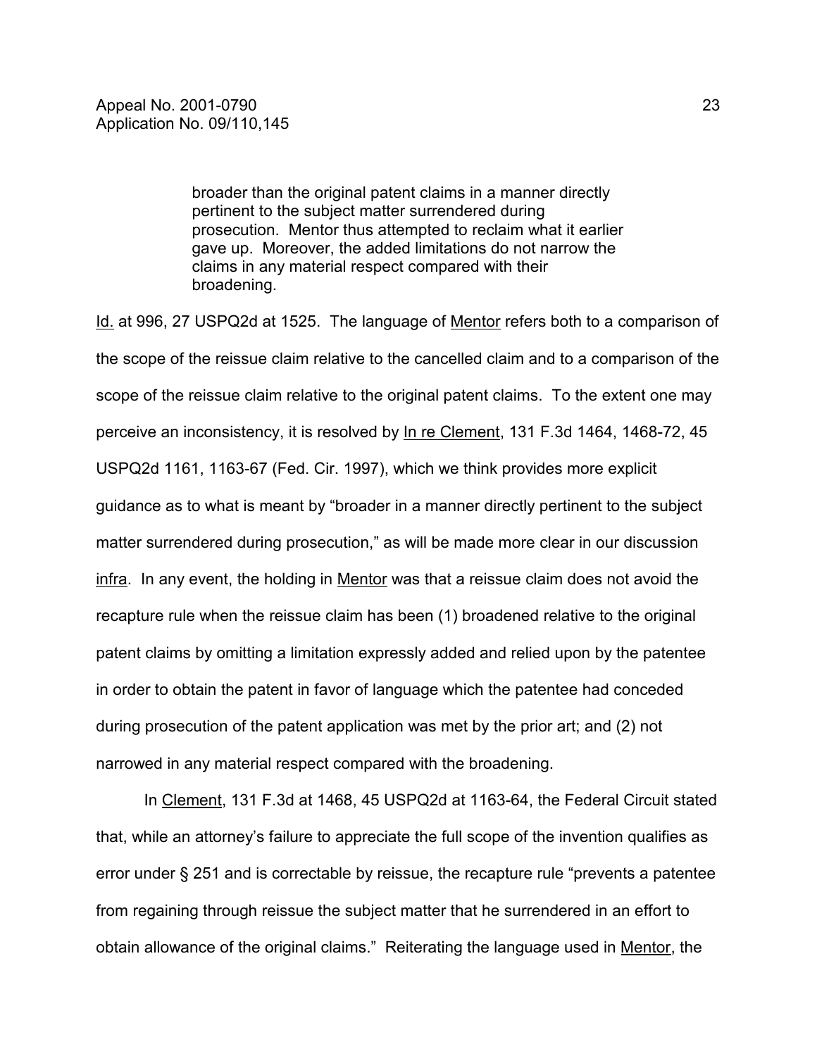> broader than the original patent claims in a manner directly pertinent to the subject matter surrendered during prosecution. Mentor thus attempted to reclaim what it earlier gave up. Moreover, the added limitations do not narrow the claims in any material respect compared with their broadening.

Id. at 996, 27 USPQ2d at 1525. The language of Mentor refers both to a comparison of the scope of the reissue claim relative to the cancelled claim and to a comparison of the scope of the reissue claim relative to the original patent claims. To the extent one may perceive an inconsistency, it is resolved by In re Clement, 131 F.3d 1464, 1468-72, 45 USPQ2d 1161, 1163-67 (Fed. Cir. 1997), which we think provides more explicit guidance as to what is meant by "broader in a manner directly pertinent to the subject matter surrendered during prosecution," as will be made more clear in our discussion infra. In any event, the holding in Mentor was that a reissue claim does not avoid the recapture rule when the reissue claim has been (1) broadened relative to the original patent claims by omitting a limitation expressly added and relied upon by the patentee in order to obtain the patent in favor of language which the patentee had conceded during prosecution of the patent application was met by the prior art; and (2) not narrowed in any material respect compared with the broadening.

In Clement, 131 F.3d at 1468, 45 USPQ2d at 1163-64, the Federal Circuit stated that, while an attorney's failure to appreciate the full scope of the invention qualifies as error under § 251 and is correctable by reissue, the recapture rule "prevents a patentee from regaining through reissue the subject matter that he surrendered in an effort to obtain allowance of the original claims." Reiterating the language used in Mentor, the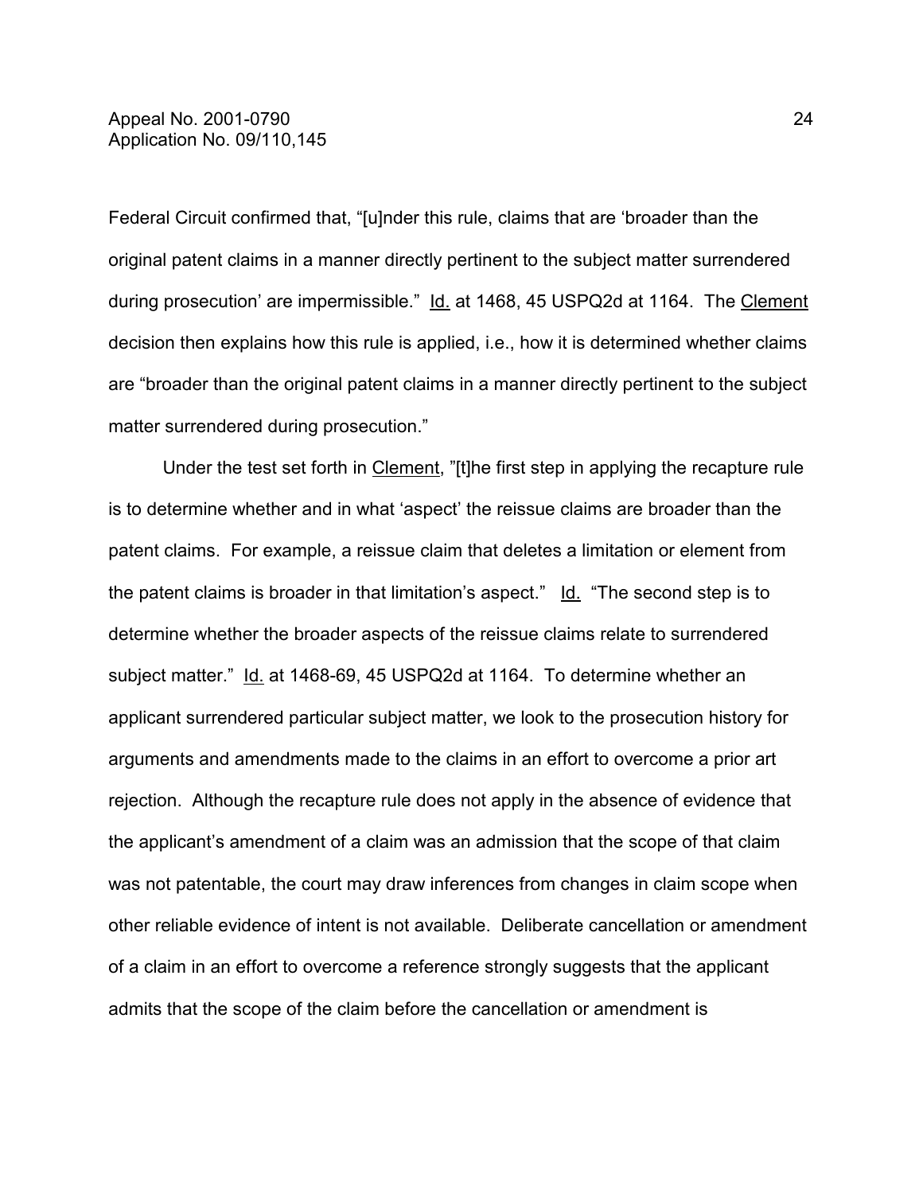Federal Circuit confirmed that, "[u]nder this rule, claims that are 'broader than the original patent claims in a manner directly pertinent to the subject matter surrendered during prosecution' are impermissible." Id. at 1468, 45 USPQ2d at 1164. The Clement decision then explains how this rule is applied, i.e., how it is determined whether claims are "broader than the original patent claims in a manner directly pertinent to the subject matter surrendered during prosecution."

Under the test set forth in Clement, "[t]he first step in applying the recapture rule is to determine whether and in what 'aspect' the reissue claims are broader than the patent claims. For example, a reissue claim that deletes a limitation or element from the patent claims is broader in that limitation's aspect." Id. "The second step is to determine whether the broader aspects of the reissue claims relate to surrendered subject matter." Id. at 1468-69, 45 USPQ2d at 1164. To determine whether an applicant surrendered particular subject matter, we look to the prosecution history for arguments and amendments made to the claims in an effort to overcome a prior art rejection. Although the recapture rule does not apply in the absence of evidence that the applicant's amendment of a claim was an admission that the scope of that claim was not patentable, the court may draw inferences from changes in claim scope when other reliable evidence of intent is not available. Deliberate cancellation or amendment of a claim in an effort to overcome a reference strongly suggests that the applicant admits that the scope of the claim before the cancellation or amendment is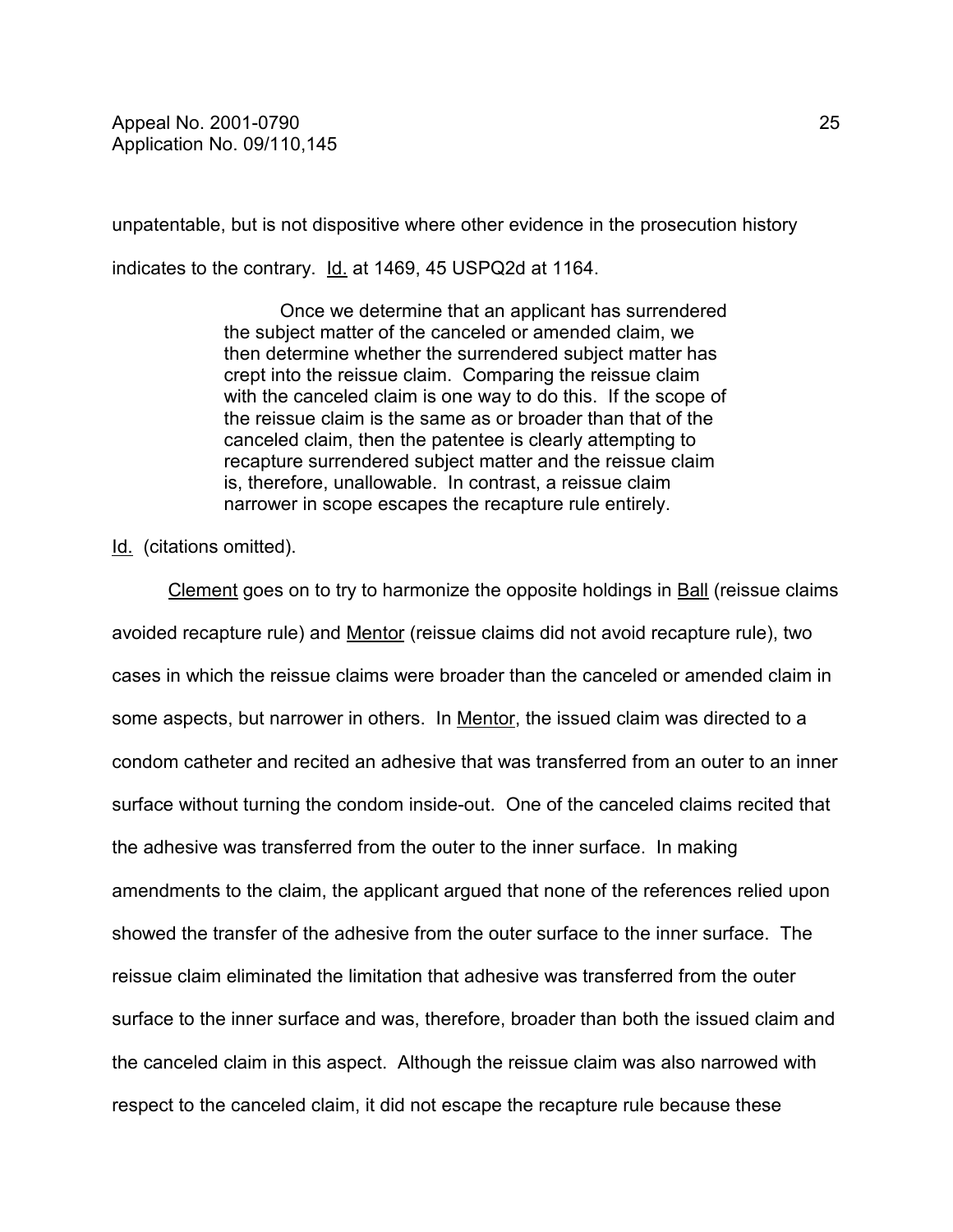unpatentable, but is not dispositive where other evidence in the prosecution history indicates to the contrary. Id. at 1469, 45 USPQ2d at 1164.

> Once we determine that an applicant has surrendered the subject matter of the canceled or amended claim, we then determine whether the surrendered subject matter has crept into the reissue claim. Comparing the reissue claim with the canceled claim is one way to do this. If the scope of the reissue claim is the same as or broader than that of the canceled claim, then the patentee is clearly attempting to recapture surrendered subject matter and the reissue claim is, therefore, unallowable. In contrast, a reissue claim narrower in scope escapes the recapture rule entirely.

Id. (citations omitted).

Clement goes on to try to harmonize the opposite holdings in Ball (reissue claims avoided recapture rule) and Mentor (reissue claims did not avoid recapture rule), two cases in which the reissue claims were broader than the canceled or amended claim in some aspects, but narrower in others. In Mentor, the issued claim was directed to a condom catheter and recited an adhesive that was transferred from an outer to an inner surface without turning the condom inside-out. One of the canceled claims recited that the adhesive was transferred from the outer to the inner surface. In making amendments to the claim, the applicant argued that none of the references relied upon showed the transfer of the adhesive from the outer surface to the inner surface. The reissue claim eliminated the limitation that adhesive was transferred from the outer surface to the inner surface and was, therefore, broader than both the issued claim and the canceled claim in this aspect. Although the reissue claim was also narrowed with respect to the canceled claim, it did not escape the recapture rule because these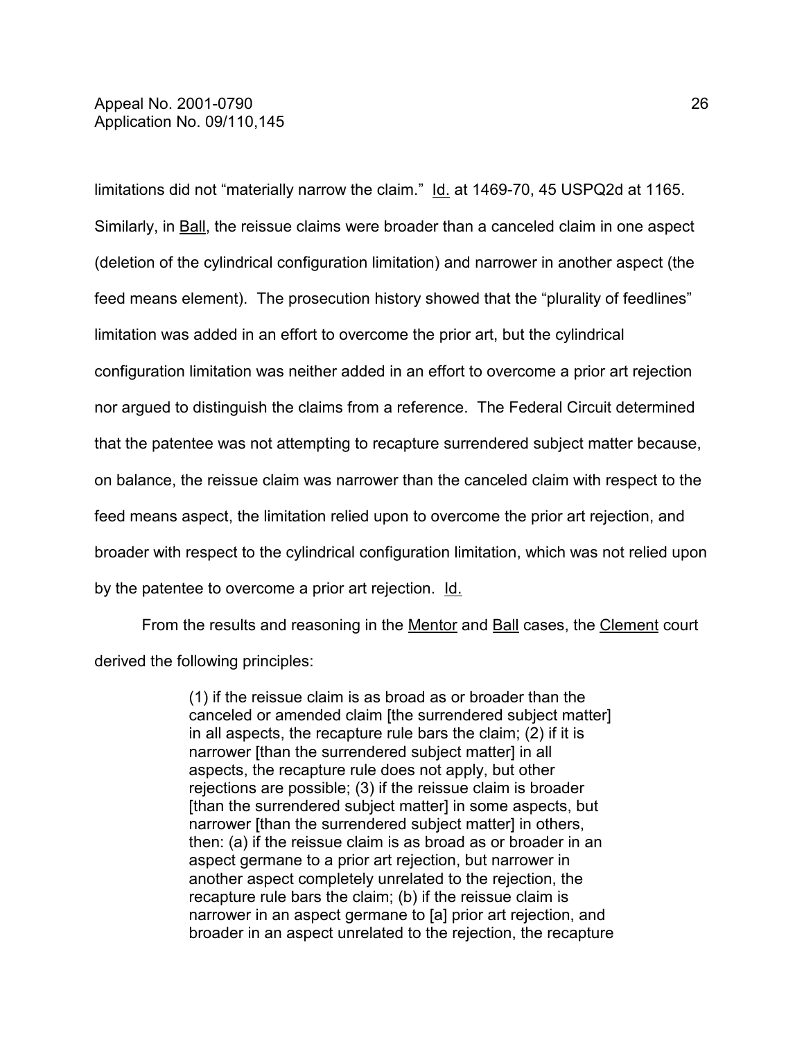limitations did not "materially narrow the claim." Id. at 1469-70, 45 USPQ2d at 1165. Similarly, in Ball, the reissue claims were broader than a canceled claim in one aspect (deletion of the cylindrical configuration limitation) and narrower in another aspect (the feed means element). The prosecution history showed that the "plurality of feedlines" limitation was added in an effort to overcome the prior art, but the cylindrical configuration limitation was neither added in an effort to overcome a prior art rejection nor argued to distinguish the claims from a reference. The Federal Circuit determined that the patentee was not attempting to recapture surrendered subject matter because, on balance, the reissue claim was narrower than the canceled claim with respect to the feed means aspect, the limitation relied upon to overcome the prior art rejection, and broader with respect to the cylindrical configuration limitation, which was not relied upon by the patentee to overcome a prior art rejection. Id.

From the results and reasoning in the Mentor and Ball cases, the Clement court derived the following principles:

> (1) if the reissue claim is as broad as or broader than the canceled or amended claim [the surrendered subject matter] in all aspects, the recapture rule bars the claim; (2) if it is narrower [than the surrendered subject matter] in all aspects, the recapture rule does not apply, but other rejections are possible; (3) if the reissue claim is broader [than the surrendered subject matter] in some aspects, but narrower [than the surrendered subject matter] in others, then: (a) if the reissue claim is as broad as or broader in an aspect germane to a prior art rejection, but narrower in another aspect completely unrelated to the rejection, the recapture rule bars the claim; (b) if the reissue claim is narrower in an aspect germane to [a] prior art rejection, and broader in an aspect unrelated to the rejection, the recapture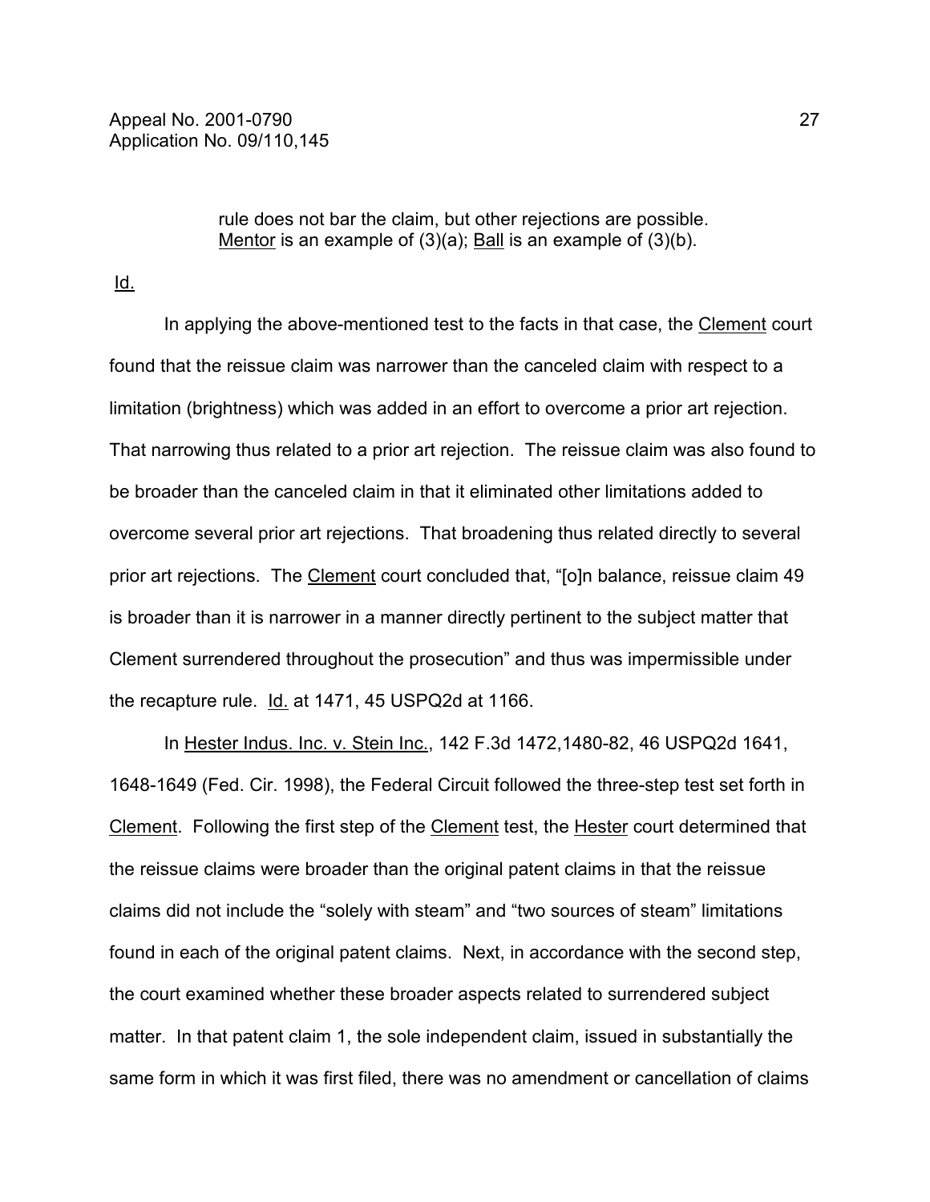> rule does not bar the claim, but other rejections are possible. Mentor is an example of (3)(a); Ball is an example of (3)(b).

Id.

In applying the above-mentioned test to the facts in that case, the Clement court found that the reissue claim was narrower than the canceled claim with respect to a limitation (brightness) which was added in an effort to overcome a prior art rejection. That narrowing thus related to a prior art rejection. The reissue claim was also found to be broader than the canceled claim in that it eliminated other limitations added to overcome several prior art rejections. That broadening thus related directly to several prior art rejections. The Clement court concluded that, "[o]n balance, reissue claim 49 is broader than it is narrower in a manner directly pertinent to the subject matter that Clement surrendered throughout the prosecution" and thus was impermissible under the recapture rule. Id. at 1471, 45 USPQ2d at 1166.

In Hester Indus. Inc. v. Stein Inc., 142 F.3d 1472,1480-82, 46 USPQ2d 1641, 1648-1649 (Fed. Cir. 1998), the Federal Circuit followed the three-step test set forth in Clement. Following the first step of the Clement test, the Hester court determined that the reissue claims were broader than the original patent claims in that the reissue claims did not include the "solely with steam" and "two sources of steam" limitations found in each of the original patent claims. Next, in accordance with the second step, the court examined whether these broader aspects related to surrendered subject matter. In that patent claim 1, the sole independent claim, issued in substantially the same form in which it was first filed, there was no amendment or cancellation of claims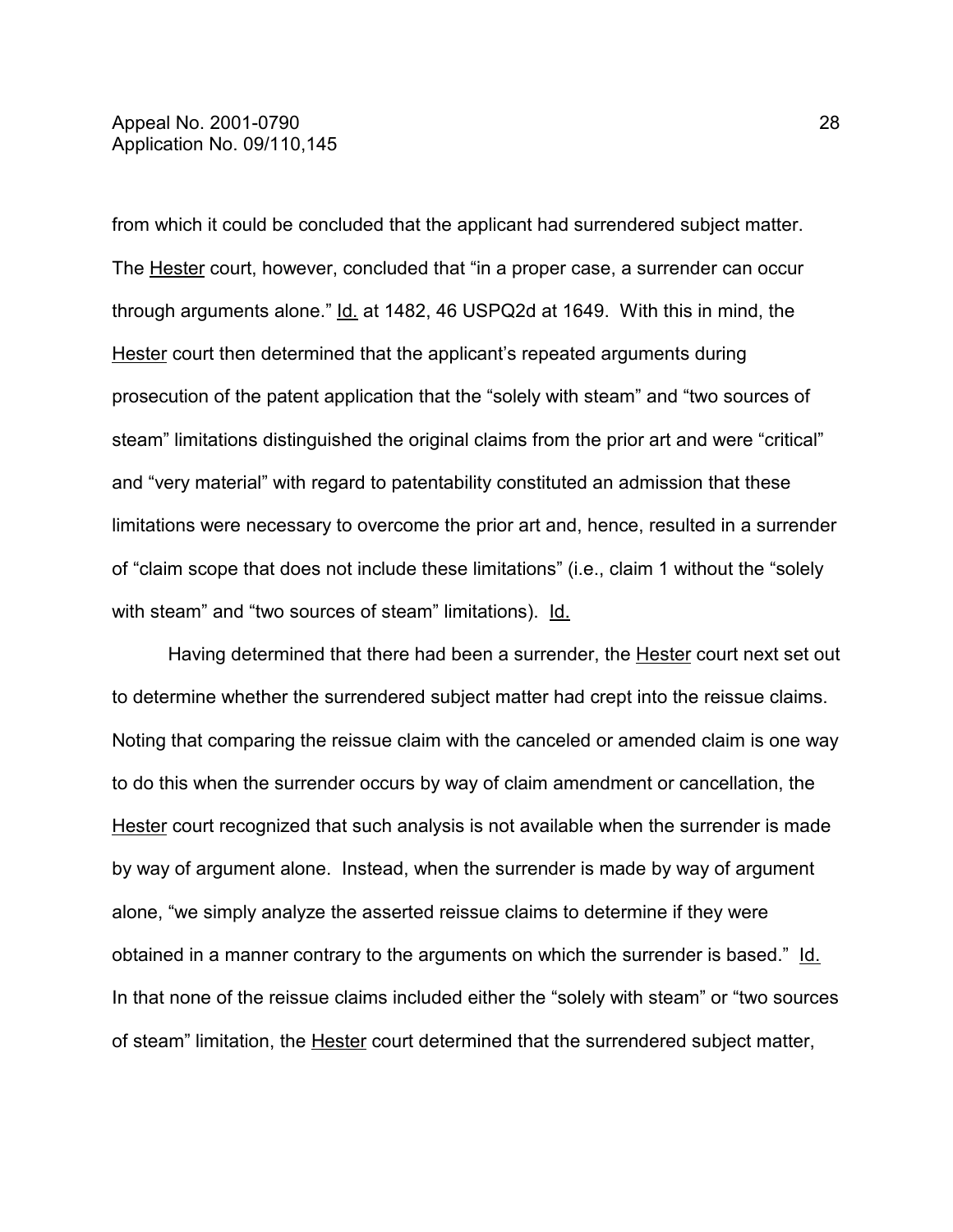from which it could be concluded that the applicant had surrendered subject matter. The Hester court, however, concluded that "in a proper case, a surrender can occur through arguments alone." Id. at 1482, 46 USPQ2d at 1649. With this in mind, the Hester court then determined that the applicant's repeated arguments during prosecution of the patent application that the "solely with steam" and "two sources of steam" limitations distinguished the original claims from the prior art and were "critical" and "very material" with regard to patentability constituted an admission that these limitations were necessary to overcome the prior art and, hence, resulted in a surrender of "claim scope that does not include these limitations" (i.e., claim 1 without the "solely with steam" and "two sources of steam" limitations). Id.

Having determined that there had been a surrender, the Hester court next set out to determine whether the surrendered subject matter had crept into the reissue claims. Noting that comparing the reissue claim with the canceled or amended claim is one way to do this when the surrender occurs by way of claim amendment or cancellation, the Hester court recognized that such analysis is not available when the surrender is made by way of argument alone. Instead, when the surrender is made by way of argument alone, "we simply analyze the asserted reissue claims to determine if they were obtained in a manner contrary to the arguments on which the surrender is based." Id. In that none of the reissue claims included either the "solely with steam" or "two sources of steam" limitation, the Hester court determined that the surrendered subject matter,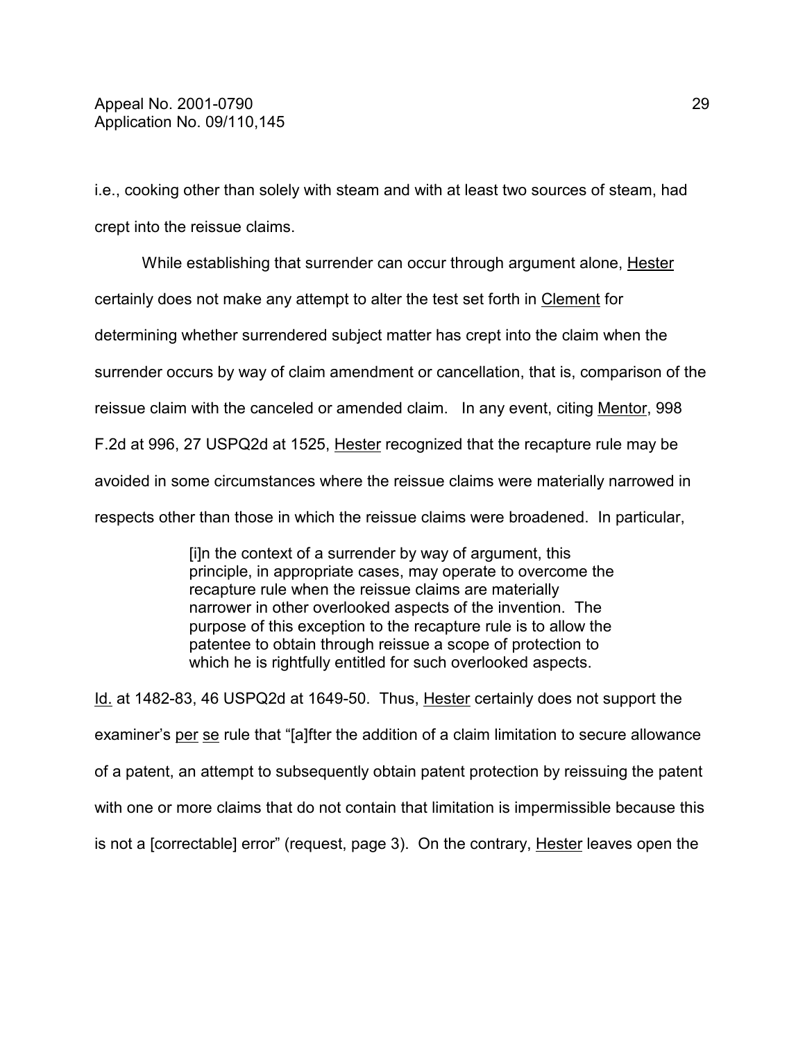i.e., cooking other than solely with steam and with at least two sources of steam, had crept into the reissue claims.

While establishing that surrender can occur through argument alone, Hester certainly does not make any attempt to alter the test set forth in Clement for determining whether surrendered subject matter has crept into the claim when the surrender occurs by way of claim amendment or cancellation, that is, comparison of the reissue claim with the canceled or amended claim. In any event, citing Mentor, 998 F.2d at 996, 27 USPQ2d at 1525, Hester recognized that the recapture rule may be avoided in some circumstances where the reissue claims were materially narrowed in respects other than those in which the reissue claims were broadened. In particular,

> [i]n the context of a surrender by way of argument, this principle, in appropriate cases, may operate to overcome the recapture rule when the reissue claims are materially narrower in other overlooked aspects of the invention. The purpose of this exception to the recapture rule is to allow the patentee to obtain through reissue a scope of protection to which he is rightfully entitled for such overlooked aspects.

Id. at 1482-83, 46 USPQ2d at 1649-50. Thus, Hester certainly does not support the examiner's per se rule that "[a]fter the addition of a claim limitation to secure allowance of a patent, an attempt to subsequently obtain patent protection by reissuing the patent with one or more claims that do not contain that limitation is impermissible because this is not a [correctable] error" (request, page 3). On the contrary, Hester leaves open the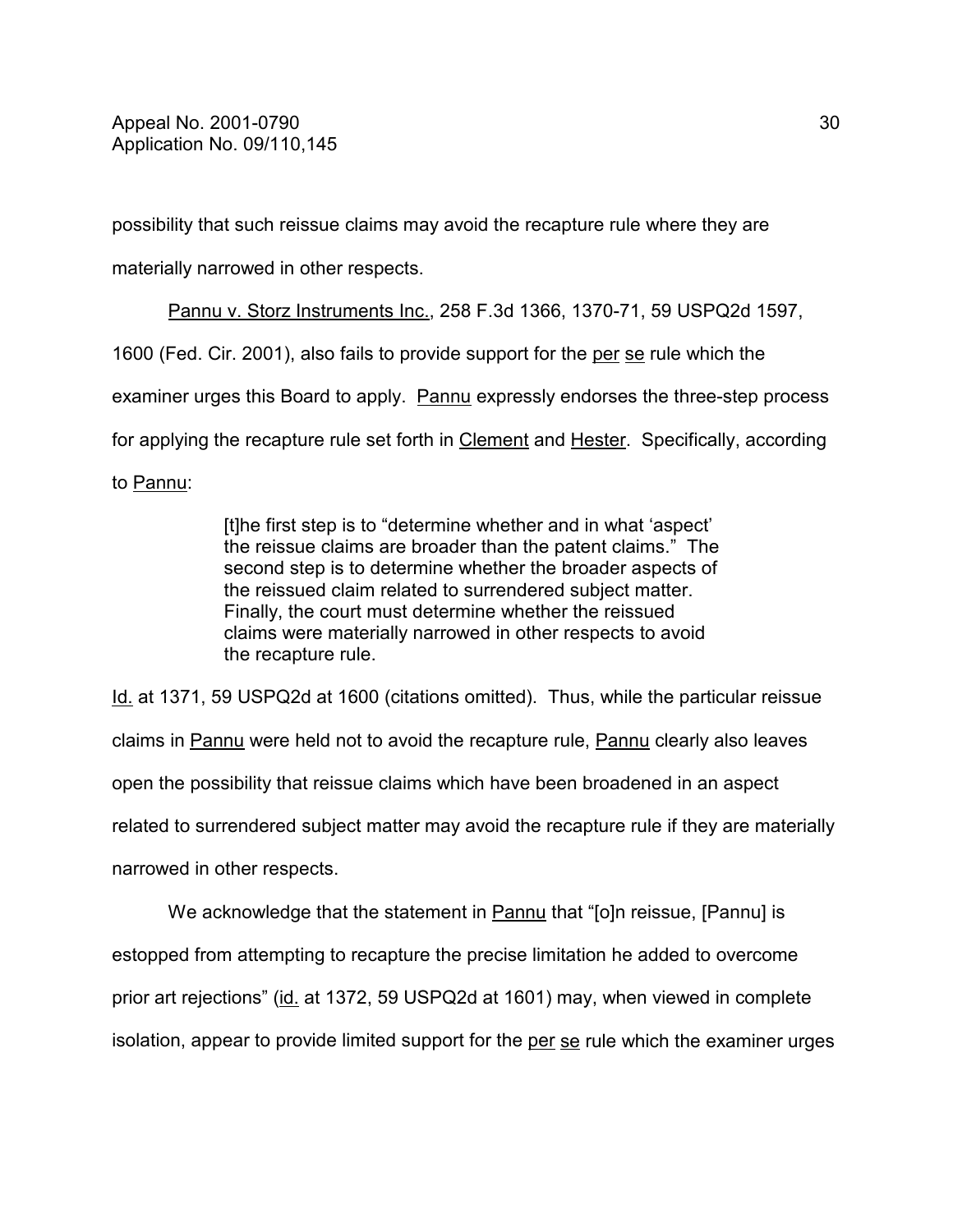possibility that such reissue claims may avoid the recapture rule where they are materially narrowed in other respects.

Pannu v. Storz Instruments Inc., 258 F.3d 1366, 1370-71, 59 USPQ2d 1597, 1600 (Fed. Cir. 2001), also fails to provide support for the per se rule which the examiner urges this Board to apply. Pannu expressly endorses the three-step process for applying the recapture rule set forth in Clement and Hester. Specifically, according to Pannu:

> [t]he first step is to "determine whether and in what 'aspect' the reissue claims are broader than the patent claims." The second step is to determine whether the broader aspects of the reissued claim related to surrendered subject matter. Finally, the court must determine whether the reissued claims were materially narrowed in other respects to avoid the recapture rule.

Id. at 1371, 59 USPQ2d at 1600 (citations omitted). Thus, while the particular reissue claims in Pannu were held not to avoid the recapture rule, Pannu clearly also leaves open the possibility that reissue claims which have been broadened in an aspect related to surrendered subject matter may avoid the recapture rule if they are materially narrowed in other respects.

We acknowledge that the statement in Pannu that "[o]n reissue, [Pannu] is estopped from attempting to recapture the precise limitation he added to overcome prior art rejections" (id. at 1372, 59 USPQ2d at 1601) may, when viewed in complete isolation, appear to provide limited support for the per se rule which the examiner urges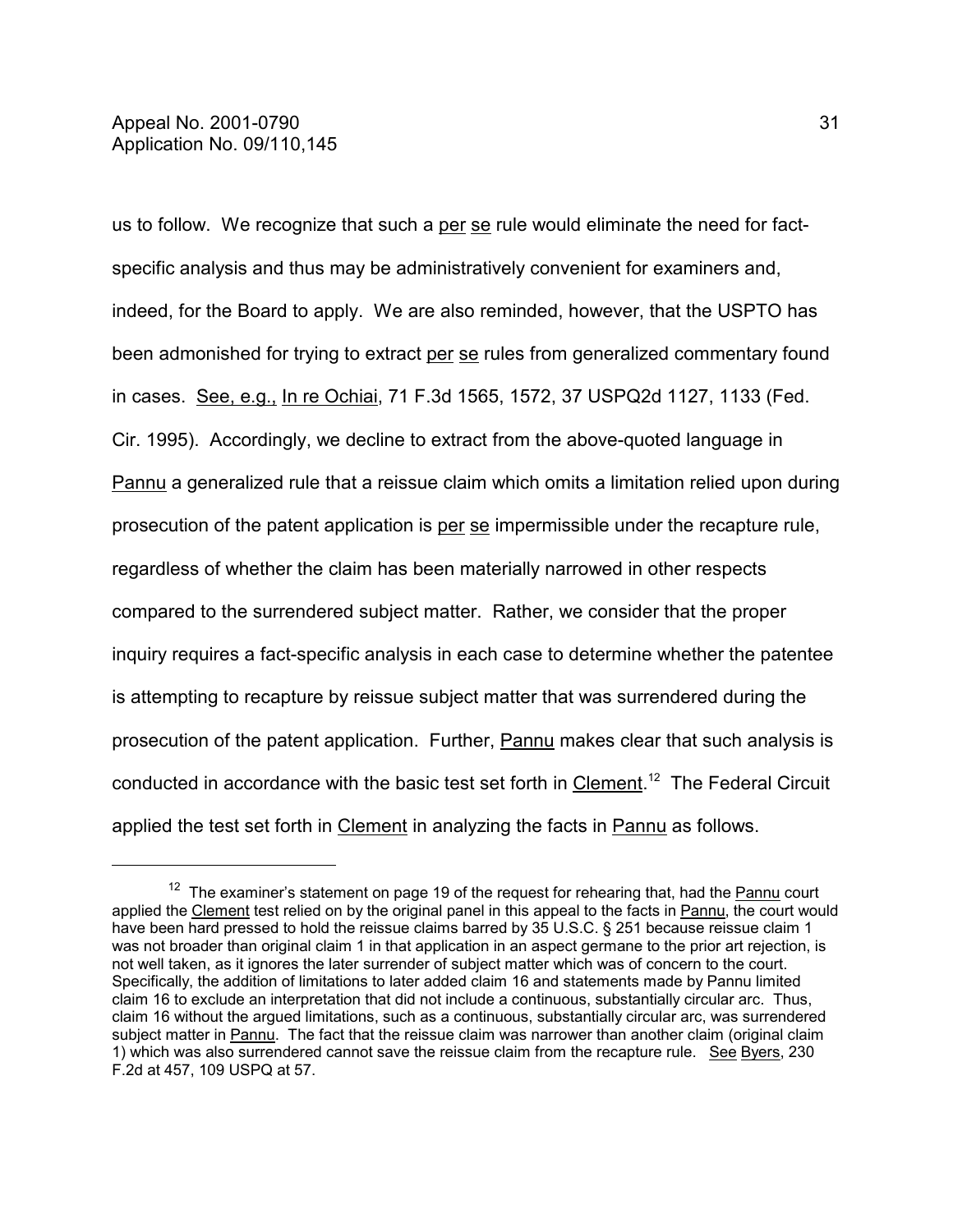us to follow. We recognize that such a per se rule would eliminate the need for fact-specific analysis and thus may be administratively convenient for examiners and, indeed, for the Board to apply. We are also reminded, however, that the USPTO has been admonished for trying to extract per se rules from generalized commentary found in cases. See, e.g., In re Ochiai, 71 F.3d 1565, 1572, 37 USPQ2d 1127, 1133 (Fed. Cir. 1995). Accordingly, we decline to extract from the above-quoted language in Pannu a generalized rule that a reissue claim which omits a limitation relied upon during prosecution of the patent application is per se impermissible under the recapture rule, regardless of whether the claim has been materially narrowed in other respects compared to the surrendered subject matter. Rather, we consider that the proper inquiry requires a fact-specific analysis in each case to determine whether the patentee is attempting to recapture by reissue subject matter that was surrendered during the prosecution of the patent application. Further, Pannu makes clear that such analysis is conducted in accordance with the basic test set forth in Clement.[12] The Federal Circuit applied the test set forth in Clement in analyzing the facts in Pannu as follows.

---

[12] The examiner's statement on page 19 of the request for rehearing that, had the Pannu court applied the Clement test relied on by the original panel in this appeal to the facts in Pannu, the court would have been hard pressed to hold the reissue claims barred by 35 U.S.C. § 251 because reissue claim 1 was not broader than original claim 1 in that application in an aspect germane to the prior art rejection, is not well taken, as it ignores the later surrender of subject matter which was of concern to the court. Specifically, the addition of limitations to later added claim 16 and statements made by Pannu limited claim 16 to exclude an interpretation that did not include a continuous, substantially circular arc. Thus, claim 16 without the argued limitations, such as a continuous, substantially circular arc, was surrendered subject matter in Pannu. The fact that the reissue claim was narrower than another claim (original claim 1) which was also surrendered cannot save the reissue claim from the recapture rule. See Byers, 230 F.2d at 457, 109 USPQ at 57.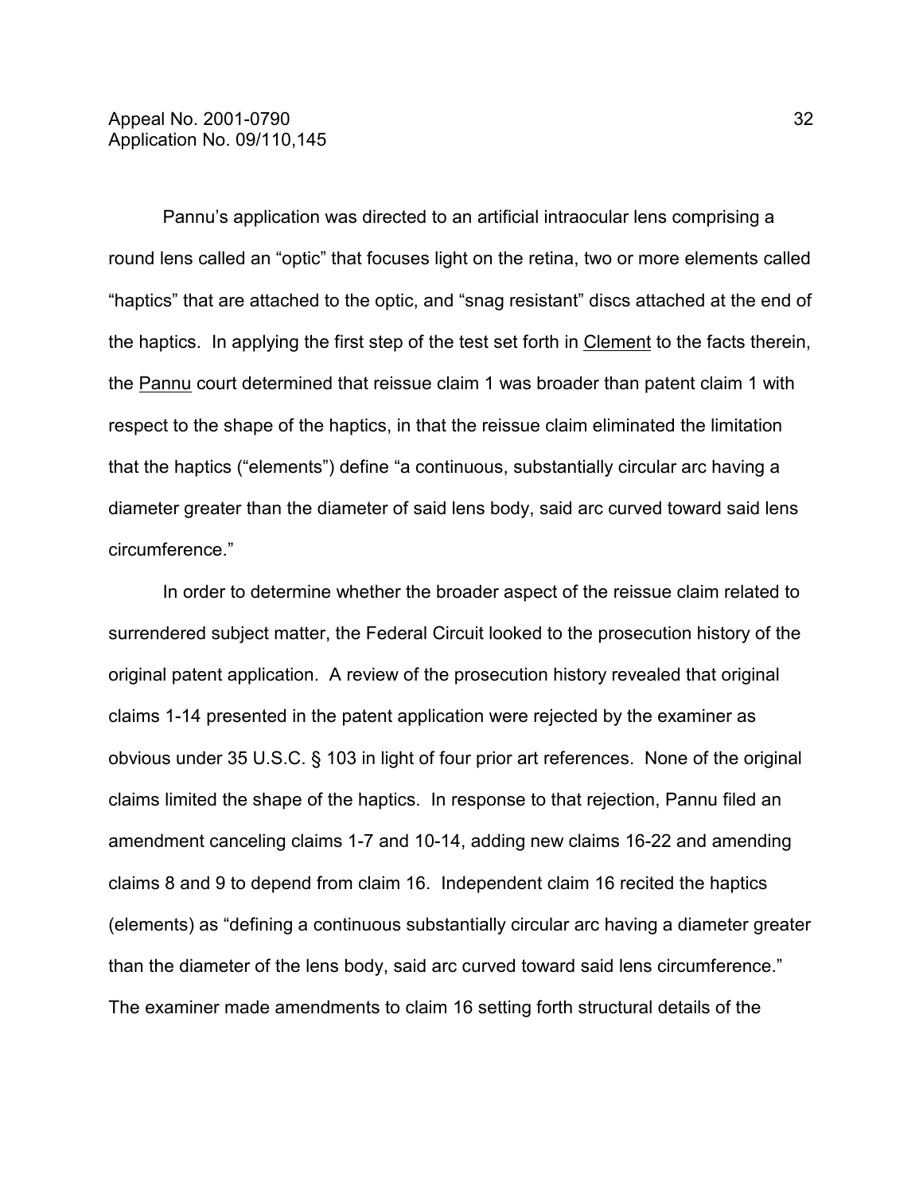Pannu's application was directed to an artificial intraocular lens comprising a round lens called an "optic" that focuses light on the retina, two or more elements called "haptics" that are attached to the optic, and "snag resistant" discs attached at the end of the haptics. In applying the first step of the test set forth in Clement to the facts therein, the Pannu court determined that reissue claim 1 was broader than patent claim 1 with respect to the shape of the haptics, in that the reissue claim eliminated the limitation that the haptics ("elements") define "a continuous, substantially circular arc having a diameter greater than the diameter of said lens body, said arc curved toward said lens circumference."

In order to determine whether the broader aspect of the reissue claim related to surrendered subject matter, the Federal Circuit looked to the prosecution history of the original patent application. A review of the prosecution history revealed that original claims 1-14 presented in the patent application were rejected by the examiner as obvious under 35 U.S.C. § 103 in light of four prior art references. None of the original claims limited the shape of the haptics. In response to that rejection, Pannu filed an amendment canceling claims 1-7 and 10-14, adding new claims 16-22 and amending claims 8 and 9 to depend from claim 16. Independent claim 16 recited the haptics (elements) as "defining a continuous substantially circular arc having a diameter greater than the diameter of the lens body, said arc curved toward said lens circumference." The examiner made amendments to claim 16 setting forth structural details of the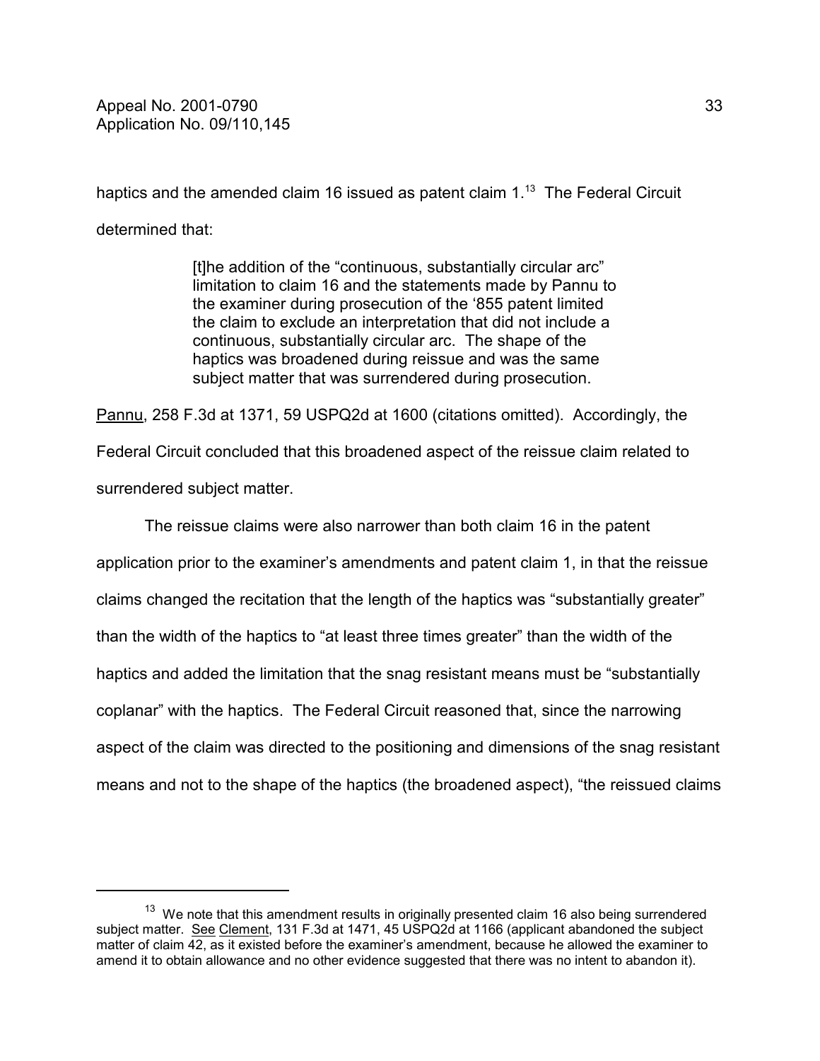haptics and the amended claim 16 issued as patent claim 1.[13] The Federal Circuit determined that:

> [t]he addition of the "continuous, substantially circular arc" limitation to claim 16 and the statements made by Pannu to the examiner during prosecution of the '855 patent limited the claim to exclude an interpretation that did not include a continuous, substantially circular arc. The shape of the haptics was broadened during reissue and was the same subject matter that was surrendered during prosecution.

Pannu, 258 F.3d at 1371, 59 USPQ2d at 1600 (citations omitted). Accordingly, the Federal Circuit concluded that this broadened aspect of the reissue claim related to surrendered subject matter.

The reissue claims were also narrower than both claim 16 in the patent application prior to the examiner's amendments and patent claim 1, in that the reissue claims changed the recitation that the length of the haptics was "substantially greater" than the width of the haptics to "at least three times greater" than the width of the haptics and added the limitation that the snag resistant means must be "substantially coplanar" with the haptics. The Federal Circuit reasoned that, since the narrowing aspect of the claim was directed to the positioning and dimensions of the snag resistant means and not to the shape of the haptics (the broadened aspect), "the reissued claims

---

[13] We note that this amendment results in originally presented claim 16 also being surrendered subject matter. See Clement, 131 F.3d at 1471, 45 USPQ2d at 1166 (applicant abandoned the subject matter of claim 42, as it existed before the examiner's amendment, because he allowed the examiner to amend it to obtain allowance and no other evidence suggested that there was no intent to abandon it).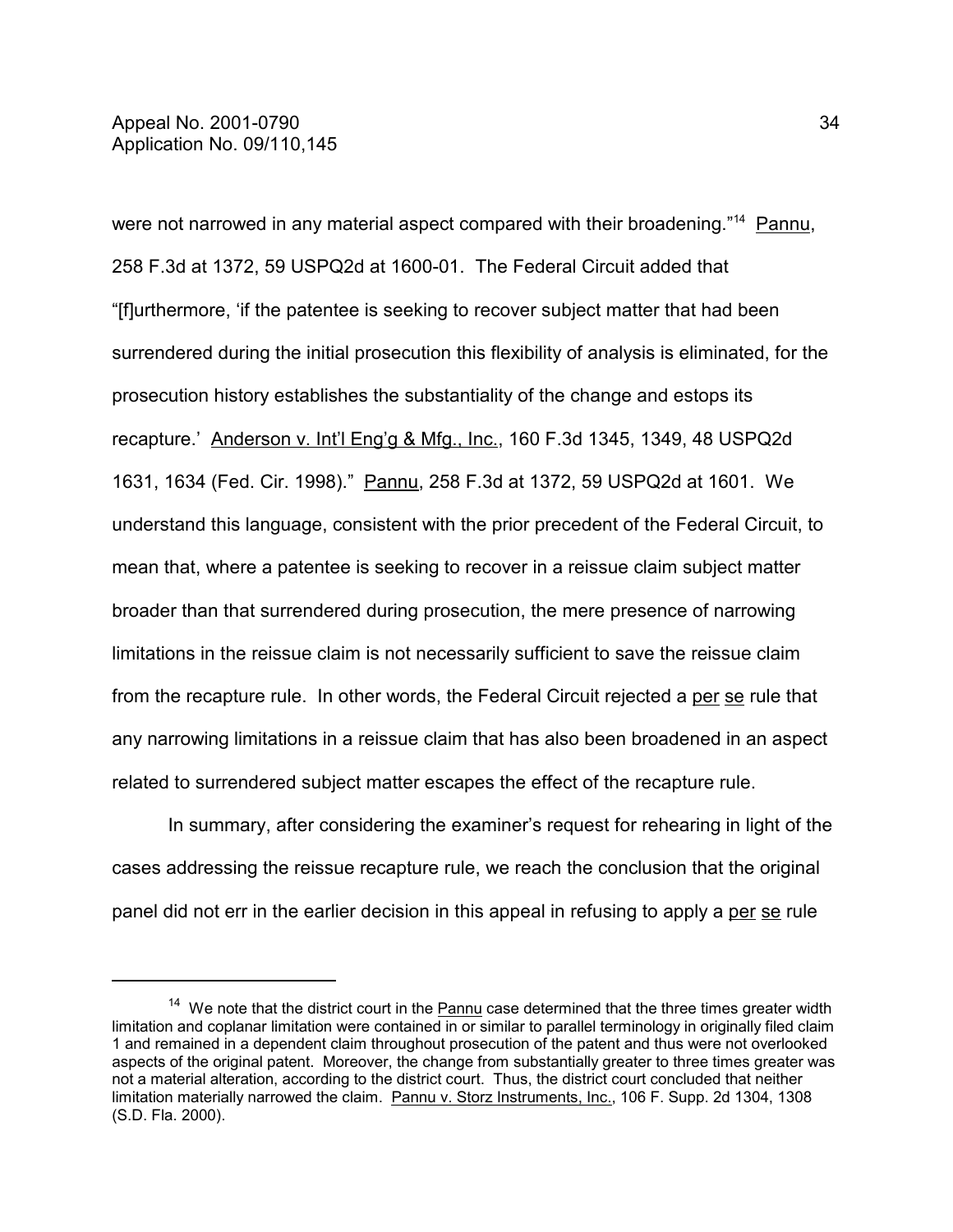were not narrowed in any material aspect compared with their broadening."[14] Pannu, 258 F.3d at 1372, 59 USPQ2d at 1600-01. The Federal Circuit added that "[f]urthermore, 'if the patentee is seeking to recover subject matter that had been surrendered during the initial prosecution this flexibility of analysis is eliminated, for the prosecution history establishes the substantiality of the change and estops its recapture.' Anderson v. Int'l Eng'g & Mfg., Inc., 160 F.3d 1345, 1349, 48 USPQ2d 1631, 1634 (Fed. Cir. 1998)." Pannu, 258 F.3d at 1372, 59 USPQ2d at 1601. We understand this language, consistent with the prior precedent of the Federal Circuit, to mean that, where a patentee is seeking to recover in a reissue claim subject matter broader than that surrendered during prosecution, the mere presence of narrowing limitations in the reissue claim is not necessarily sufficient to save the reissue claim from the recapture rule. In other words, the Federal Circuit rejected a per se rule that any narrowing limitations in a reissue claim that has also been broadened in an aspect related to surrendered subject matter escapes the effect of the recapture rule.

In summary, after considering the examiner's request for rehearing in light of the cases addressing the reissue recapture rule, we reach the conclusion that the original panel did not err in the earlier decision in this appeal in refusing to apply a per se rule

---

[14] We note that the district court in the Pannu case determined that the three times greater width limitation and coplanar limitation were contained in or similar to parallel terminology in originally filed claim 1 and remained in a dependent claim throughout prosecution of the patent and thus were not overlooked aspects of the original patent. Moreover, the change from substantially greater to three times greater was not a material alteration, according to the district court. Thus, the district court concluded that neither limitation materially narrowed the claim. Pannu v. Storz Instruments, Inc., 106 F. Supp. 2d 1304, 1308 (S.D. Fla. 2000).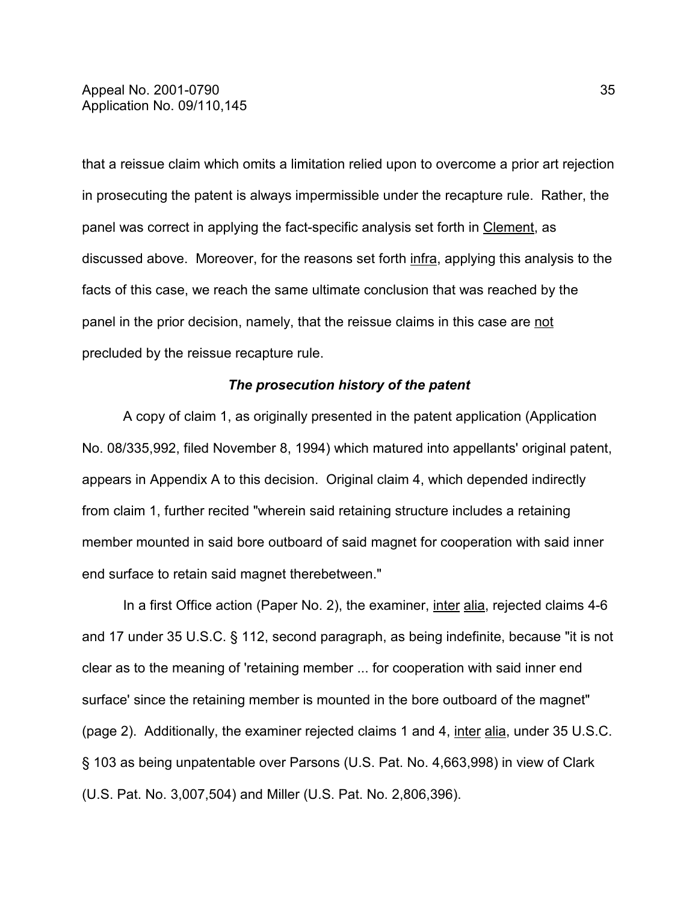that a reissue claim which omits a limitation relied upon to overcome a prior art rejection in prosecuting the patent is always impermissible under the recapture rule. Rather, the panel was correct in applying the fact-specific analysis set forth in Clement, as discussed above. Moreover, for the reasons set forth infra, applying this analysis to the facts of this case, we reach the same ultimate conclusion that was reached by the panel in the prior decision, namely, that the reissue claims in this case are not precluded by the reissue recapture rule.

***The prosecution history of the patent***

A copy of claim 1, as originally presented in the patent application (Application No. 08/335,992, filed November 8, 1994) which matured into appellants' original patent, appears in Appendix A to this decision. Original claim 4, which depended indirectly from claim 1, further recited "wherein said retaining structure includes a retaining member mounted in said bore outboard of said magnet for cooperation with said inner end surface to retain said magnet therebetween."

In a first Office action (Paper No. 2), the examiner, inter alia, rejected claims 4-6 and 17 under 35 U.S.C. § 112, second paragraph, as being indefinite, because "it is not clear as to the meaning of 'retaining member ... for cooperation with said inner end surface' since the retaining member is mounted in the bore outboard of the magnet" (page 2). Additionally, the examiner rejected claims 1 and 4, inter alia, under 35 U.S.C. § 103 as being unpatentable over Parsons (U.S. Pat. No. 4,663,998) in view of Clark (U.S. Pat. No. 3,007,504) and Miller (U.S. Pat. No. 2,806,396).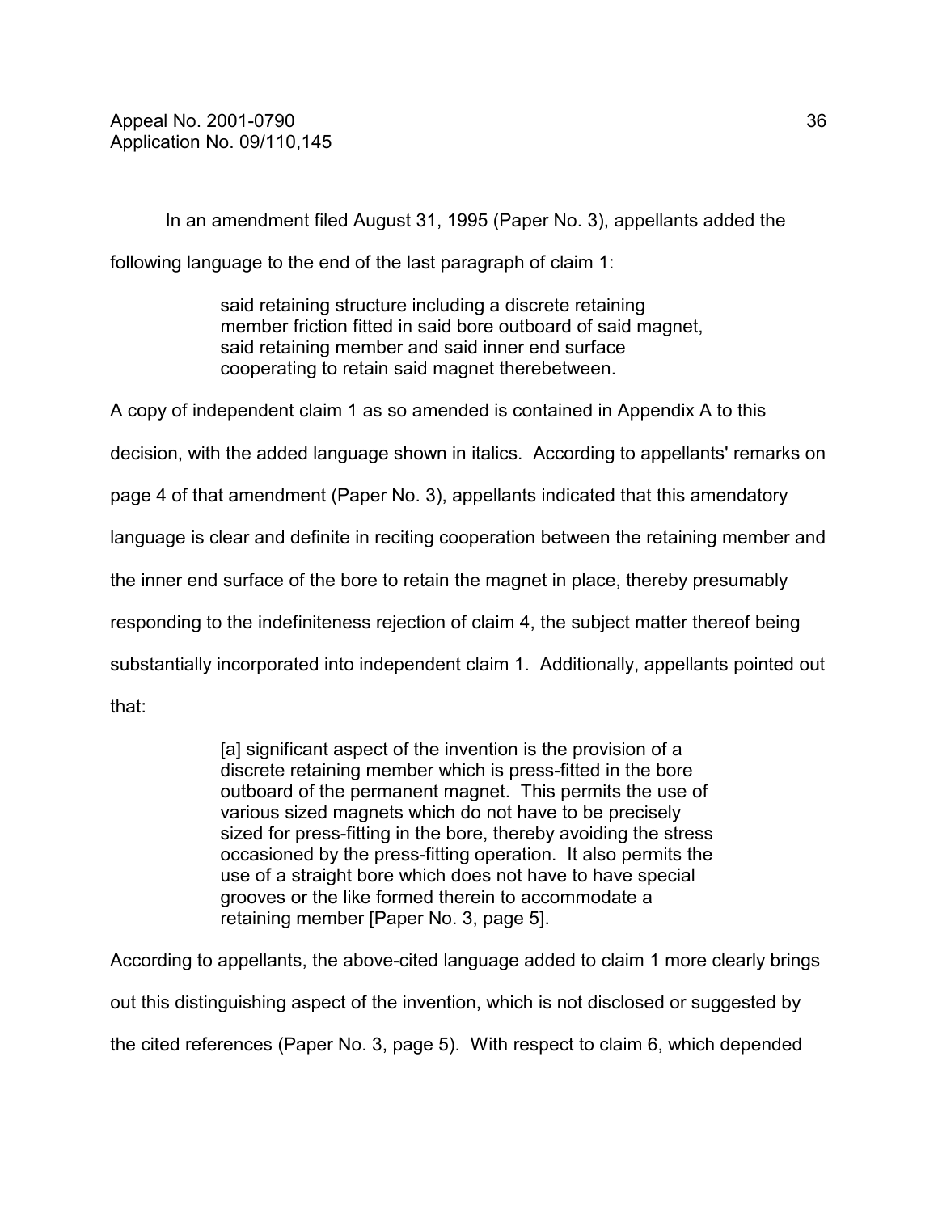In an amendment filed August 31, 1995 (Paper No. 3), appellants added the following language to the end of the last paragraph of claim 1:

> said retaining structure including a discrete retaining member friction fitted in said bore outboard of said magnet, said retaining member and said inner end surface cooperating to retain said magnet therebetween.

A copy of independent claim 1 as so amended is contained in Appendix A to this decision, with the added language shown in italics. According to appellants' remarks on page 4 of that amendment (Paper No. 3), appellants indicated that this amendatory language is clear and definite in reciting cooperation between the retaining member and the inner end surface of the bore to retain the magnet in place, thereby presumably responding to the indefiniteness rejection of claim 4, the subject matter thereof being substantially incorporated into independent claim 1. Additionally, appellants pointed out that:

> [a] significant aspect of the invention is the provision of a discrete retaining member which is press-fitted in the bore outboard of the permanent magnet. This permits the use of various sized magnets which do not have to be precisely sized for press-fitting in the bore, thereby avoiding the stress occasioned by the press-fitting operation. It also permits the use of a straight bore which does not have to have special grooves or the like formed therein to accommodate a retaining member [Paper No. 3, page 5].

According to appellants, the above-cited language added to claim 1 more clearly brings out this distinguishing aspect of the invention, which is not disclosed or suggested by the cited references (Paper No. 3, page 5). With respect to claim 6, which depended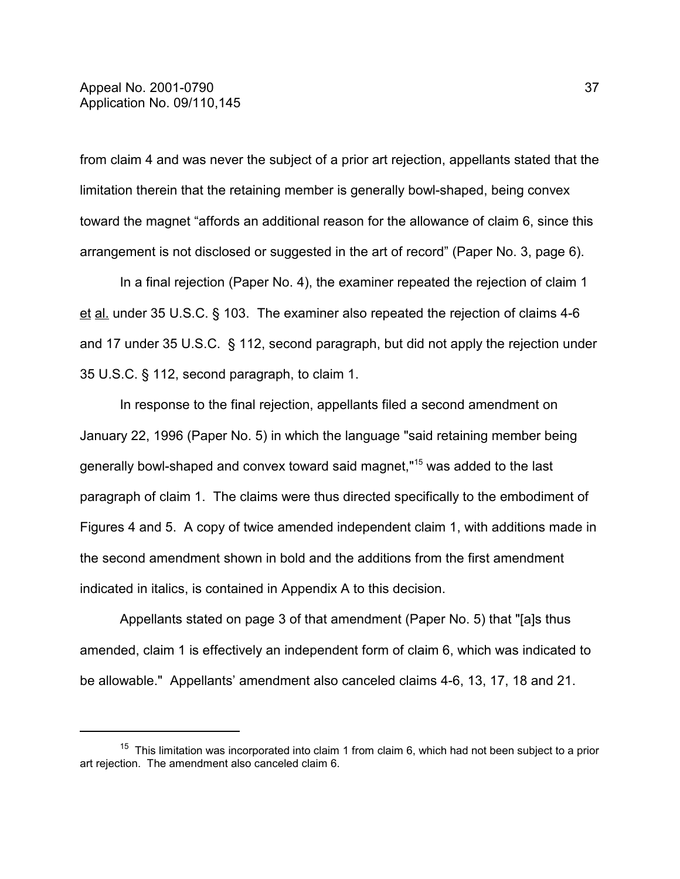from claim 4 and was never the subject of a prior art rejection, appellants stated that the limitation therein that the retaining member is generally bowl-shaped, being convex toward the magnet "affords an additional reason for the allowance of claim 6, since this arrangement is not disclosed or suggested in the art of record" (Paper No. 3, page 6).

In a final rejection (Paper No. 4), the examiner repeated the rejection of claim 1 et al. under 35 U.S.C. § 103. The examiner also repeated the rejection of claims 4-6 and 17 under 35 U.S.C. § 112, second paragraph, but did not apply the rejection under 35 U.S.C. § 112, second paragraph, to claim 1.

In response to the final rejection, appellants filed a second amendment on January 22, 1996 (Paper No. 5) in which the language "said retaining member being generally bowl-shaped and convex toward said magnet,"[15] was added to the last paragraph of claim 1. The claims were thus directed specifically to the embodiment of Figures 4 and 5. A copy of twice amended independent claim 1, with additions made in the second amendment shown in bold and the additions from the first amendment indicated in italics, is contained in Appendix A to this decision.

Appellants stated on page 3 of that amendment (Paper No. 5) that "[a]s thus amended, claim 1 is effectively an independent form of claim 6, which was indicated to be allowable." Appellants' amendment also canceled claims 4-6, 13, 17, 18 and 21.

---

[15] This limitation was incorporated into claim 1 from claim 6, which had not been subject to a prior art rejection. The amendment also canceled claim 6.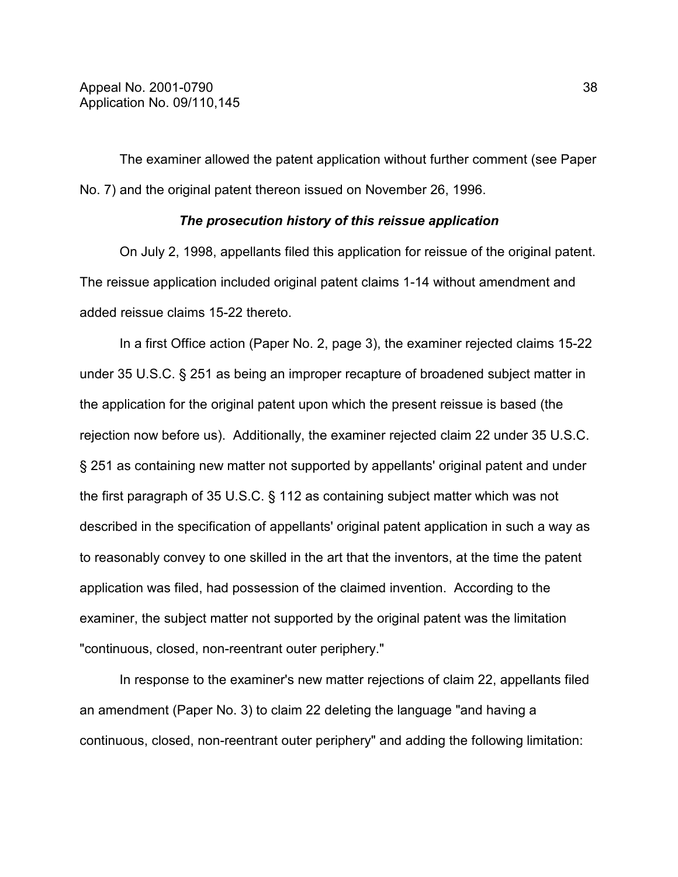The examiner allowed the patent application without further comment (see Paper No. 7) and the original patent thereon issued on November 26, 1996.

***The prosecution history of this reissue application***

On July 2, 1998, appellants filed this application for reissue of the original patent. The reissue application included original patent claims 1-14 without amendment and added reissue claims 15-22 thereto.

In a first Office action (Paper No. 2, page 3), the examiner rejected claims 15-22 under 35 U.S.C. § 251 as being an improper recapture of broadened subject matter in the application for the original patent upon which the present reissue is based (the rejection now before us). Additionally, the examiner rejected claim 22 under 35 U.S.C. § 251 as containing new matter not supported by appellants' original patent and under the first paragraph of 35 U.S.C. § 112 as containing subject matter which was not described in the specification of appellants' original patent application in such a way as to reasonably convey to one skilled in the art that the inventors, at the time the patent application was filed, had possession of the claimed invention. According to the examiner, the subject matter not supported by the original patent was the limitation "continuous, closed, non-reentrant outer periphery."

In response to the examiner's new matter rejections of claim 22, appellants filed an amendment (Paper No. 3) to claim 22 deleting the language "and having a continuous, closed, non-reentrant outer periphery" and adding the following limitation: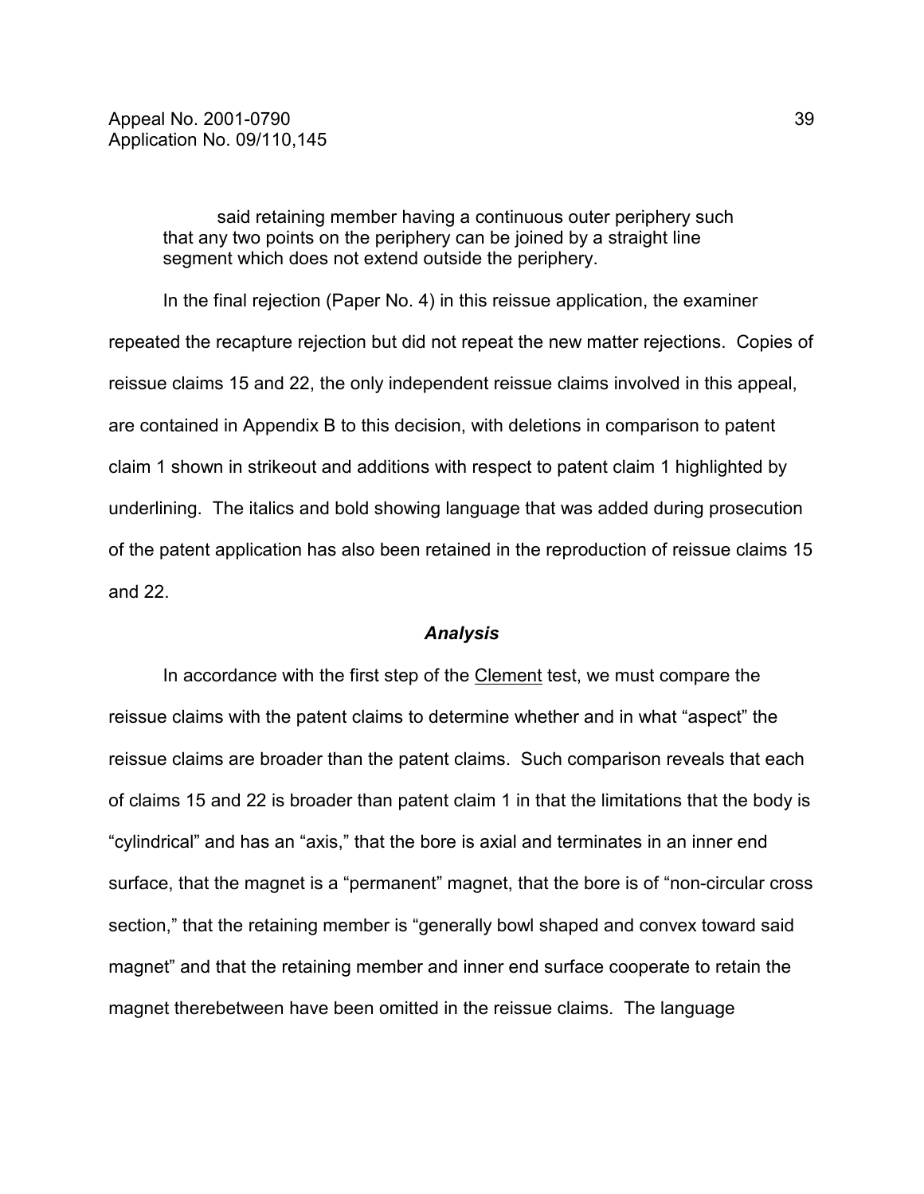said retaining member having a continuous outer periphery such that any two points on the periphery can be joined by a straight line segment which does not extend outside the periphery.

In the final rejection (Paper No. 4) in this reissue application, the examiner repeated the recapture rejection but did not repeat the new matter rejections. Copies of reissue claims 15 and 22, the only independent reissue claims involved in this appeal, are contained in Appendix B to this decision, with deletions in comparison to patent claim 1 shown in strikeout and additions with respect to patent claim 1 highlighted by underlining. The italics and bold showing language that was added during prosecution of the patent application has also been retained in the reproduction of reissue claims 15 and 22.

### *Analysis*

In accordance with the first step of the Clement test, we must compare the reissue claims with the patent claims to determine whether and in what "aspect" the reissue claims are broader than the patent claims. Such comparison reveals that each of claims 15 and 22 is broader than patent claim 1 in that the limitations that the body is "cylindrical" and has an "axis," that the bore is axial and terminates in an inner end surface, that the magnet is a "permanent" magnet, that the bore is of "non-circular cross section," that the retaining member is "generally bowl shaped and convex toward said magnet" and that the retaining member and inner end surface cooperate to retain the magnet therebetween have been omitted in the reissue claims. The language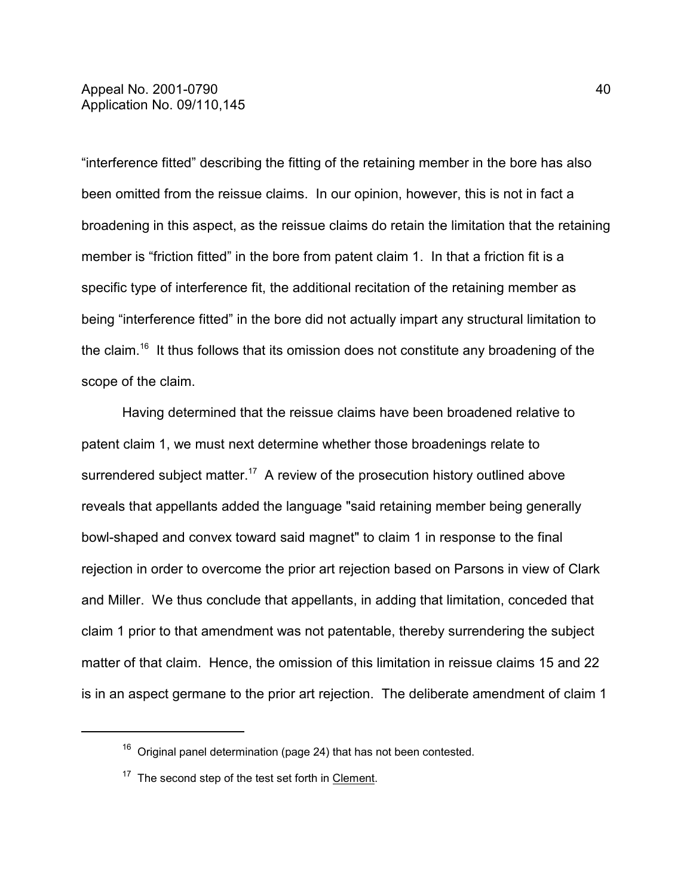"interference fitted" describing the fitting of the retaining member in the bore has also been omitted from the reissue claims. In our opinion, however, this is not in fact a broadening in this aspect, as the reissue claims do retain the limitation that the retaining member is "friction fitted" in the bore from patent claim 1. In that a friction fit is a specific type of interference fit, the additional recitation of the retaining member as being "interference fitted" in the bore did not actually impart any structural limitation to the claim.[16] It thus follows that its omission does not constitute any broadening of the scope of the claim.

Having determined that the reissue claims have been broadened relative to patent claim 1, we must next determine whether those broadenings relate to surrendered subject matter.[17] A review of the prosecution history outlined above reveals that appellants added the language "said retaining member being generally bowl-shaped and convex toward said magnet" to claim 1 in response to the final rejection in order to overcome the prior art rejection based on Parsons in view of Clark and Miller. We thus conclude that appellants, in adding that limitation, conceded that claim 1 prior to that amendment was not patentable, thereby surrendering the subject matter of that claim. Hence, the omission of this limitation in reissue claims 15 and 22 is in an aspect germane to the prior art rejection. The deliberate amendment of claim 1

---

[16] Original panel determination (page 24) that has not been contested.

[17] The second step of the test set forth in Clement.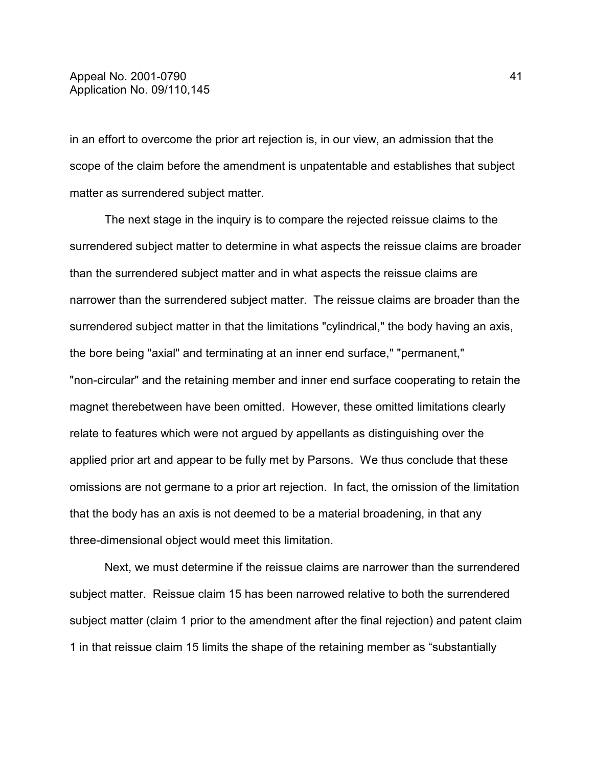in an effort to overcome the prior art rejection is, in our view, an admission that the scope of the claim before the amendment is unpatentable and establishes that subject matter as surrendered subject matter.

The next stage in the inquiry is to compare the rejected reissue claims to the surrendered subject matter to determine in what aspects the reissue claims are broader than the surrendered subject matter and in what aspects the reissue claims are narrower than the surrendered subject matter. The reissue claims are broader than the surrendered subject matter in that the limitations "cylindrical," the body having an axis, the bore being "axial" and terminating at an inner end surface," "permanent," "non-circular" and the retaining member and inner end surface cooperating to retain the magnet therebetween have been omitted. However, these omitted limitations clearly relate to features which were not argued by appellants as distinguishing over the applied prior art and appear to be fully met by Parsons. We thus conclude that these omissions are not germane to a prior art rejection. In fact, the omission of the limitation that the body has an axis is not deemed to be a material broadening, in that any three-dimensional object would meet this limitation.

Next, we must determine if the reissue claims are narrower than the surrendered subject matter. Reissue claim 15 has been narrowed relative to both the surrendered subject matter (claim 1 prior to the amendment after the final rejection) and patent claim 1 in that reissue claim 15 limits the shape of the retaining member as "substantially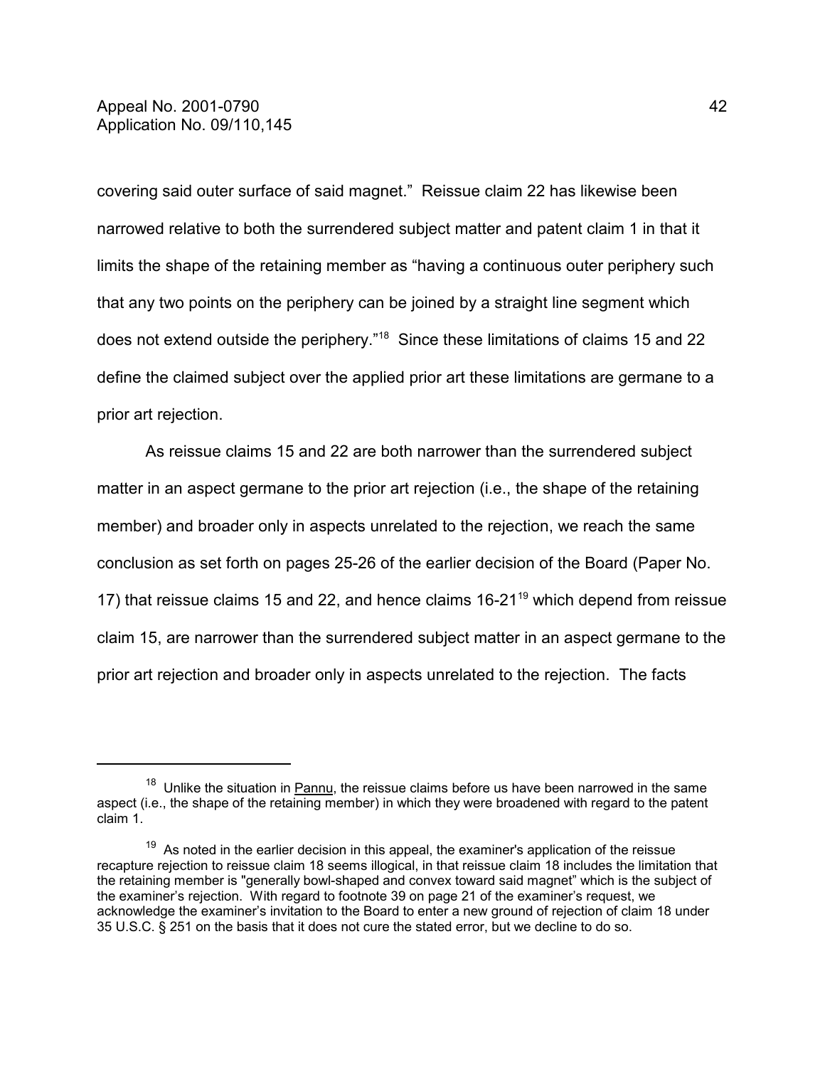covering said outer surface of said magnet." Reissue claim 22 has likewise been narrowed relative to both the surrendered subject matter and patent claim 1 in that it limits the shape of the retaining member as "having a continuous outer periphery such that any two points on the periphery can be joined by a straight line segment which does not extend outside the periphery."[18] Since these limitations of claims 15 and 22 define the claimed subject over the applied prior art these limitations are germane to a prior art rejection.

As reissue claims 15 and 22 are both narrower than the surrendered subject matter in an aspect germane to the prior art rejection (i.e., the shape of the retaining member) and broader only in aspects unrelated to the rejection, we reach the same conclusion as set forth on pages 25-26 of the earlier decision of the Board (Paper No. 17) that reissue claims 15 and 22, and hence claims 16-21[19] which depend from reissue claim 15, are narrower than the surrendered subject matter in an aspect germane to the prior art rejection and broader only in aspects unrelated to the rejection. The facts

---

[18] Unlike the situation in Pannu, the reissue claims before us have been narrowed in the same aspect (i.e., the shape of the retaining member) in which they were broadened with regard to the patent claim 1.

[19] As noted in the earlier decision in this appeal, the examiner's application of the reissue recapture rejection to reissue claim 18 seems illogical, in that reissue claim 18 includes the limitation that the retaining member is "generally bowl-shaped and convex toward said magnet" which is the subject of the examiner's rejection. With regard to footnote 39 on page 21 of the examiner's request, we acknowledge the examiner's invitation to the Board to enter a new ground of rejection of claim 18 under 35 U.S.C. § 251 on the basis that it does not cure the stated error, but we decline to do so.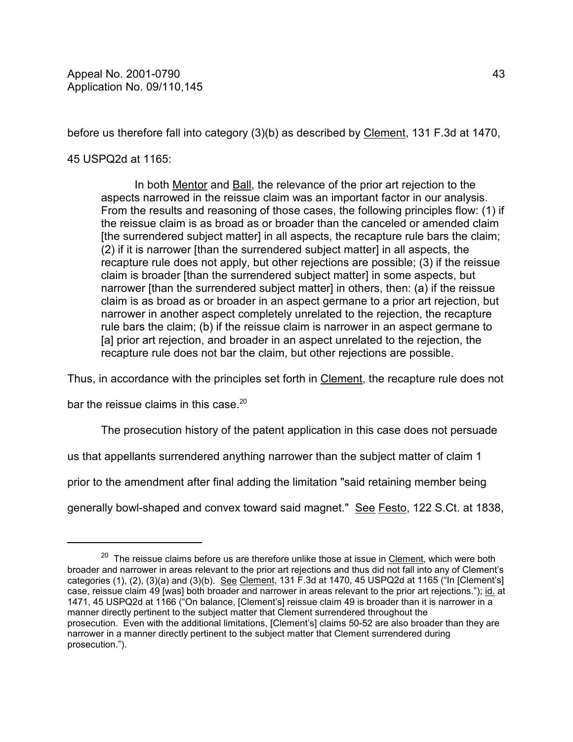before us therefore fall into category (3)(b) as described by Clement, 131 F.3d at 1470, 45 USPQ2d at 1165:

> In both Mentor and Ball, the relevance of the prior art rejection to the aspects narrowed in the reissue claim was an important factor in our analysis. From the results and reasoning of those cases, the following principles flow: (1) if the reissue claim is as broad as or broader than the canceled or amended claim [the surrendered subject matter] in all aspects, the recapture rule bars the claim; (2) if it is narrower [than the surrendered subject matter] in all aspects, the recapture rule does not apply, but other rejections are possible; (3) if the reissue claim is broader [than the surrendered subject matter] in some aspects, but narrower [than the surrendered subject matter] in others, then: (a) if the reissue claim is as broad as or broader in an aspect germane to a prior art rejection, but narrower in another aspect completely unrelated to the rejection, the recapture rule bars the claim; (b) if the reissue claim is narrower in an aspect germane to [a] prior art rejection, and broader in an aspect unrelated to the rejection, the recapture rule does not bar the claim, but other rejections are possible.

Thus, in accordance with the principles set forth in Clement, the recapture rule does not bar the reissue claims in this case.[20]

The prosecution history of the patent application in this case does not persuade us that appellants surrendered anything narrower than the subject matter of claim 1 prior to the amendment after final adding the limitation "said retaining member being generally bowl-shaped and convex toward said magnet." See Festo, 122 S.Ct. at 1838,

---

[20] The reissue claims before us are therefore unlike those at issue in Clement, which were both broader and narrower in areas relevant to the prior art rejections and thus did not fall into any of Clement's categories (1), (2), (3)(a) and (3)(b). See Clement, 131 F.3d at 1470, 45 USPQ2d at 1165 ("In [Clement's] case, reissue claim 49 [was] both broader and narrower in areas relevant to the prior art rejections."); id. at 1471, 45 USPQ2d at 1166 ("On balance, [Clement's] reissue claim 49 is broader than it is narrower in a manner directly pertinent to the subject matter that Clement surrendered throughout the prosecution. Even with the additional limitations, [Clement's] claims 50-52 are also broader than they are narrower in a manner directly pertinent to the subject matter that Clement surrendered during prosecution.").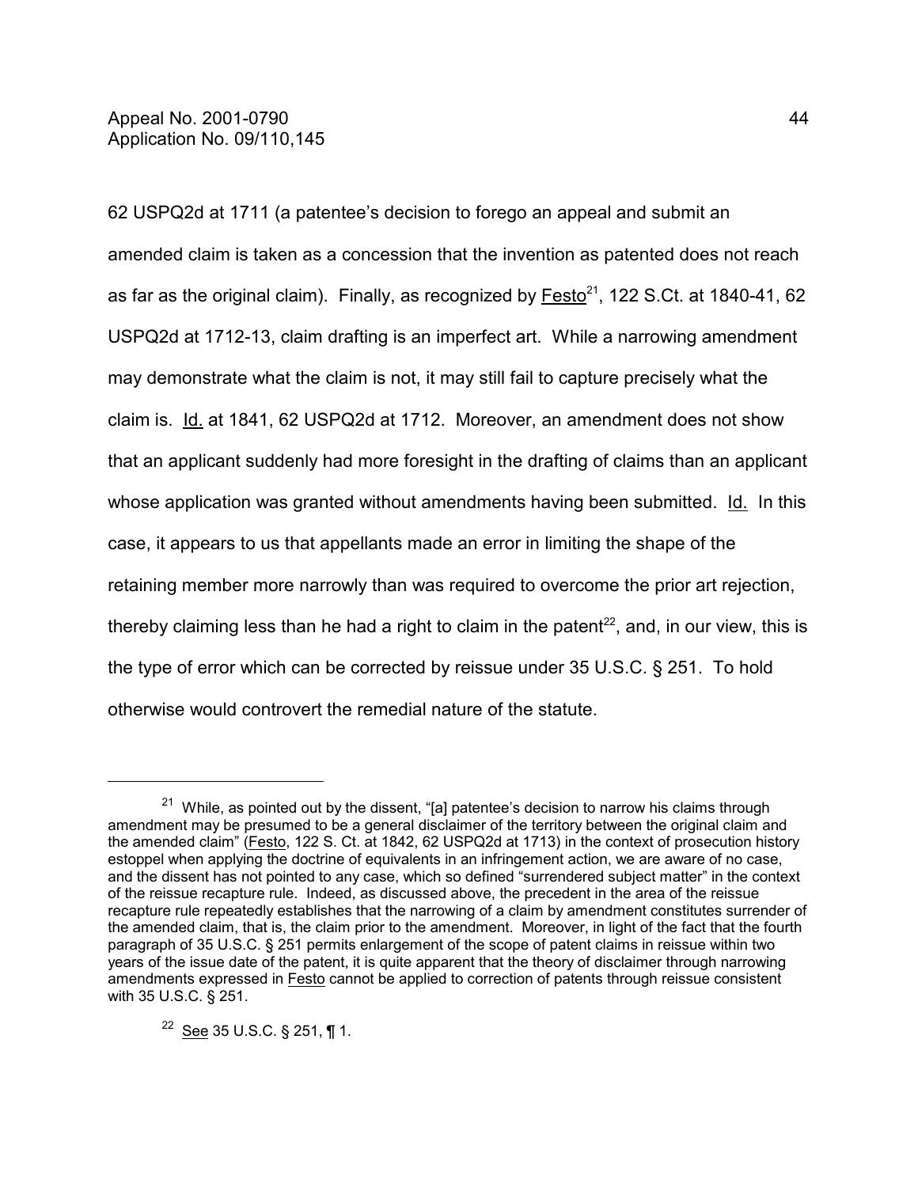62 USPQ2d at 1711 (a patentee's decision to forego an appeal and submit an amended claim is taken as a concession that the invention as patented does not reach as far as the original claim). Finally, as recognized by Festo[21], 122 S.Ct. at 1840-41, 62 USPQ2d at 1712-13, claim drafting is an imperfect art. While a narrowing amendment may demonstrate what the claim is not, it may still fail to capture precisely what the claim is. Id. at 1841, 62 USPQ2d at 1712. Moreover, an amendment does not show that an applicant suddenly had more foresight in the drafting of claims than an applicant whose application was granted without amendments having been submitted. Id. In this case, it appears to us that appellants made an error in limiting the shape of the retaining member more narrowly than was required to overcome the prior art rejection, thereby claiming less than he had a right to claim in the patent[22], and, in our view, this is the type of error which can be corrected by reissue under 35 U.S.C. § 251. To hold otherwise would controvert the remedial nature of the statute.

---

[21] While, as pointed out by the dissent, "[a] patentee's decision to narrow his claims through amendment may be presumed to be a general disclaimer of the territory between the original claim and the amended claim" (Festo, 122 S. Ct. at 1842, 62 USPQ2d at 1713) in the context of prosecution history estoppel when applying the doctrine of equivalents in an infringement action, we are aware of no case, and the dissent has not pointed to any case, which so defined "surrendered subject matter" in the context of the reissue recapture rule. Indeed, as discussed above, the precedent in the area of the reissue recapture rule repeatedly establishes that the narrowing of a claim by amendment constitutes surrender of the amended claim, that is, the claim prior to the amendment. Moreover, in light of the fact that the fourth paragraph of 35 U.S.C. § 251 permits enlargement of the scope of patent claims in reissue within two years of the issue date of the patent, it is quite apparent that the theory of disclaimer through narrowing amendments expressed in Festo cannot be applied to correction of patents through reissue consistent with 35 U.S.C. § 251.

[22] See 35 U.S.C. § 251, ¶ 1.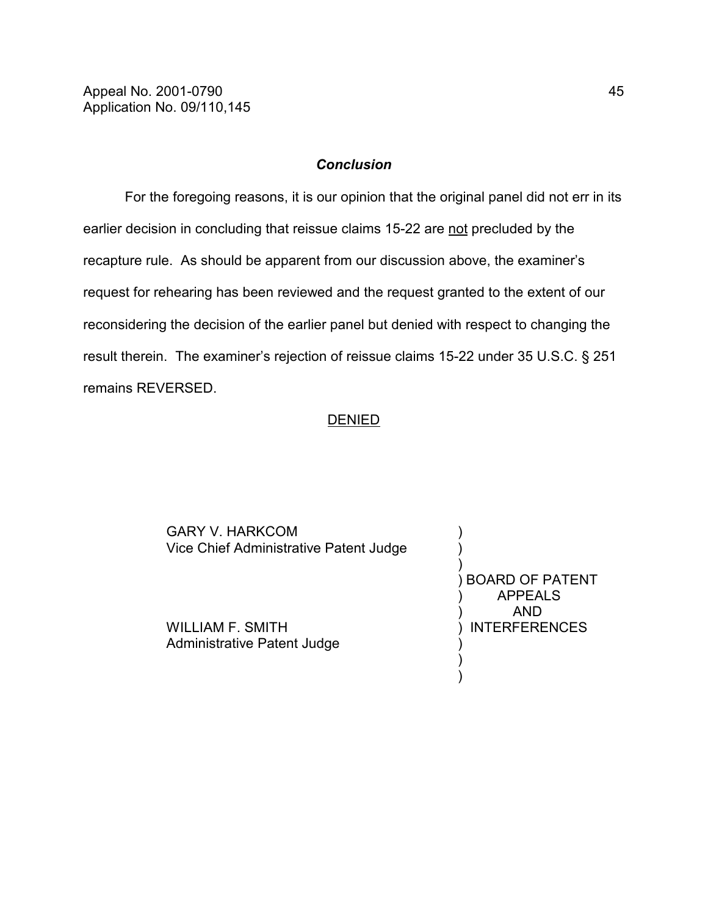## *Conclusion*

For the foregoing reasons, it is our opinion that the original panel did not err in its earlier decision in concluding that reissue claims 15-22 are not precluded by the recapture rule. As should be apparent from our discussion above, the examiner's request for rehearing has been reviewed and the request granted to the extent of our reconsidering the decision of the earlier panel but denied with respect to changing the result therein. The examiner's rejection of reissue claims 15-22 under 35 U.S.C. § 251 remains REVERSED.

DENIED

GARY V. HARKCOM  
Vice Chief Administrative Patent Judge

WILLIAM F. SMITH  
Administrative Patent Judge

BOARD OF PATENT APPEALS AND INTERFERENCES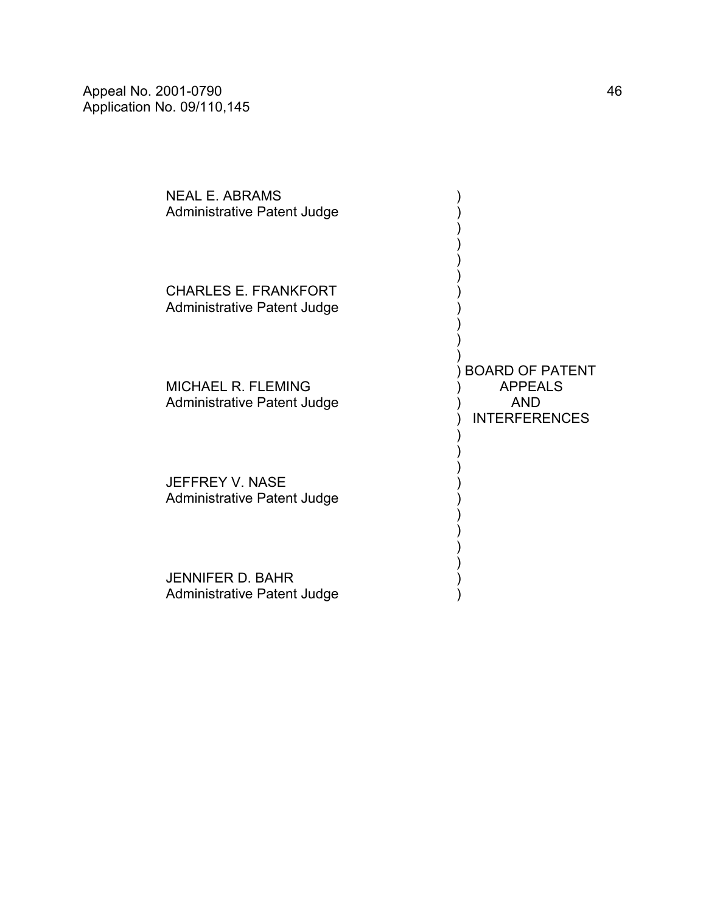NEAL E. ABRAMS
Administrative Patent Judge

CHARLES E. FRANKFORT
Administrative Patent Judge

MICHAEL R. FLEMING
Administrative Patent Judge

JEFFREY V. NASE
Administrative Patent Judge

JENNIFER D. BAHR
Administrative Patent Judge

BOARD OF PATENT APPEALS AND INTERFERENCES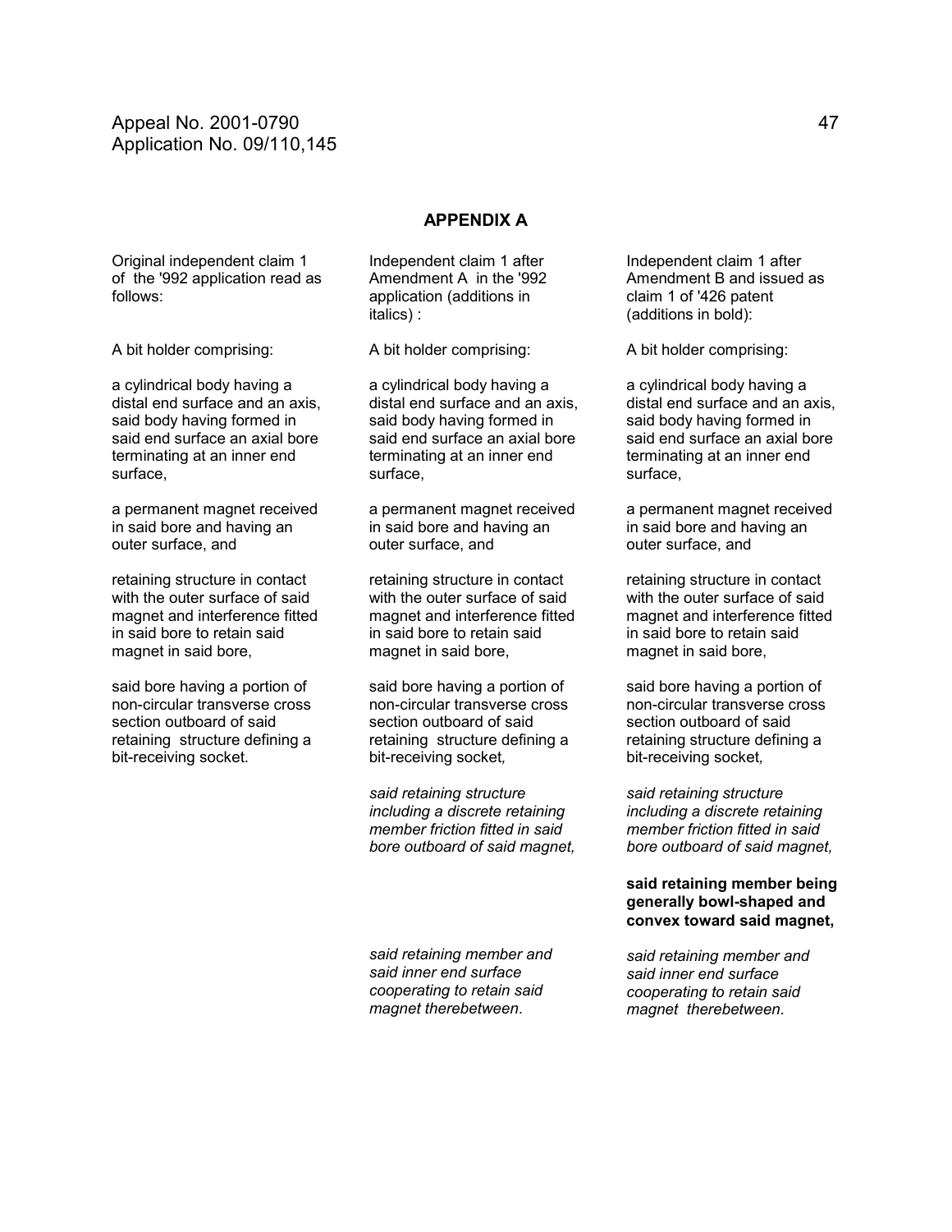## APPENDIX A

| Original independent claim 1 of the '992 application read as follows: | Independent claim 1 after Amendment A in the '992 application (additions in italics) : | Independent claim 1 after Amendment B and issued as claim 1 of '426 patent (additions in bold): |
|---|---|---|
| A bit holder comprising: | A bit holder comprising: | A bit holder comprising: |
| a cylindrical body having a distal end surface and an axis, said body having formed in said end surface an axial bore terminating at an inner end surface, | a cylindrical body having a distal end surface and an axis, said body having formed in said end surface an axial bore terminating at an inner end surface, | a cylindrical body having a distal end surface and an axis, said body having formed in said end surface an axial bore terminating at an inner end surface, |
| a permanent magnet received in said bore and having an outer surface, and | a permanent magnet received in said bore and having an outer surface, and | a permanent magnet received in said bore and having an outer surface, and |
| retaining structure in contact with the outer surface of said magnet and interference fitted in said bore to retain said magnet in said bore, | retaining structure in contact with the outer surface of said magnet and interference fitted in said bore to retain said magnet in said bore, | retaining structure in contact with the outer surface of said magnet and interference fitted in said bore to retain said magnet in said bore, |
| said bore having a portion of non-circular transverse cross section outboard of said retaining structure defining a bit-receiving socket. | said bore having a portion of non-circular transverse cross section outboard of said retaining structure defining a bit-receiving socket*,* | said bore having a portion of non-circular transverse cross section outboard of said retaining structure defining a bit-receiving socket*,* |
| | *said retaining structure including a discrete retaining member friction fitted in said bore outboard of said magnet,* | *said retaining structure including a discrete retaining member friction fitted in said bore outboard of said magnet,* |
| | | **said retaining member being generally bowl-shaped and convex toward said magnet,** |
| | *said retaining member and said inner end surface cooperating to retain said magnet therebetween*. | *said retaining member and said inner end surface cooperating to retain said magnet therebetween*. |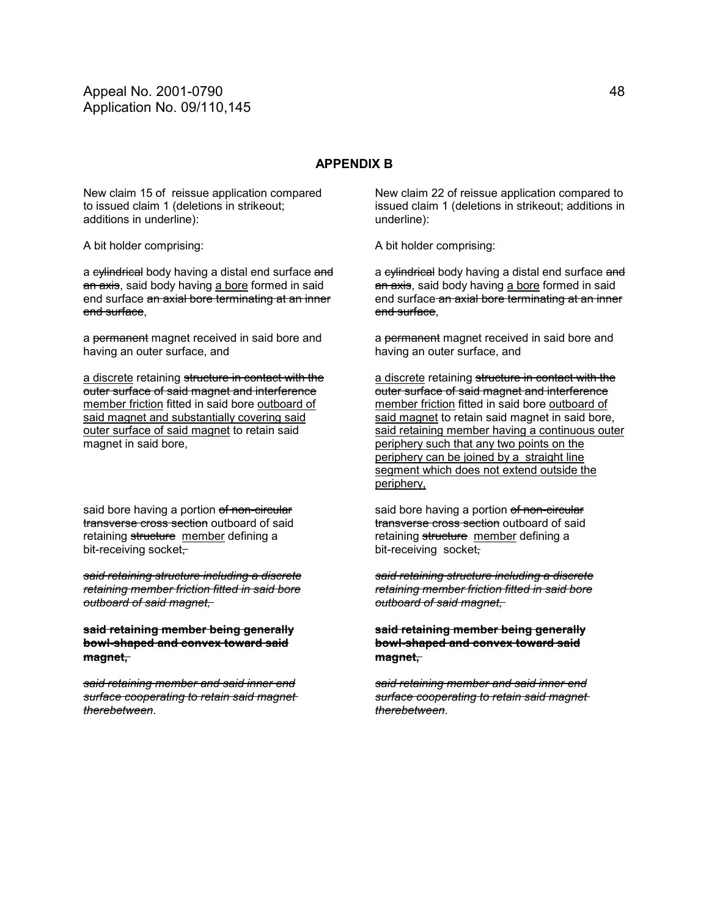## APPENDIX B

New claim 15 of reissue application compared to issued claim 1 (deletions in strikeout; additions in underline):

A bit holder comprising:

a ~~cylindrical~~ body having a distal end surface ~~and an axis~~, said body having <u>a bore</u> formed in said end surface ~~an axial bore terminating at an inner end surface~~,

a ~~permanent~~ magnet received in said bore and having an outer surface, and

<u>a discrete</u> retaining ~~structure in contact with the outer surface of said magnet and interference~~ <u>member friction</u> fitted in said bore <u>outboard of said magnet and substantially covering said outer surface of said magnet</u> to retain said magnet in said bore,

said bore having a portion ~~of non-circular transverse cross section~~ outboard of said retaining ~~structure~~ <u>member</u> defining a bit-receiving socket~~,~~

~~*said retaining structure including a discrete retaining member friction fitted in said bore outboard of said magnet,*~~

~~**said retaining member being generally bowl-shaped and convex toward said magnet,**~~

~~*said retaining member and said inner end surface cooperating to retain said magnet therebetween*~~.

New claim 22 of reissue application compared to issued claim 1 (deletions in strikeout; additions in underline):

A bit holder comprising:

a ~~cylindrical~~ body having a distal end surface ~~and an axis~~, said body having <u>a bore</u> formed in said end surface ~~an axial bore terminating at an inner end surface~~,

a ~~permanent~~ magnet received in said bore and having an outer surface, and

<u>a discrete</u> retaining ~~structure in contact with the outer surface of said magnet and interference~~ <u>member friction</u> fitted in said bore <u>outboard of said magnet</u> to retain said magnet in said bore, <u>said retaining member having a continuous outer periphery such that any two points on the periphery can be joined by a straight line segment which does not extend outside the periphery,</u>

said bore having a portion ~~of non-circular transverse cross section~~ outboard of said retaining ~~structure~~ <u>member</u> defining a bit-receiving socket~~,~~

~~*said retaining structure including a discrete retaining member friction fitted in said bore outboard of said magnet,*~~

~~**said retaining member being generally bowl-shaped and convex toward said magnet,**~~

~~*said retaining member and said inner end surface cooperating to retain said magnet therebetween*~~.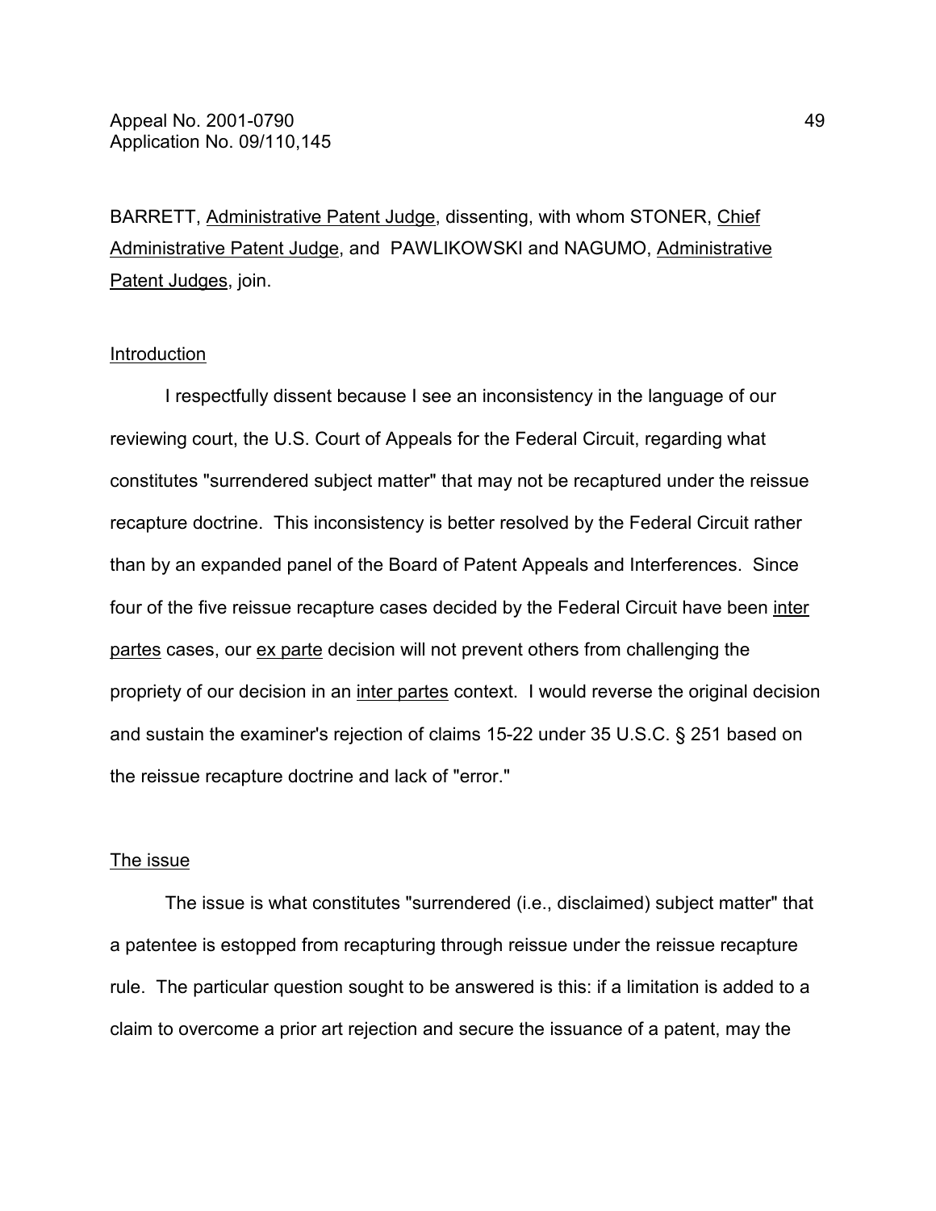BARRETT, Administrative Patent Judge, dissenting, with whom STONER, Chief Administrative Patent Judge, and PAWLIKOWSKI and NAGUMO, Administrative Patent Judges, join.

## Introduction

I respectfully dissent because I see an inconsistency in the language of our reviewing court, the U.S. Court of Appeals for the Federal Circuit, regarding what constitutes "surrendered subject matter" that may not be recaptured under the reissue recapture doctrine. This inconsistency is better resolved by the Federal Circuit rather than by an expanded panel of the Board of Patent Appeals and Interferences. Since four of the five reissue recapture cases decided by the Federal Circuit have been inter partes cases, our ex parte decision will not prevent others from challenging the propriety of our decision in an inter partes context. I would reverse the original decision and sustain the examiner's rejection of claims 15-22 under 35 U.S.C. § 251 based on the reissue recapture doctrine and lack of "error."

## The issue

The issue is what constitutes "surrendered (i.e., disclaimed) subject matter" that a patentee is estopped from recapturing through reissue under the reissue recapture rule. The particular question sought to be answered is this: if a limitation is added to a claim to overcome a prior art rejection and secure the issuance of a patent, may the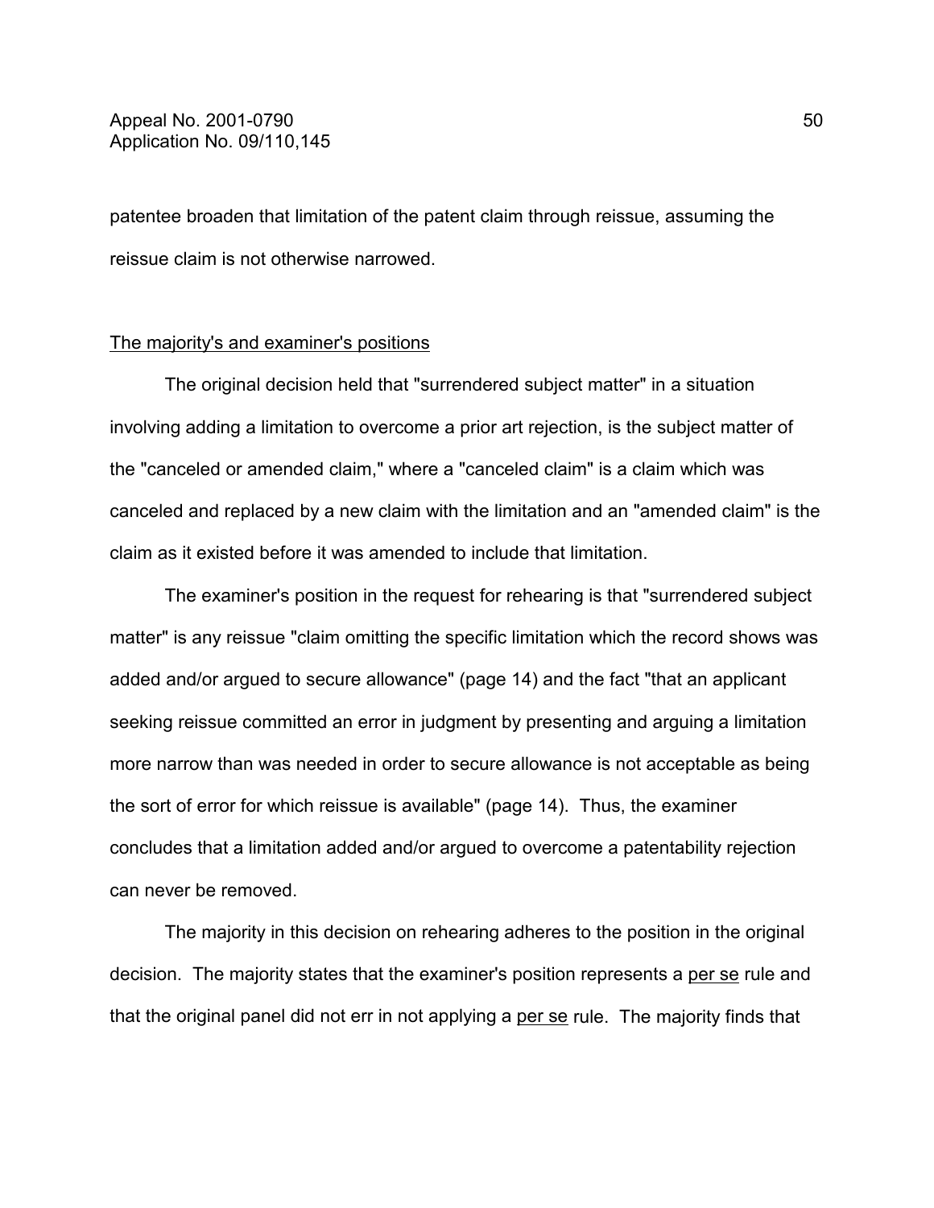patentee broaden that limitation of the patent claim through reissue, assuming the reissue claim is not otherwise narrowed.

The majority's and examiner's positions

The original decision held that "surrendered subject matter" in a situation involving adding a limitation to overcome a prior art rejection, is the subject matter of the "canceled or amended claim," where a "canceled claim" is a claim which was canceled and replaced by a new claim with the limitation and an "amended claim" is the claim as it existed before it was amended to include that limitation.

The examiner's position in the request for rehearing is that "surrendered subject matter" is any reissue "claim omitting the specific limitation which the record shows was added and/or argued to secure allowance" (page 14) and the fact "that an applicant seeking reissue committed an error in judgment by presenting and arguing a limitation more narrow than was needed in order to secure allowance is not acceptable as being the sort of error for which reissue is available" (page 14). Thus, the examiner concludes that a limitation added and/or argued to overcome a patentability rejection can never be removed.

The majority in this decision on rehearing adheres to the position in the original decision. The majority states that the examiner's position represents a per se rule and that the original panel did not err in not applying a per se rule. The majority finds that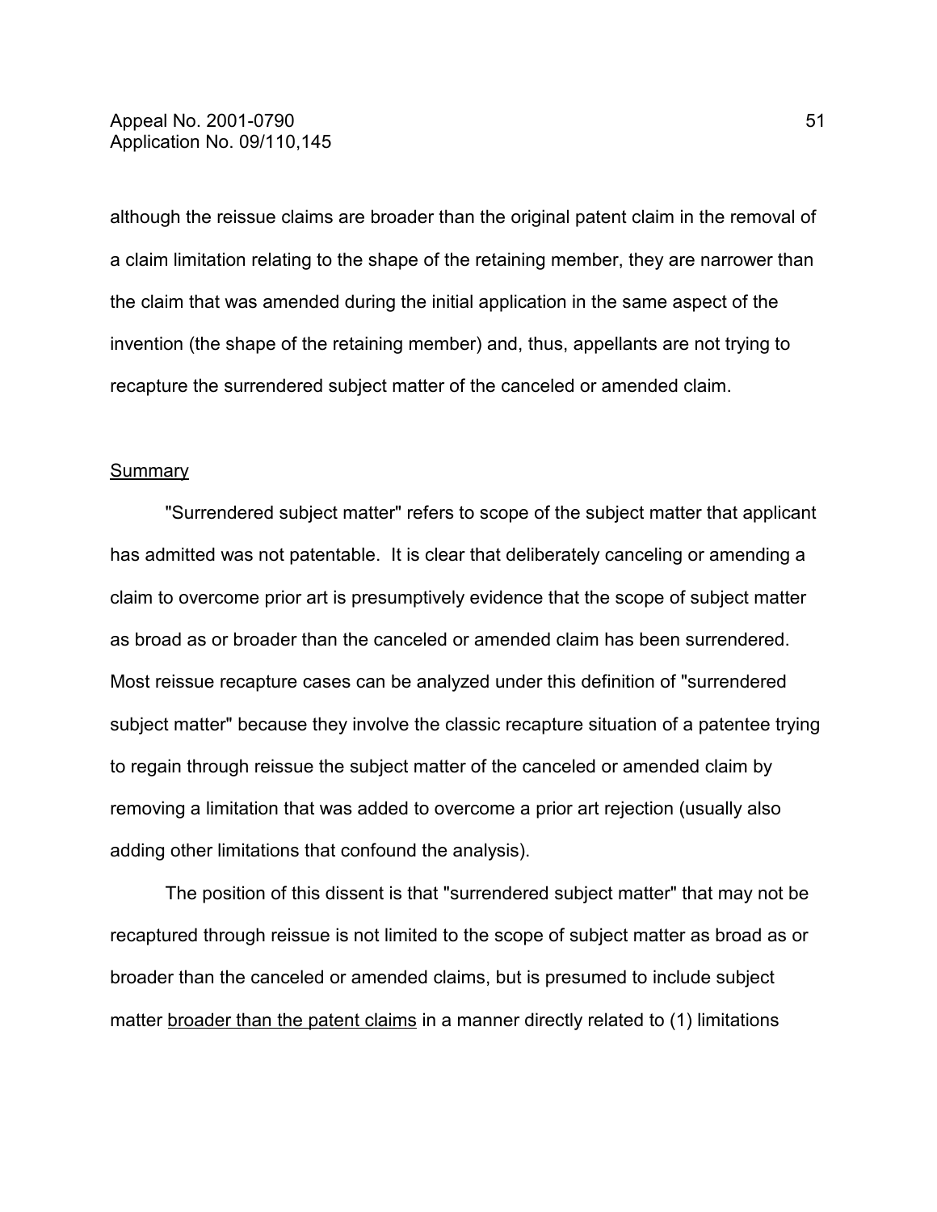although the reissue claims are broader than the original patent claim in the removal of a claim limitation relating to the shape of the retaining member, they are narrower than the claim that was amended during the initial application in the same aspect of the invention (the shape of the retaining member) and, thus, appellants are not trying to recapture the surrendered subject matter of the canceled or amended claim.

<u>Summary</u>

"Surrendered subject matter" refers to scope of the subject matter that applicant has admitted was not patentable. It is clear that deliberately canceling or amending a claim to overcome prior art is presumptively evidence that the scope of subject matter as broad as or broader than the canceled or amended claim has been surrendered. Most reissue recapture cases can be analyzed under this definition of "surrendered subject matter" because they involve the classic recapture situation of a patentee trying to regain through reissue the subject matter of the canceled or amended claim by removing a limitation that was added to overcome a prior art rejection (usually also adding other limitations that confound the analysis).

The position of this dissent is that "surrendered subject matter" that may not be recaptured through reissue is not limited to the scope of subject matter as broad as or broader than the canceled or amended claims, but is presumed to include subject matter <u>broader than the patent claims</u> in a manner directly related to (1) limitations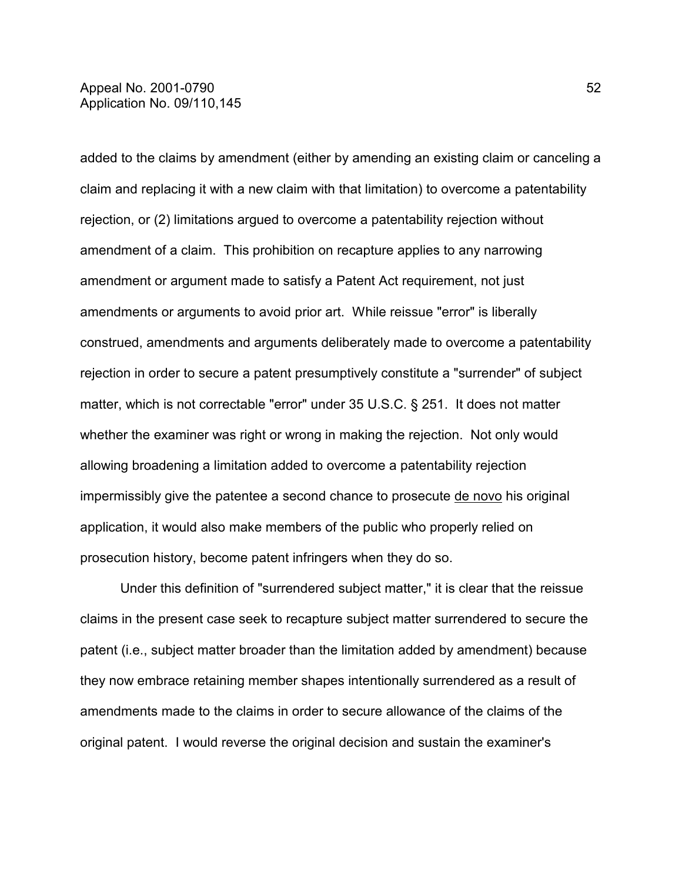added to the claims by amendment (either by amending an existing claim or canceling a claim and replacing it with a new claim with that limitation) to overcome a patentability rejection, or (2) limitations argued to overcome a patentability rejection without amendment of a claim. This prohibition on recapture applies to any narrowing amendment or argument made to satisfy a Patent Act requirement, not just amendments or arguments to avoid prior art. While reissue "error" is liberally construed, amendments and arguments deliberately made to overcome a patentability rejection in order to secure a patent presumptively constitute a "surrender" of subject matter, which is not correctable "error" under 35 U.S.C. § 251. It does not matter whether the examiner was right or wrong in making the rejection. Not only would allowing broadening a limitation added to overcome a patentability rejection impermissibly give the patentee a second chance to prosecute de novo his original application, it would also make members of the public who properly relied on prosecution history, become patent infringers when they do so.

Under this definition of "surrendered subject matter," it is clear that the reissue claims in the present case seek to recapture subject matter surrendered to secure the patent (i.e., subject matter broader than the limitation added by amendment) because they now embrace retaining member shapes intentionally surrendered as a result of amendments made to the claims in order to secure allowance of the claims of the original patent. I would reverse the original decision and sustain the examiner's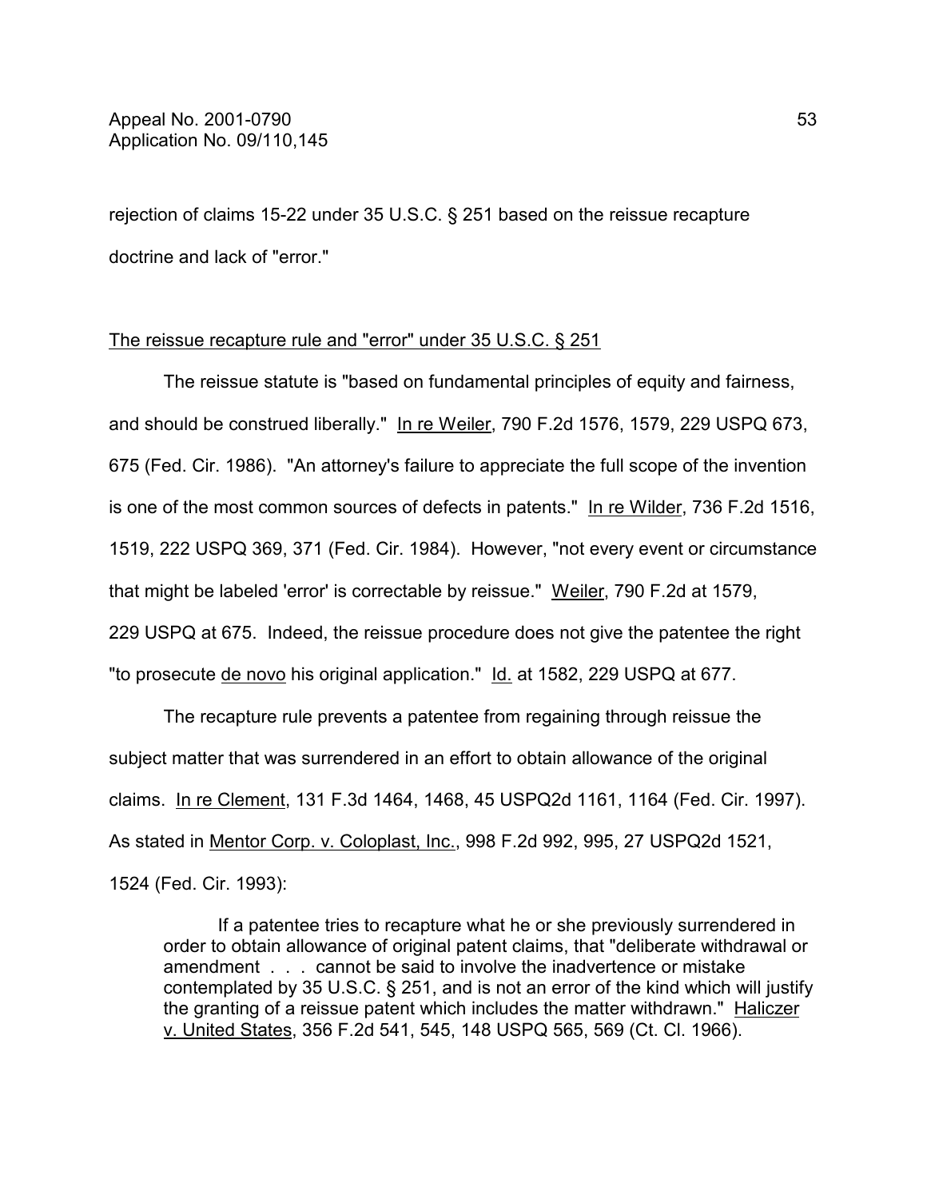rejection of claims 15-22 under 35 U.S.C. § 251 based on the reissue recapture doctrine and lack of "error."

The reissue recapture rule and "error" under 35 U.S.C. § 251

The reissue statute is "based on fundamental principles of equity and fairness, and should be construed liberally." In re Weiler, 790 F.2d 1576, 1579, 229 USPQ 673, 675 (Fed. Cir. 1986). "An attorney's failure to appreciate the full scope of the invention is one of the most common sources of defects in patents." In re Wilder, 736 F.2d 1516, 1519, 222 USPQ 369, 371 (Fed. Cir. 1984). However, "not every event or circumstance that might be labeled 'error' is correctable by reissue." Weiler, 790 F.2d at 1579, 229 USPQ at 675. Indeed, the reissue procedure does not give the patentee the right "to prosecute de novo his original application." Id. at 1582, 229 USPQ at 677.

The recapture rule prevents a patentee from regaining through reissue the subject matter that was surrendered in an effort to obtain allowance of the original claims. In re Clement, 131 F.3d 1464, 1468, 45 USPQ2d 1161, 1164 (Fed. Cir. 1997). As stated in Mentor Corp. v. Coloplast, Inc., 998 F.2d 992, 995, 27 USPQ2d 1521, 1524 (Fed. Cir. 1993):

> If a patentee tries to recapture what he or she previously surrendered in order to obtain allowance of original patent claims, that "deliberate withdrawal or amendment . . . cannot be said to involve the inadvertence or mistake contemplated by 35 U.S.C. § 251, and is not an error of the kind which will justify the granting of a reissue patent which includes the matter withdrawn." Haliczer v. United States, 356 F.2d 541, 545, 148 USPQ 565, 569 (Ct. Cl. 1966).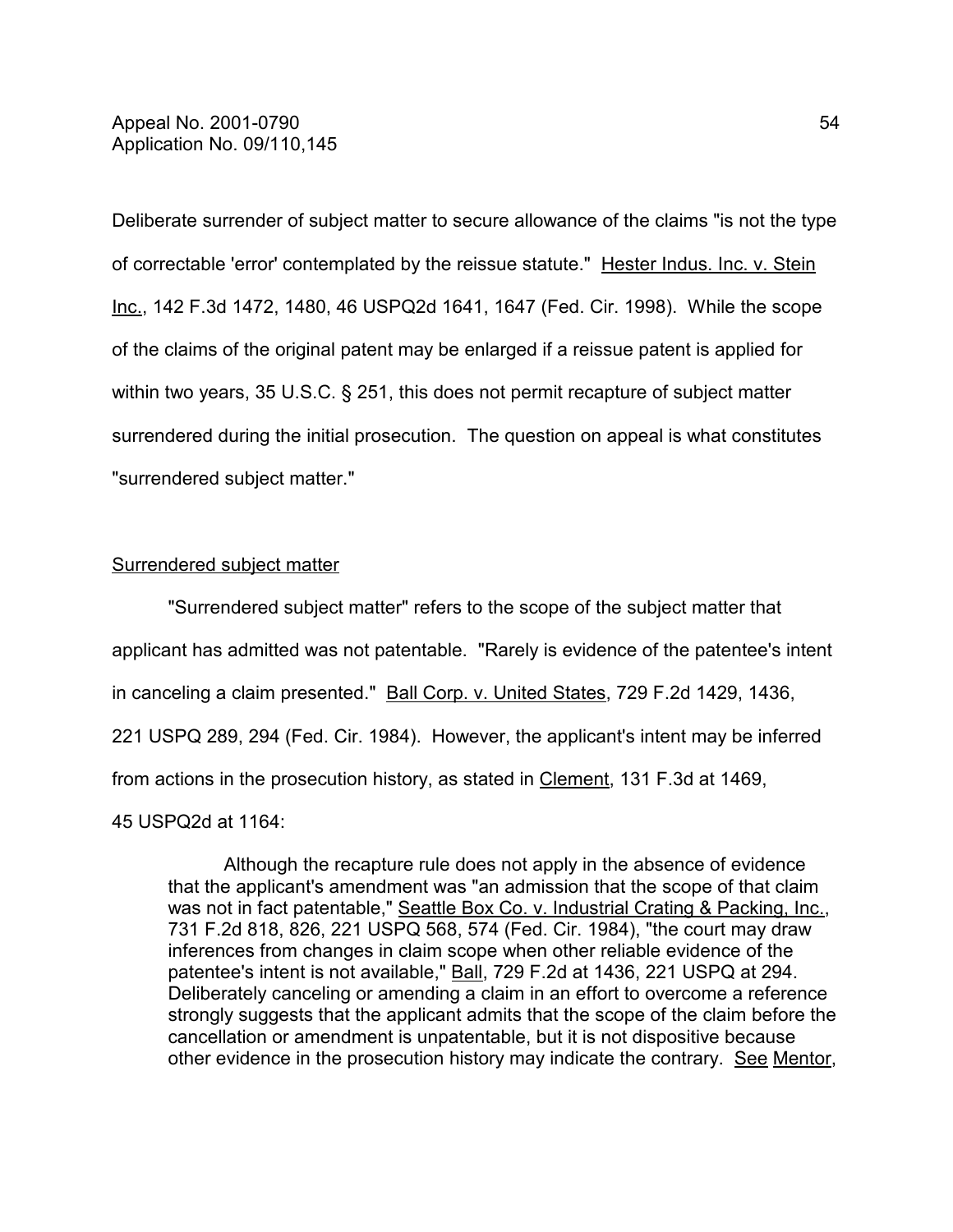Deliberate surrender of subject matter to secure allowance of the claims "is not the type of correctable 'error' contemplated by the reissue statute." Hester Indus. Inc. v. Stein Inc., 142 F.3d 1472, 1480, 46 USPQ2d 1641, 1647 (Fed. Cir. 1998). While the scope of the claims of the original patent may be enlarged if a reissue patent is applied for within two years, 35 U.S.C. § 251, this does not permit recapture of subject matter surrendered during the initial prosecution. The question on appeal is what constitutes "surrendered subject matter."

Surrendered subject matter

"Surrendered subject matter" refers to the scope of the subject matter that applicant has admitted was not patentable. "Rarely is evidence of the patentee's intent in canceling a claim presented." Ball Corp. v. United States, 729 F.2d 1429, 1436, 221 USPQ 289, 294 (Fed. Cir. 1984). However, the applicant's intent may be inferred from actions in the prosecution history, as stated in Clement, 131 F.3d at 1469, 45 USPQ2d at 1164:

> Although the recapture rule does not apply in the absence of evidence that the applicant's amendment was "an admission that the scope of that claim was not in fact patentable," Seattle Box Co. v. Industrial Crating & Packing, Inc., 731 F.2d 818, 826, 221 USPQ 568, 574 (Fed. Cir. 1984), "the court may draw inferences from changes in claim scope when other reliable evidence of the patentee's intent is not available," Ball, 729 F.2d at 1436, 221 USPQ at 294. Deliberately canceling or amending a claim in an effort to overcome a reference strongly suggests that the applicant admits that the scope of the claim before the cancellation or amendment is unpatentable, but it is not dispositive because other evidence in the prosecution history may indicate the contrary. See Mentor,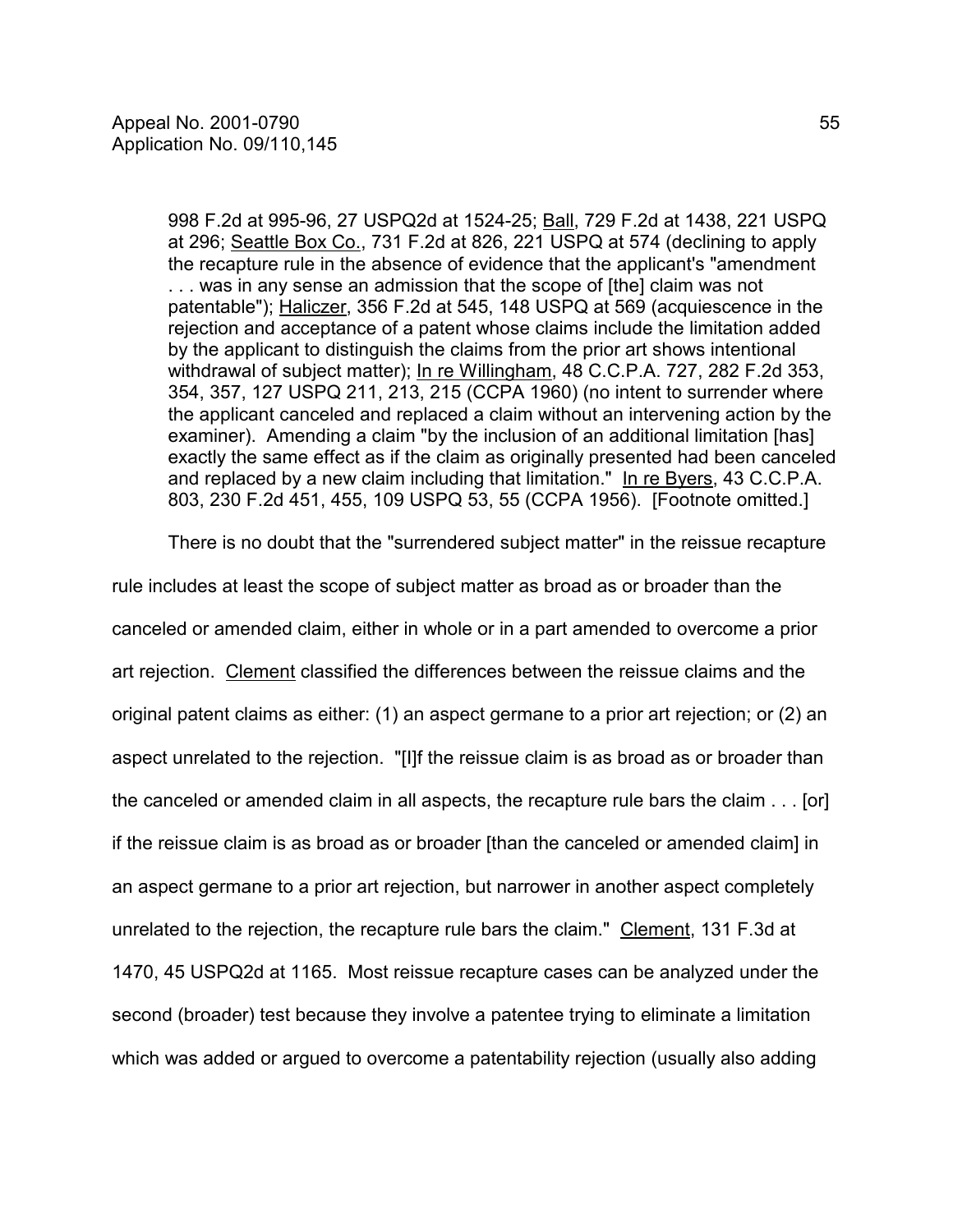> 998 F.2d at 995-96, 27 USPQ2d at 1524-25; Ball, 729 F.2d at 1438, 221 USPQ at 296; Seattle Box Co., 731 F.2d at 826, 221 USPQ at 574 (declining to apply the recapture rule in the absence of evidence that the applicant's "amendment . . . was in any sense an admission that the scope of [the] claim was not patentable"); Haliczer, 356 F.2d at 545, 148 USPQ at 569 (acquiescence in the rejection and acceptance of a patent whose claims include the limitation added by the applicant to distinguish the claims from the prior art shows intentional withdrawal of subject matter); In re Willingham, 48 C.C.P.A. 727, 282 F.2d 353, 354, 357, 127 USPQ 211, 213, 215 (CCPA 1960) (no intent to surrender where the applicant canceled and replaced a claim without an intervening action by the examiner). Amending a claim "by the inclusion of an additional limitation [has] exactly the same effect as if the claim as originally presented had been canceled and replaced by a new claim including that limitation." In re Byers, 43 C.C.P.A. 803, 230 F.2d 451, 455, 109 USPQ 53, 55 (CCPA 1956). [Footnote omitted.]

There is no doubt that the "surrendered subject matter" in the reissue recapture rule includes at least the scope of subject matter as broad as or broader than the canceled or amended claim, either in whole or in a part amended to overcome a prior art rejection. Clement classified the differences between the reissue claims and the original patent claims as either: (1) an aspect germane to a prior art rejection; or (2) an aspect unrelated to the rejection. "[I]f the reissue claim is as broad as or broader than the canceled or amended claim in all aspects, the recapture rule bars the claim . . . [or] if the reissue claim is as broad as or broader [than the canceled or amended claim] in an aspect germane to a prior art rejection, but narrower in another aspect completely unrelated to the rejection, the recapture rule bars the claim." Clement, 131 F.3d at 1470, 45 USPQ2d at 1165. Most reissue recapture cases can be analyzed under the second (broader) test because they involve a patentee trying to eliminate a limitation which was added or argued to overcome a patentability rejection (usually also adding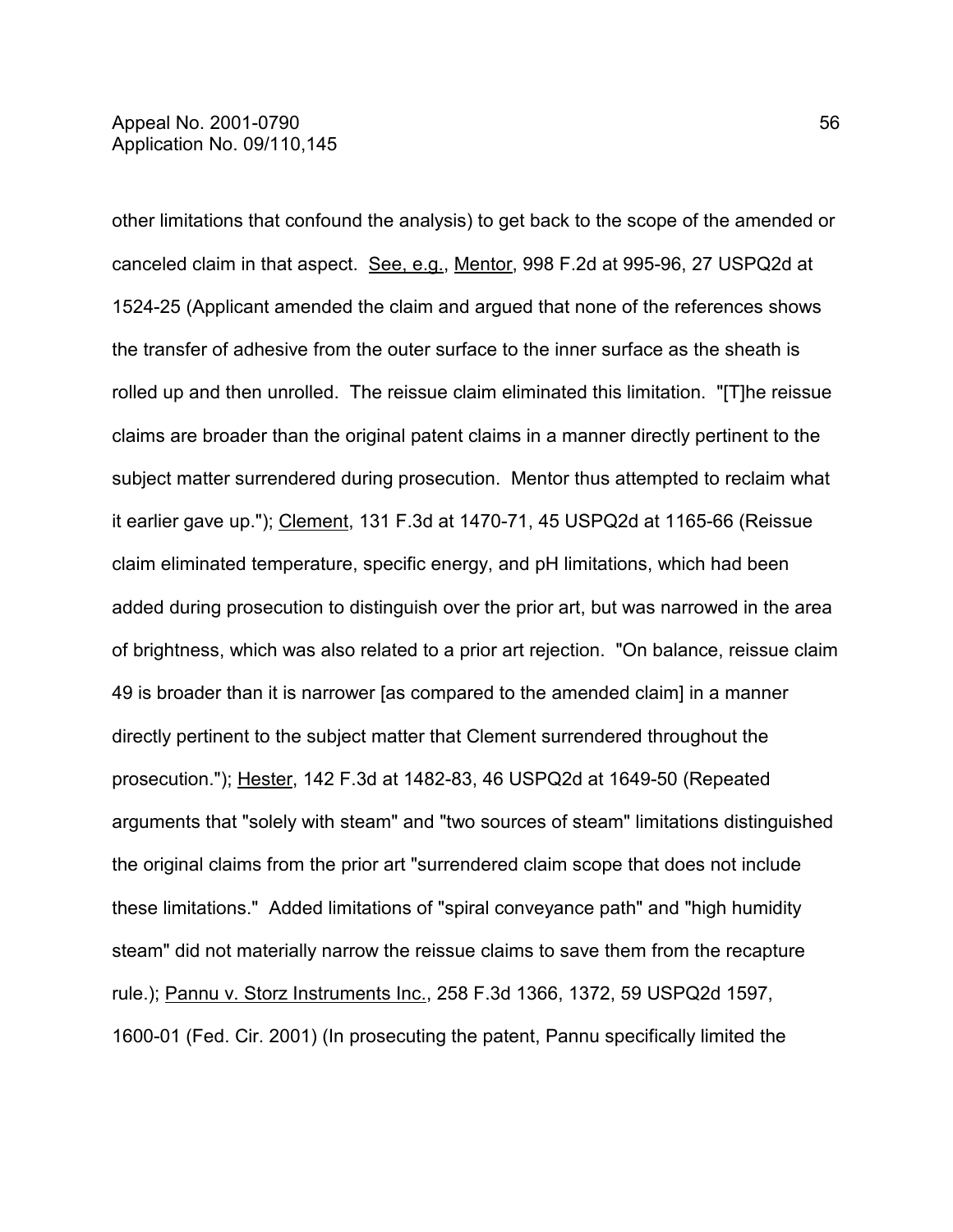other limitations that confound the analysis) to get back to the scope of the amended or canceled claim in that aspect. See, e.g., Mentor, 998 F.2d at 995-96, 27 USPQ2d at 1524-25 (Applicant amended the claim and argued that none of the references shows the transfer of adhesive from the outer surface to the inner surface as the sheath is rolled up and then unrolled. The reissue claim eliminated this limitation. "[T]he reissue claims are broader than the original patent claims in a manner directly pertinent to the subject matter surrendered during prosecution. Mentor thus attempted to reclaim what it earlier gave up."); Clement, 131 F.3d at 1470-71, 45 USPQ2d at 1165-66 (Reissue claim eliminated temperature, specific energy, and pH limitations, which had been added during prosecution to distinguish over the prior art, but was narrowed in the area of brightness, which was also related to a prior art rejection. "On balance, reissue claim 49 is broader than it is narrower [as compared to the amended claim] in a manner directly pertinent to the subject matter that Clement surrendered throughout the prosecution."); Hester, 142 F.3d at 1482-83, 46 USPQ2d at 1649-50 (Repeated arguments that "solely with steam" and "two sources of steam" limitations distinguished the original claims from the prior art "surrendered claim scope that does not include these limitations." Added limitations of "spiral conveyance path" and "high humidity steam" did not materially narrow the reissue claims to save them from the recapture rule.); Pannu v. Storz Instruments Inc., 258 F.3d 1366, 1372, 59 USPQ2d 1597, 1600-01 (Fed. Cir. 2001) (In prosecuting the patent, Pannu specifically limited the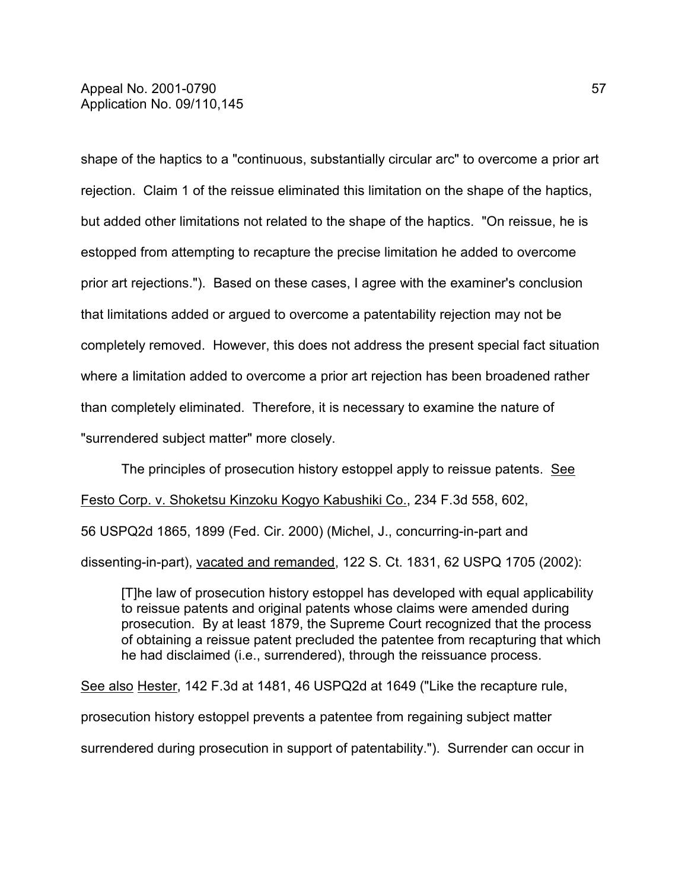shape of the haptics to a "continuous, substantially circular arc" to overcome a prior art rejection. Claim 1 of the reissue eliminated this limitation on the shape of the haptics, but added other limitations not related to the shape of the haptics. "On reissue, he is estopped from attempting to recapture the precise limitation he added to overcome prior art rejections."). Based on these cases, I agree with the examiner's conclusion that limitations added or argued to overcome a patentability rejection may not be completely removed. However, this does not address the present special fact situation where a limitation added to overcome a prior art rejection has been broadened rather than completely eliminated. Therefore, it is necessary to examine the nature of "surrendered subject matter" more closely.

The principles of prosecution history estoppel apply to reissue patents. See Festo Corp. v. Shoketsu Kinzoku Kogyo Kabushiki Co., 234 F.3d 558, 602, 56 USPQ2d 1865, 1899 (Fed. Cir. 2000) (Michel, J., concurring-in-part and dissenting-in-part), vacated and remanded, 122 S. Ct. 1831, 62 USPQ 1705 (2002):

> [T]he law of prosecution history estoppel has developed with equal applicability to reissue patents and original patents whose claims were amended during prosecution. By at least 1879, the Supreme Court recognized that the process of obtaining a reissue patent precluded the patentee from recapturing that which he had disclaimed (i.e., surrendered), through the reissuance process.

See also Hester, 142 F.3d at 1481, 46 USPQ2d at 1649 ("Like the recapture rule, prosecution history estoppel prevents a patentee from regaining subject matter surrendered during prosecution in support of patentability."). Surrender can occur in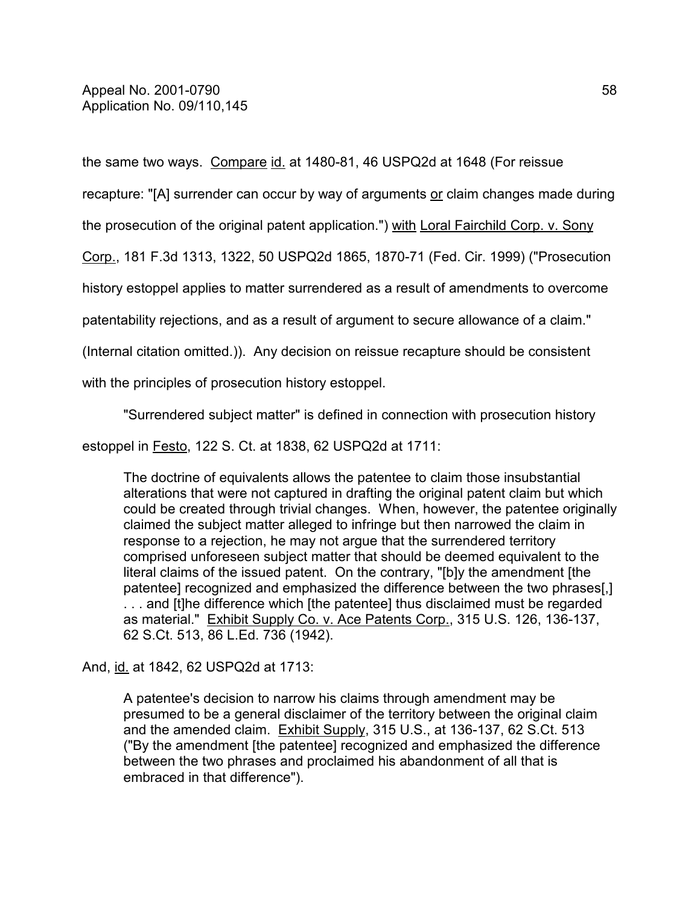the same two ways. Compare id. at 1480-81, 46 USPQ2d at 1648 (For reissue recapture: "[A] surrender can occur by way of arguments or claim changes made during the prosecution of the original patent application.") with Loral Fairchild Corp. v. Sony Corp., 181 F.3d 1313, 1322, 50 USPQ2d 1865, 1870-71 (Fed. Cir. 1999) ("Prosecution history estoppel applies to matter surrendered as a result of amendments to overcome patentability rejections, and as a result of argument to secure allowance of a claim." (Internal citation omitted.)). Any decision on reissue recapture should be consistent with the principles of prosecution history estoppel.

"Surrendered subject matter" is defined in connection with prosecution history estoppel in Festo, 122 S. Ct. at 1838, 62 USPQ2d at 1711:

> The doctrine of equivalents allows the patentee to claim those insubstantial alterations that were not captured in drafting the original patent claim but which could be created through trivial changes. When, however, the patentee originally claimed the subject matter alleged to infringe but then narrowed the claim in response to a rejection, he may not argue that the surrendered territory comprised unforeseen subject matter that should be deemed equivalent to the literal claims of the issued patent. On the contrary, "[b]y the amendment [the patentee] recognized and emphasized the difference between the two phrases[,] . . . and [t]he difference which [the patentee] thus disclaimed must be regarded as material." Exhibit Supply Co. v. Ace Patents Corp., 315 U.S. 126, 136-137, 62 S.Ct. 513, 86 L.Ed. 736 (1942).

And, id. at 1842, 62 USPQ2d at 1713:

> A patentee's decision to narrow his claims through amendment may be presumed to be a general disclaimer of the territory between the original claim and the amended claim. Exhibit Supply, 315 U.S., at 136-137, 62 S.Ct. 513 ("By the amendment [the patentee] recognized and emphasized the difference between the two phrases and proclaimed his abandonment of all that is embraced in that difference").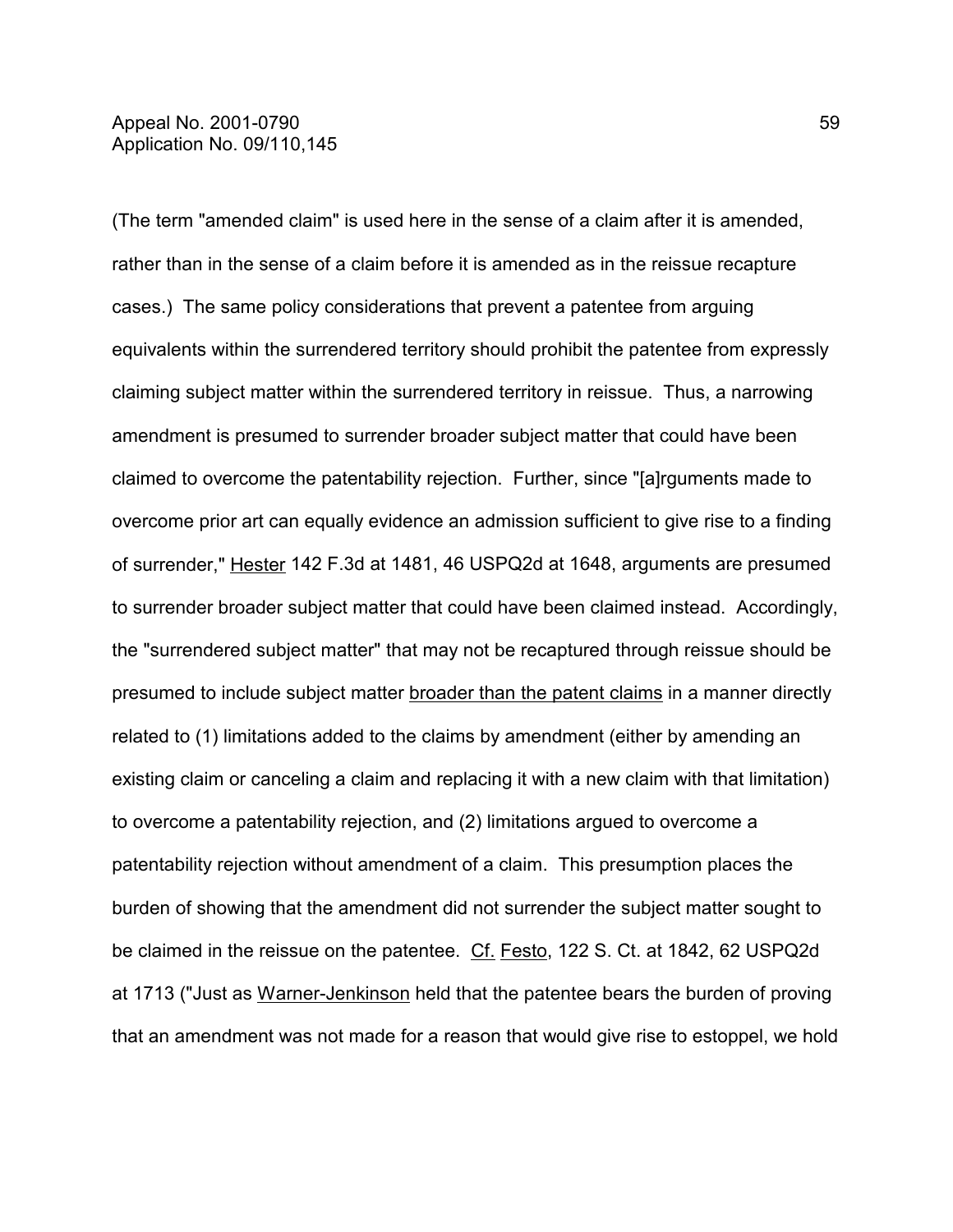(The term "amended claim" is used here in the sense of a claim after it is amended, rather than in the sense of a claim before it is amended as in the reissue recapture cases.) The same policy considerations that prevent a patentee from arguing equivalents within the surrendered territory should prohibit the patentee from expressly claiming subject matter within the surrendered territory in reissue. Thus, a narrowing amendment is presumed to surrender broader subject matter that could have been claimed to overcome the patentability rejection. Further, since "[a]rguments made to overcome prior art can equally evidence an admission sufficient to give rise to a finding of surrender," Hester 142 F.3d at 1481, 46 USPQ2d at 1648, arguments are presumed to surrender broader subject matter that could have been claimed instead. Accordingly, the "surrendered subject matter" that may not be recaptured through reissue should be presumed to include subject matter broader than the patent claims in a manner directly related to (1) limitations added to the claims by amendment (either by amending an existing claim or canceling a claim and replacing it with a new claim with that limitation) to overcome a patentability rejection, and (2) limitations argued to overcome a patentability rejection without amendment of a claim. This presumption places the burden of showing that the amendment did not surrender the subject matter sought to be claimed in the reissue on the patentee. Cf. Festo, 122 S. Ct. at 1842, 62 USPQ2d at 1713 ("Just as Warner-Jenkinson held that the patentee bears the burden of proving that an amendment was not made for a reason that would give rise to estoppel, we hold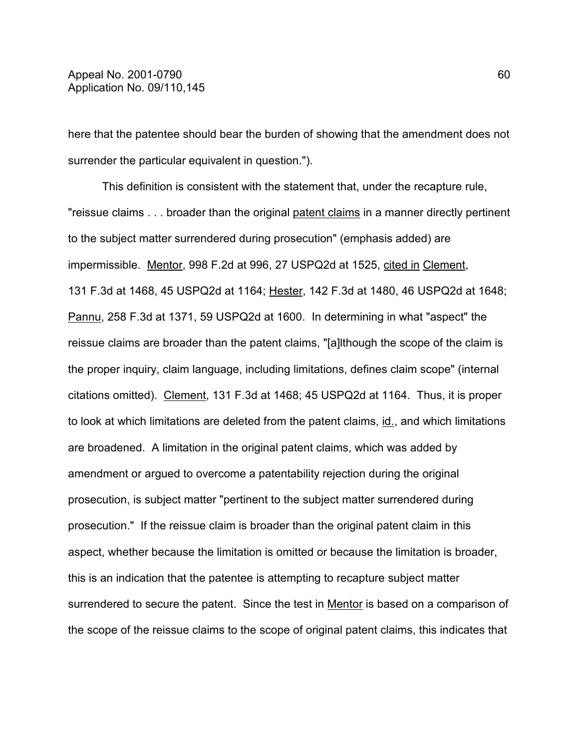here that the patentee should bear the burden of showing that the amendment does not surrender the particular equivalent in question.").

This definition is consistent with the statement that, under the recapture rule, "reissue claims . . . broader than the original patent claims in a manner directly pertinent to the subject matter surrendered during prosecution" (emphasis added) are impermissible. Mentor, 998 F.2d at 996, 27 USPQ2d at 1525, cited in Clement, 131 F.3d at 1468, 45 USPQ2d at 1164; Hester, 142 F.3d at 1480, 46 USPQ2d at 1648; Pannu, 258 F.3d at 1371, 59 USPQ2d at 1600. In determining in what "aspect" the reissue claims are broader than the patent claims, "[a]lthough the scope of the claim is the proper inquiry, claim language, including limitations, defines claim scope" (internal citations omitted). Clement, 131 F.3d at 1468; 45 USPQ2d at 1164. Thus, it is proper to look at which limitations are deleted from the patent claims, id., and which limitations are broadened. A limitation in the original patent claims, which was added by amendment or argued to overcome a patentability rejection during the original prosecution, is subject matter "pertinent to the subject matter surrendered during prosecution." If the reissue claim is broader than the original patent claim in this aspect, whether because the limitation is omitted or because the limitation is broader, this is an indication that the patentee is attempting to recapture subject matter surrendered to secure the patent. Since the test in Mentor is based on a comparison of the scope of the reissue claims to the scope of original patent claims, this indicates that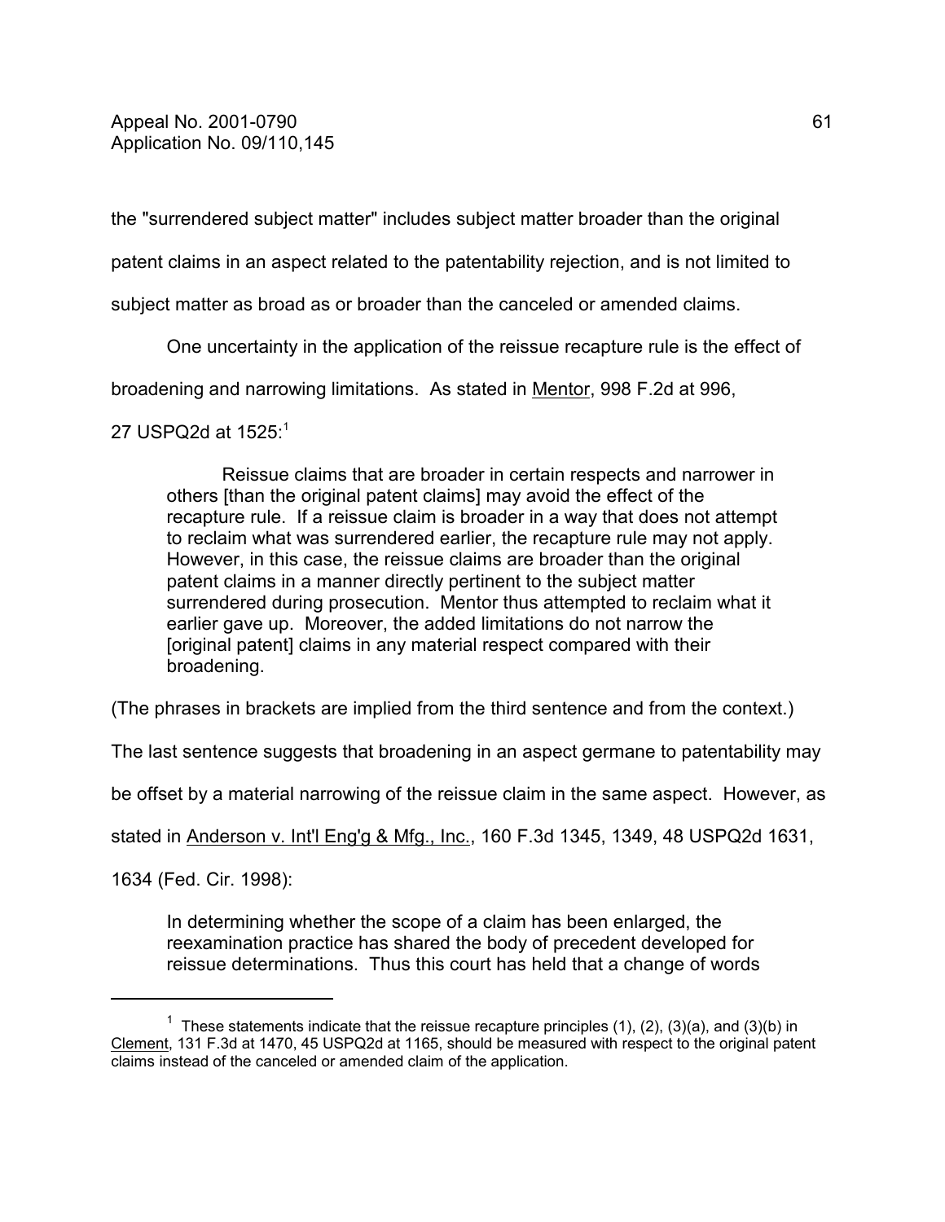the "surrendered subject matter" includes subject matter broader than the original patent claims in an aspect related to the patentability rejection, and is not limited to subject matter as broad as or broader than the canceled or amended claims.

One uncertainty in the application of the reissue recapture rule is the effect of broadening and narrowing limitations. As stated in Mentor, 998 F.2d at 996, 27 USPQ2d at 1525:[1]

> Reissue claims that are broader in certain respects and narrower in others [than the original patent claims] may avoid the effect of the recapture rule. If a reissue claim is broader in a way that does not attempt to reclaim what was surrendered earlier, the recapture rule may not apply. However, in this case, the reissue claims are broader than the original patent claims in a manner directly pertinent to the subject matter surrendered during prosecution. Mentor thus attempted to reclaim what it earlier gave up. Moreover, the added limitations do not narrow the [original patent] claims in any material respect compared with their broadening.

(The phrases in brackets are implied from the third sentence and from the context.)

The last sentence suggests that broadening in an aspect germane to patentability may be offset by a material narrowing of the reissue claim in the same aspect. However, as stated in Anderson v. Int'l Eng'g & Mfg., Inc., 160 F.3d 1345, 1349, 48 USPQ2d 1631, 1634 (Fed. Cir. 1998):

> In determining whether the scope of a claim has been enlarged, the reexamination practice has shared the body of precedent developed for reissue determinations. Thus this court has held that a change of words

---

[1] These statements indicate that the reissue recapture principles (1), (2), (3)(a), and (3)(b) in Clement, 131 F.3d at 1470, 45 USPQ2d at 1165, should be measured with respect to the original patent claims instead of the canceled or amended claim of the application.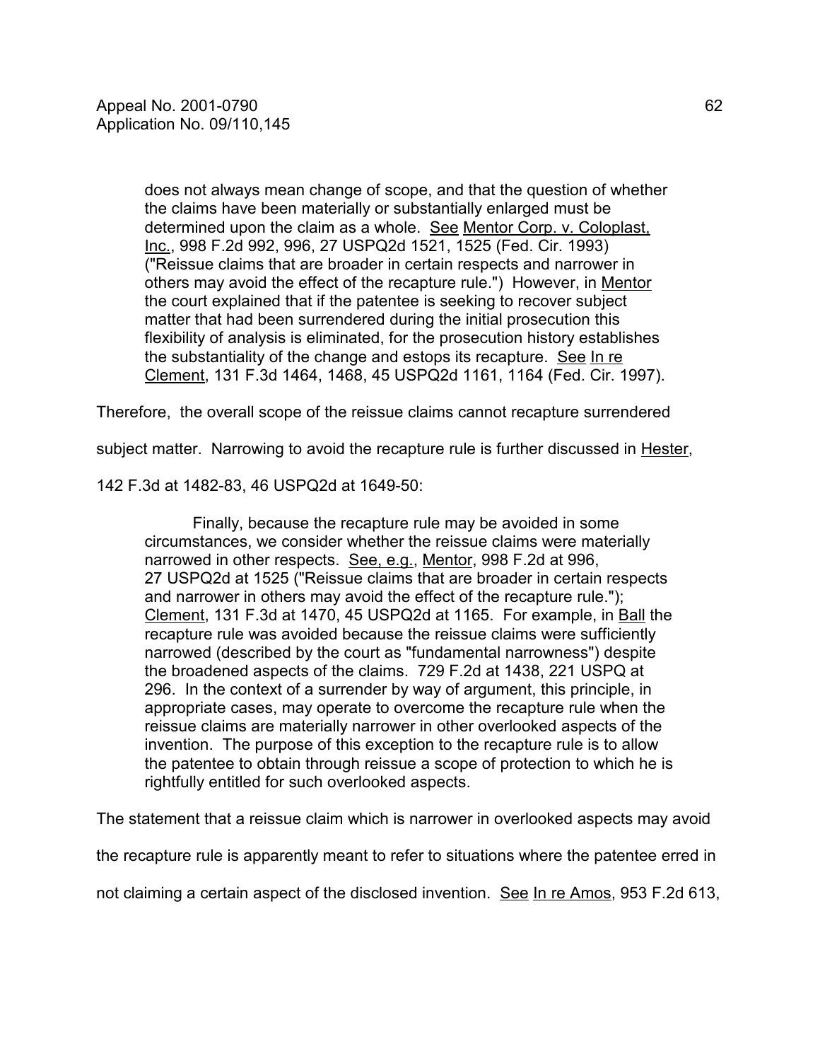> does not always mean change of scope, and that the question of whether the claims have been materially or substantially enlarged must be determined upon the claim as a whole. See Mentor Corp. v. Coloplast, Inc., 998 F.2d 992, 996, 27 USPQ2d 1521, 1525 (Fed. Cir. 1993) ("Reissue claims that are broader in certain respects and narrower in others may avoid the effect of the recapture rule.") However, in Mentor the court explained that if the patentee is seeking to recover subject matter that had been surrendered during the initial prosecution this flexibility of analysis is eliminated, for the prosecution history establishes the substantiality of the change and estops its recapture. See In re Clement, 131 F.3d 1464, 1468, 45 USPQ2d 1161, 1164 (Fed. Cir. 1997).

Therefore, the overall scope of the reissue claims cannot recapture surrendered subject matter. Narrowing to avoid the recapture rule is further discussed in Hester, 142 F.3d at 1482-83, 46 USPQ2d at 1649-50:

> Finally, because the recapture rule may be avoided in some circumstances, we consider whether the reissue claims were materially narrowed in other respects. See, e.g., Mentor, 998 F.2d at 996, 27 USPQ2d at 1525 ("Reissue claims that are broader in certain respects and narrower in others may avoid the effect of the recapture rule."); Clement, 131 F.3d at 1470, 45 USPQ2d at 1165. For example, in Ball the recapture rule was avoided because the reissue claims were sufficiently narrowed (described by the court as "fundamental narrowness") despite the broadened aspects of the claims. 729 F.2d at 1438, 221 USPQ at 296. In the context of a surrender by way of argument, this principle, in appropriate cases, may operate to overcome the recapture rule when the reissue claims are materially narrower in other overlooked aspects of the invention. The purpose of this exception to the recapture rule is to allow the patentee to obtain through reissue a scope of protection to which he is rightfully entitled for such overlooked aspects.

The statement that a reissue claim which is narrower in overlooked aspects may avoid the recapture rule is apparently meant to refer to situations where the patentee erred in not claiming a certain aspect of the disclosed invention. See In re Amos, 953 F.2d 613,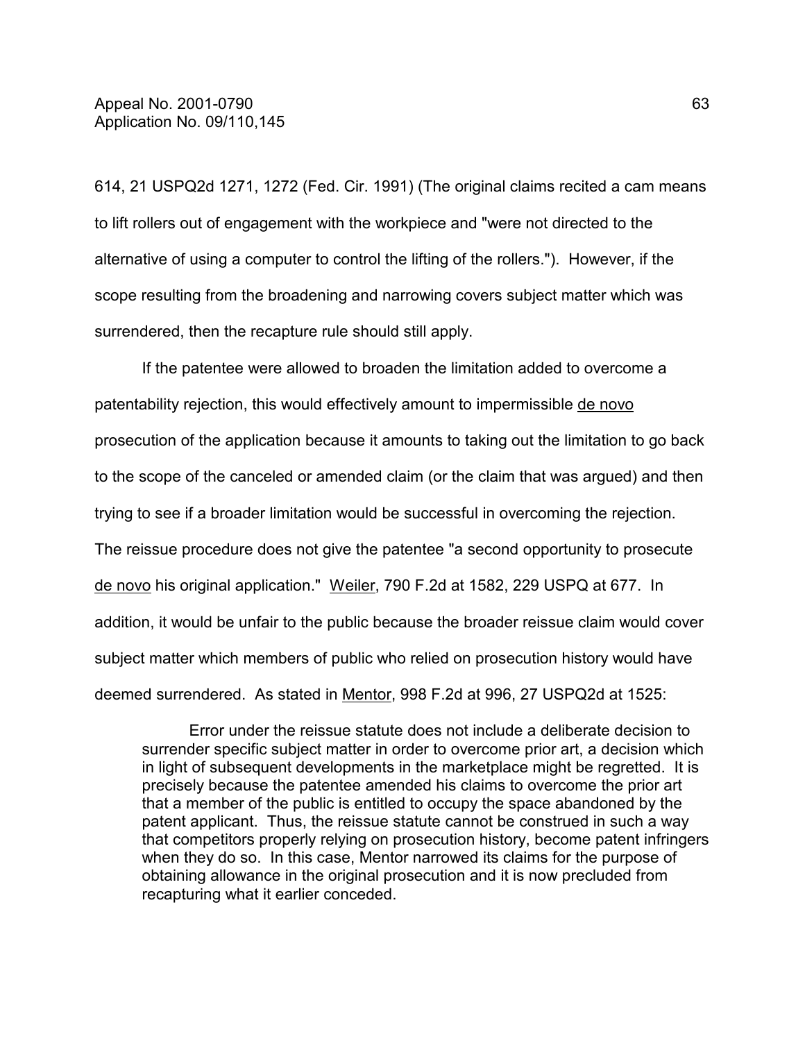614, 21 USPQ2d 1271, 1272 (Fed. Cir. 1991) (The original claims recited a cam means to lift rollers out of engagement with the workpiece and "were not directed to the alternative of using a computer to control the lifting of the rollers."). However, if the scope resulting from the broadening and narrowing covers subject matter which was surrendered, then the recapture rule should still apply.

If the patentee were allowed to broaden the limitation added to overcome a patentability rejection, this would effectively amount to impermissible de novo prosecution of the application because it amounts to taking out the limitation to go back to the scope of the canceled or amended claim (or the claim that was argued) and then trying to see if a broader limitation would be successful in overcoming the rejection. The reissue procedure does not give the patentee "a second opportunity to prosecute de novo his original application." Weiler, 790 F.2d at 1582, 229 USPQ at 677. In addition, it would be unfair to the public because the broader reissue claim would cover subject matter which members of public who relied on prosecution history would have deemed surrendered. As stated in Mentor, 998 F.2d at 996, 27 USPQ2d at 1525:

> Error under the reissue statute does not include a deliberate decision to surrender specific subject matter in order to overcome prior art, a decision which in light of subsequent developments in the marketplace might be regretted. It is precisely because the patentee amended his claims to overcome the prior art that a member of the public is entitled to occupy the space abandoned by the patent applicant. Thus, the reissue statute cannot be construed in such a way that competitors properly relying on prosecution history, become patent infringers when they do so. In this case, Mentor narrowed its claims for the purpose of obtaining allowance in the original prosecution and it is now precluded from recapturing what it earlier conceded.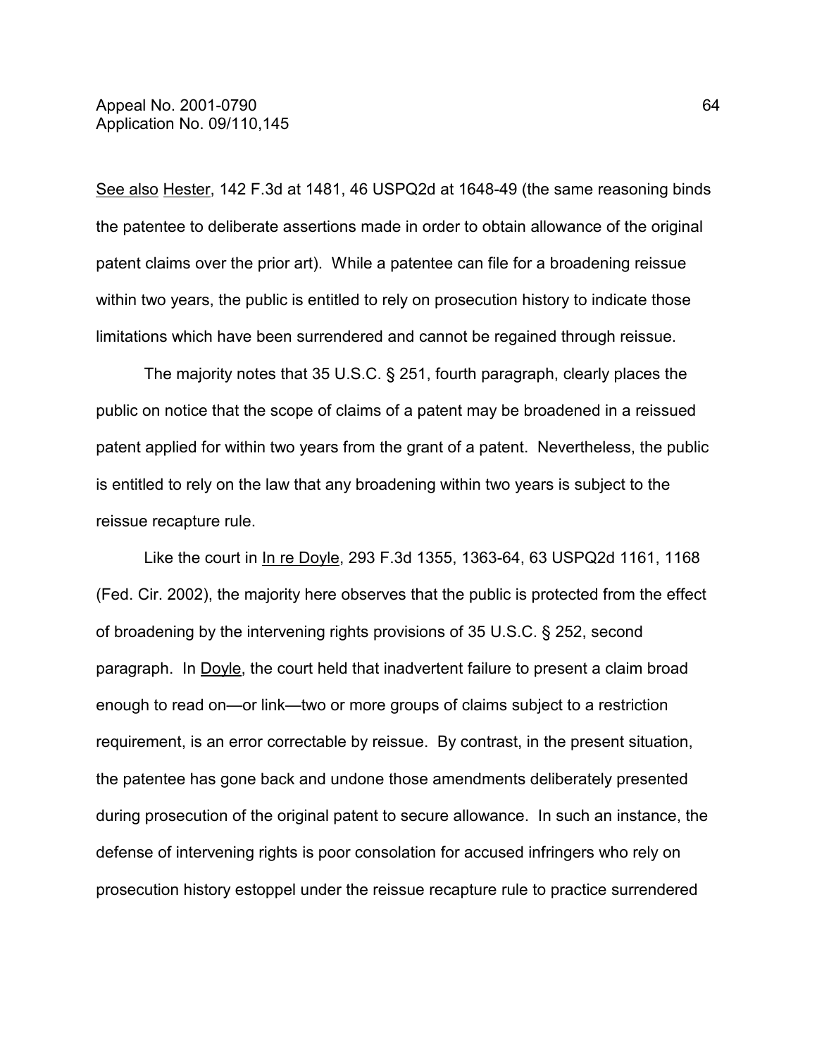See also Hester, 142 F.3d at 1481, 46 USPQ2d at 1648-49 (the same reasoning binds the patentee to deliberate assertions made in order to obtain allowance of the original patent claims over the prior art). While a patentee can file for a broadening reissue within two years, the public is entitled to rely on prosecution history to indicate those limitations which have been surrendered and cannot be regained through reissue.

The majority notes that 35 U.S.C. § 251, fourth paragraph, clearly places the public on notice that the scope of claims of a patent may be broadened in a reissued patent applied for within two years from the grant of a patent. Nevertheless, the public is entitled to rely on the law that any broadening within two years is subject to the reissue recapture rule.

Like the court in In re Doyle, 293 F.3d 1355, 1363-64, 63 USPQ2d 1161, 1168 (Fed. Cir. 2002), the majority here observes that the public is protected from the effect of broadening by the intervening rights provisions of 35 U.S.C. § 252, second paragraph. In Doyle, the court held that inadvertent failure to present a claim broad enough to read on—or link—two or more groups of claims subject to a restriction requirement, is an error correctable by reissue. By contrast, in the present situation, the patentee has gone back and undone those amendments deliberately presented during prosecution of the original patent to secure allowance. In such an instance, the defense of intervening rights is poor consolation for accused infringers who rely on prosecution history estoppel under the reissue recapture rule to practice surrendered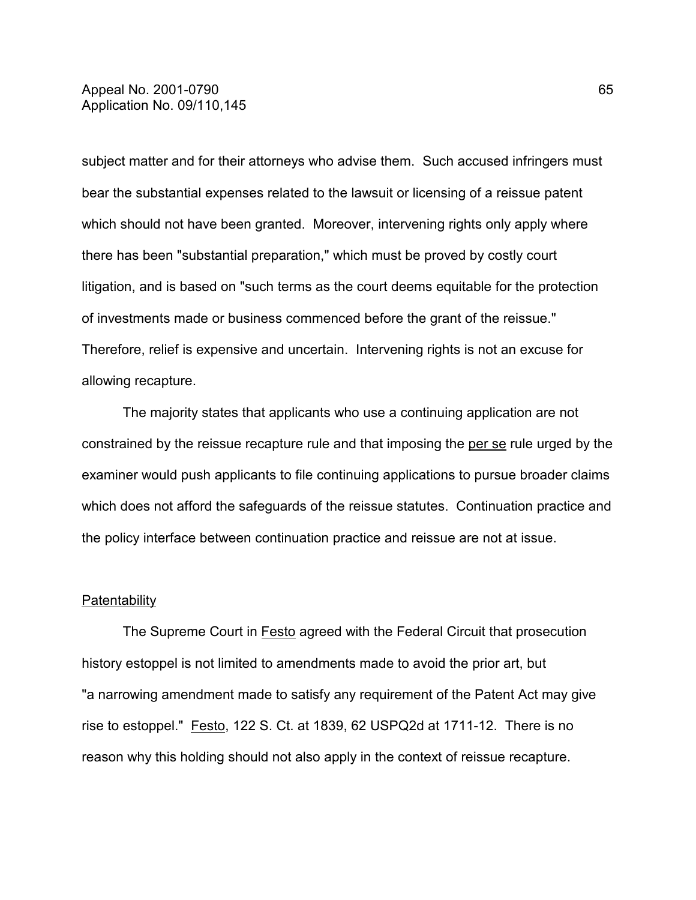subject matter and for their attorneys who advise them. Such accused infringers must bear the substantial expenses related to the lawsuit or licensing of a reissue patent which should not have been granted. Moreover, intervening rights only apply where there has been "substantial preparation," which must be proved by costly court litigation, and is based on "such terms as the court deems equitable for the protection of investments made or business commenced before the grant of the reissue." Therefore, relief is expensive and uncertain. Intervening rights is not an excuse for allowing recapture.

The majority states that applicants who use a continuing application are not constrained by the reissue recapture rule and that imposing the per se rule urged by the examiner would push applicants to file continuing applications to pursue broader claims which does not afford the safeguards of the reissue statutes. Continuation practice and the policy interface between continuation practice and reissue are not at issue.

Patentability

The Supreme Court in Festo agreed with the Federal Circuit that prosecution history estoppel is not limited to amendments made to avoid the prior art, but "a narrowing amendment made to satisfy any requirement of the Patent Act may give rise to estoppel." Festo, 122 S. Ct. at 1839, 62 USPQ2d at 1711-12. There is no reason why this holding should not also apply in the context of reissue recapture.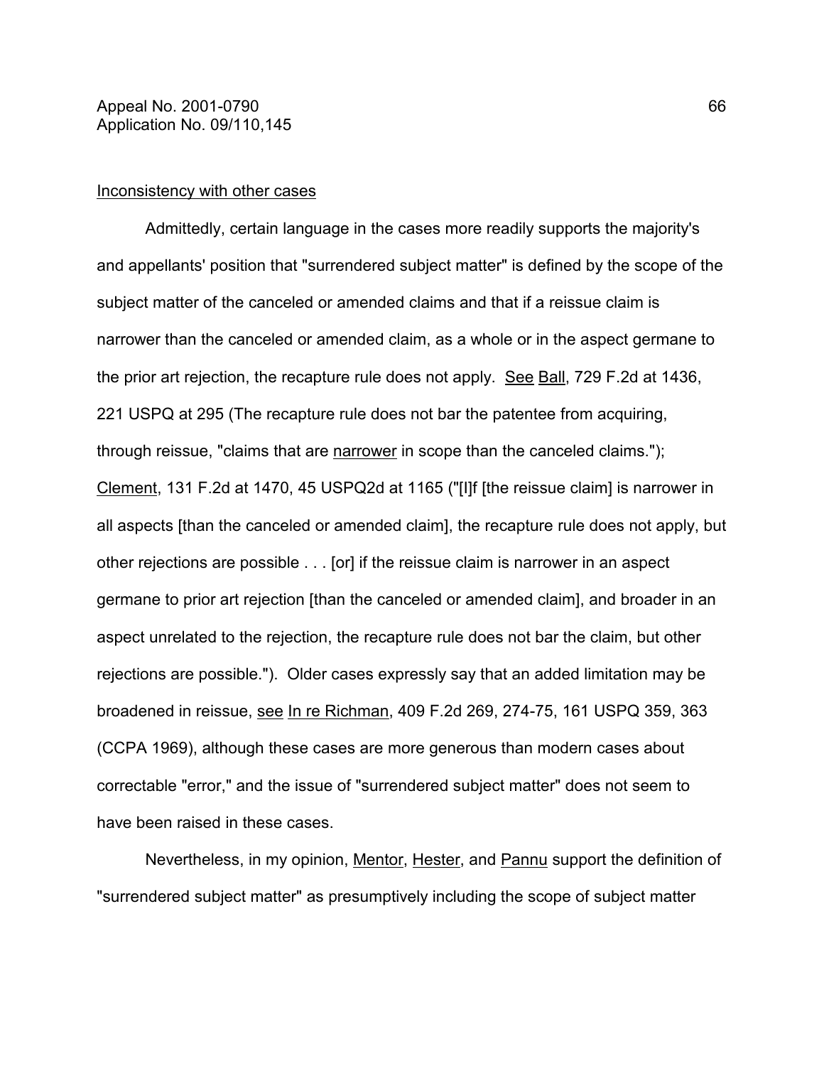Inconsistency with other cases

Admittedly, certain language in the cases more readily supports the majority's and appellants' position that "surrendered subject matter" is defined by the scope of the subject matter of the canceled or amended claims and that if a reissue claim is narrower than the canceled or amended claim, as a whole or in the aspect germane to the prior art rejection, the recapture rule does not apply. See Ball, 729 F.2d at 1436, 221 USPQ at 295 (The recapture rule does not bar the patentee from acquiring, through reissue, "claims that are narrower in scope than the canceled claims."); Clement, 131 F.2d at 1470, 45 USPQ2d at 1165 ("[I]f [the reissue claim] is narrower in all aspects [than the canceled or amended claim], the recapture rule does not apply, but other rejections are possible . . . [or] if the reissue claim is narrower in an aspect germane to prior art rejection [than the canceled or amended claim], and broader in an aspect unrelated to the rejection, the recapture rule does not bar the claim, but other rejections are possible."). Older cases expressly say that an added limitation may be broadened in reissue, see In re Richman, 409 F.2d 269, 274-75, 161 USPQ 359, 363 (CCPA 1969), although these cases are more generous than modern cases about correctable "error," and the issue of "surrendered subject matter" does not seem to have been raised in these cases.

Nevertheless, in my opinion, Mentor, Hester, and Pannu support the definition of "surrendered subject matter" as presumptively including the scope of subject matter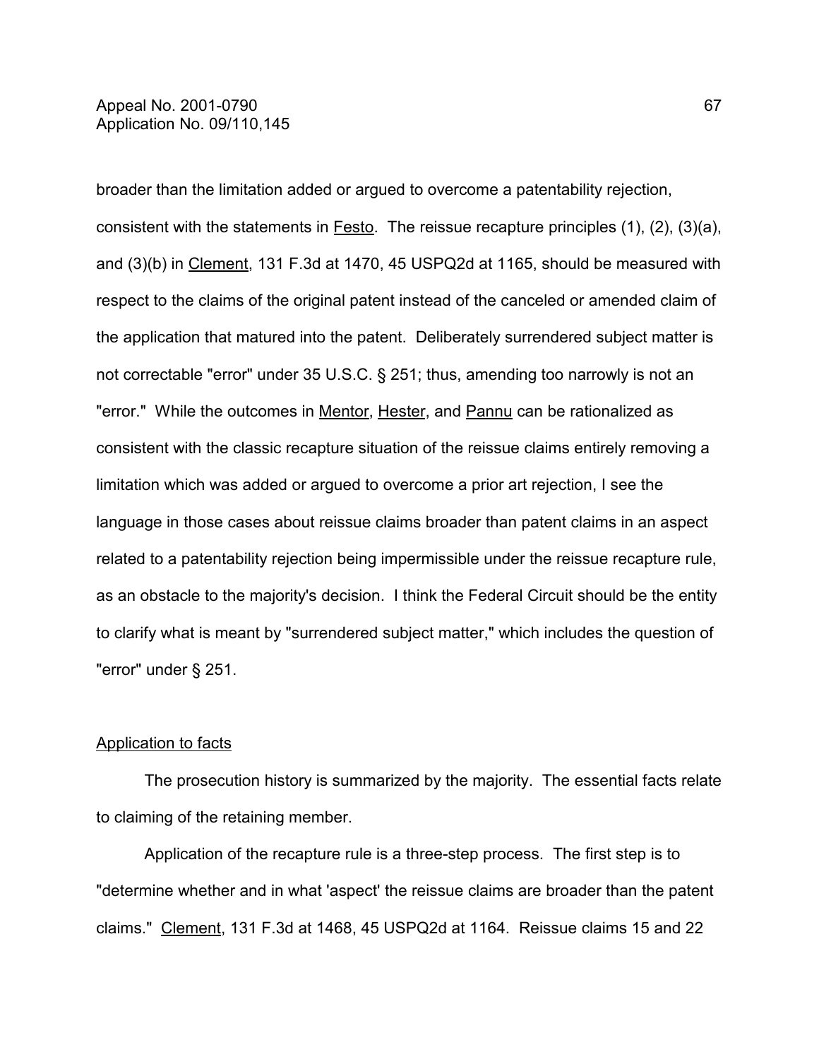broader than the limitation added or argued to overcome a patentability rejection, consistent with the statements in Festo. The reissue recapture principles (1), (2), (3)(a), and (3)(b) in Clement, 131 F.3d at 1470, 45 USPQ2d at 1165, should be measured with respect to the claims of the original patent instead of the canceled or amended claim of the application that matured into the patent. Deliberately surrendered subject matter is not correctable "error" under 35 U.S.C. § 251; thus, amending too narrowly is not an "error." While the outcomes in Mentor, Hester, and Pannu can be rationalized as consistent with the classic recapture situation of the reissue claims entirely removing a limitation which was added or argued to overcome a prior art rejection, I see the language in those cases about reissue claims broader than patent claims in an aspect related to a patentability rejection being impermissible under the reissue recapture rule, as an obstacle to the majority's decision. I think the Federal Circuit should be the entity to clarify what is meant by "surrendered subject matter," which includes the question of "error" under § 251.

Application to facts

The prosecution history is summarized by the majority. The essential facts relate to claiming of the retaining member.

Application of the recapture rule is a three-step process. The first step is to "determine whether and in what 'aspect' the reissue claims are broader than the patent claims." Clement, 131 F.3d at 1468, 45 USPQ2d at 1164. Reissue claims 15 and 22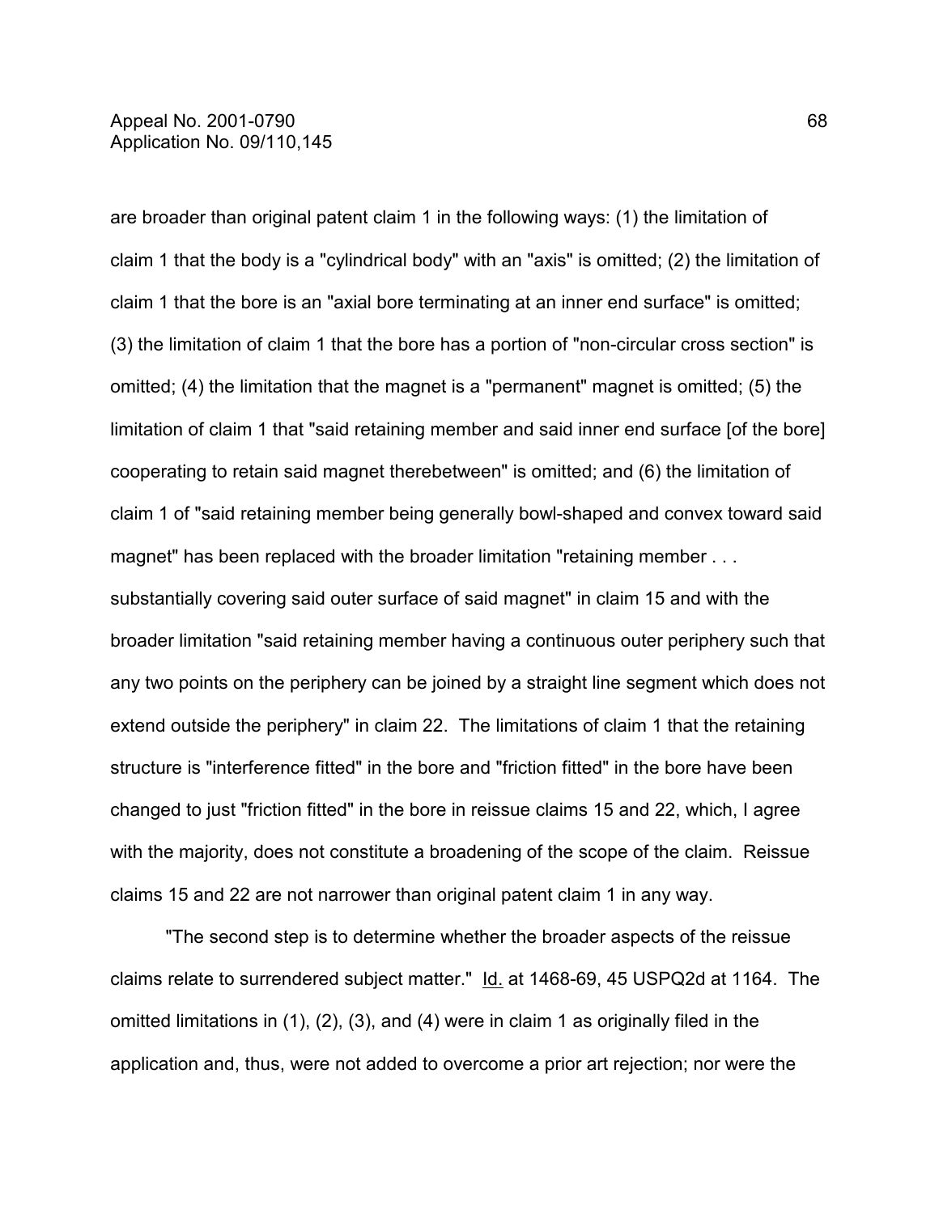are broader than original patent claim 1 in the following ways: (1) the limitation of claim 1 that the body is a "cylindrical body" with an "axis" is omitted; (2) the limitation of claim 1 that the bore is an "axial bore terminating at an inner end surface" is omitted; (3) the limitation of claim 1 that the bore has a portion of "non-circular cross section" is omitted; (4) the limitation that the magnet is a "permanent" magnet is omitted; (5) the limitation of claim 1 that "said retaining member and said inner end surface [of the bore] cooperating to retain said magnet therebetween" is omitted; and (6) the limitation of claim 1 of "said retaining member being generally bowl-shaped and convex toward said magnet" has been replaced with the broader limitation "retaining member . . . substantially covering said outer surface of said magnet" in claim 15 and with the broader limitation "said retaining member having a continuous outer periphery such that any two points on the periphery can be joined by a straight line segment which does not extend outside the periphery" in claim 22. The limitations of claim 1 that the retaining structure is "interference fitted" in the bore and "friction fitted" in the bore have been changed to just "friction fitted" in the bore in reissue claims 15 and 22, which, I agree with the majority, does not constitute a broadening of the scope of the claim. Reissue claims 15 and 22 are not narrower than original patent claim 1 in any way.

"The second step is to determine whether the broader aspects of the reissue claims relate to surrendered subject matter." Id. at 1468-69, 45 USPQ2d at 1164. The omitted limitations in (1), (2), (3), and (4) were in claim 1 as originally filed in the application and, thus, were not added to overcome a prior art rejection; nor were the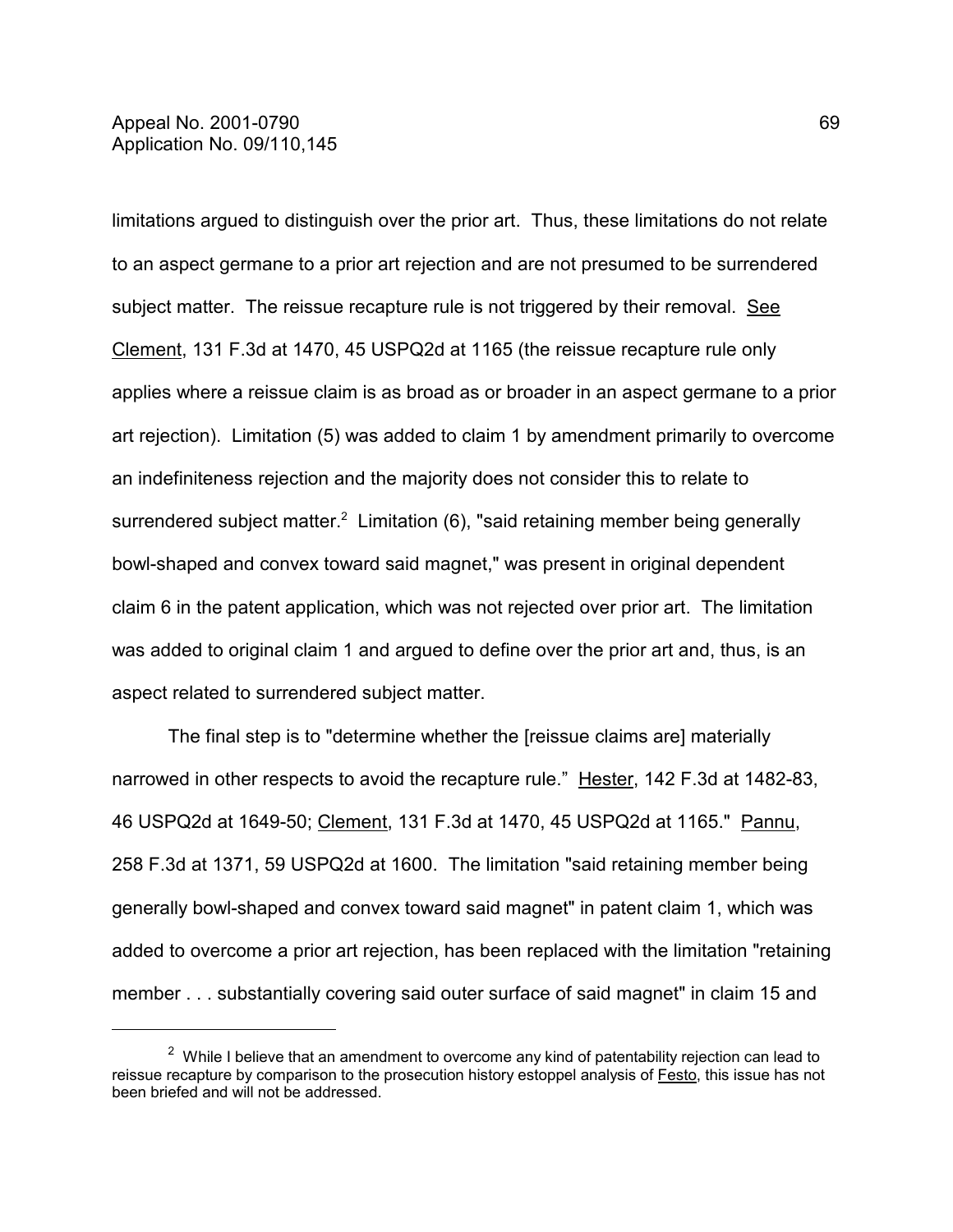limitations argued to distinguish over the prior art. Thus, these limitations do not relate to an aspect germane to a prior art rejection and are not presumed to be surrendered subject matter. The reissue recapture rule is not triggered by their removal. See Clement, 131 F.3d at 1470, 45 USPQ2d at 1165 (the reissue recapture rule only applies where a reissue claim is as broad as or broader in an aspect germane to a prior art rejection). Limitation (5) was added to claim 1 by amendment primarily to overcome an indefiniteness rejection and the majority does not consider this to relate to surrendered subject matter.[2] Limitation (6), "said retaining member being generally bowl-shaped and convex toward said magnet," was present in original dependent claim 6 in the patent application, which was not rejected over prior art. The limitation was added to original claim 1 and argued to define over the prior art and, thus, is an aspect related to surrendered subject matter.

The final step is to "determine whether the [reissue claims are] materially narrowed in other respects to avoid the recapture rule." Hester, 142 F.3d at 1482-83, 46 USPQ2d at 1649-50; Clement, 131 F.3d at 1470, 45 USPQ2d at 1165." Pannu, 258 F.3d at 1371, 59 USPQ2d at 1600. The limitation "said retaining member being generally bowl-shaped and convex toward said magnet" in patent claim 1, which was added to overcome a prior art rejection, has been replaced with the limitation "retaining member . . . substantially covering said outer surface of said magnet" in claim 15 and

---

[2] While I believe that an amendment to overcome any kind of patentability rejection can lead to reissue recapture by comparison to the prosecution history estoppel analysis of Festo, this issue has not been briefed and will not be addressed.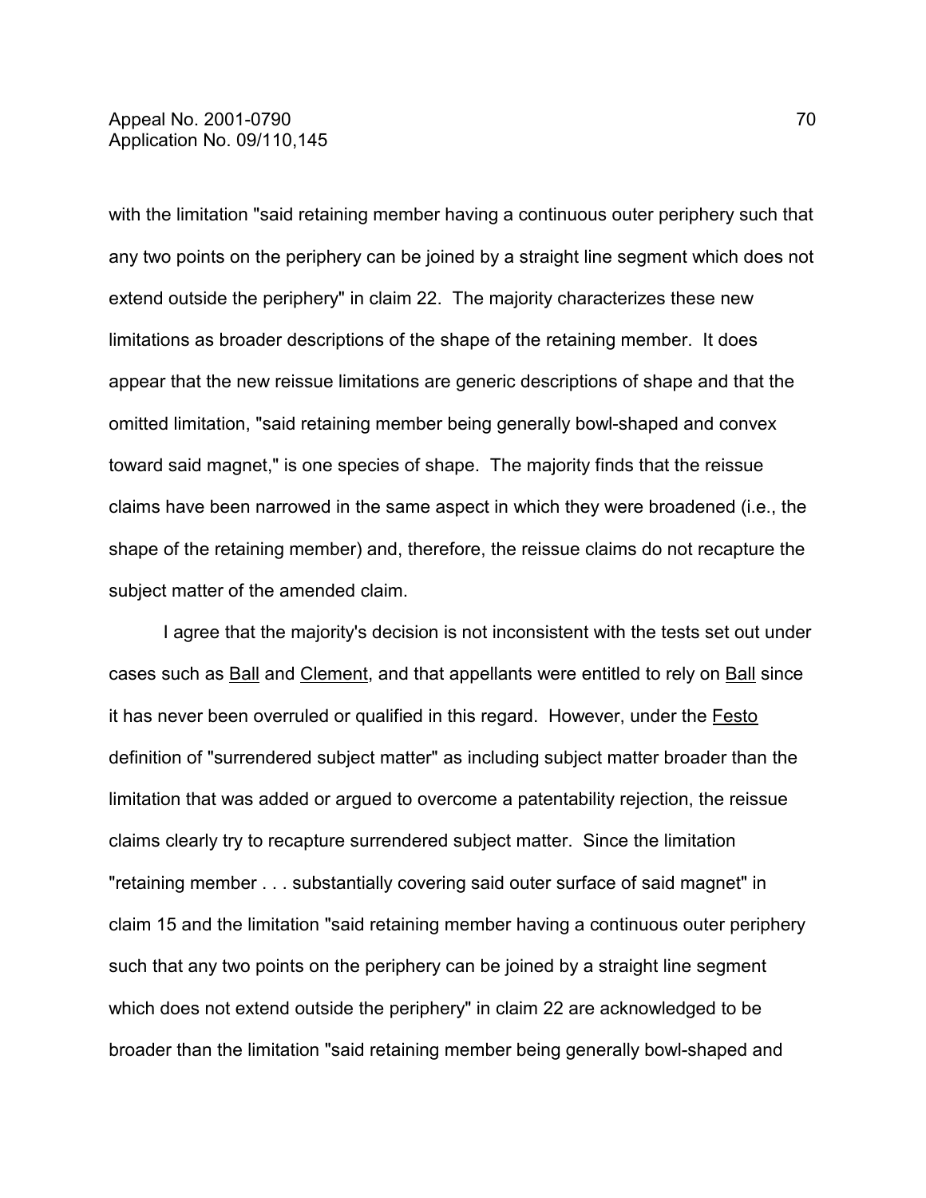with the limitation "said retaining member having a continuous outer periphery such that any two points on the periphery can be joined by a straight line segment which does not extend outside the periphery" in claim 22. The majority characterizes these new limitations as broader descriptions of the shape of the retaining member. It does appear that the new reissue limitations are generic descriptions of shape and that the omitted limitation, "said retaining member being generally bowl-shaped and convex toward said magnet," is one species of shape. The majority finds that the reissue claims have been narrowed in the same aspect in which they were broadened (i.e., the shape of the retaining member) and, therefore, the reissue claims do not recapture the subject matter of the amended claim.

I agree that the majority's decision is not inconsistent with the tests set out under cases such as Ball and Clement, and that appellants were entitled to rely on Ball since it has never been overruled or qualified in this regard. However, under the Festo definition of "surrendered subject matter" as including subject matter broader than the limitation that was added or argued to overcome a patentability rejection, the reissue claims clearly try to recapture surrendered subject matter. Since the limitation "retaining member . . . substantially covering said outer surface of said magnet" in claim 15 and the limitation "said retaining member having a continuous outer periphery such that any two points on the periphery can be joined by a straight line segment which does not extend outside the periphery" in claim 22 are acknowledged to be broader than the limitation "said retaining member being generally bowl-shaped and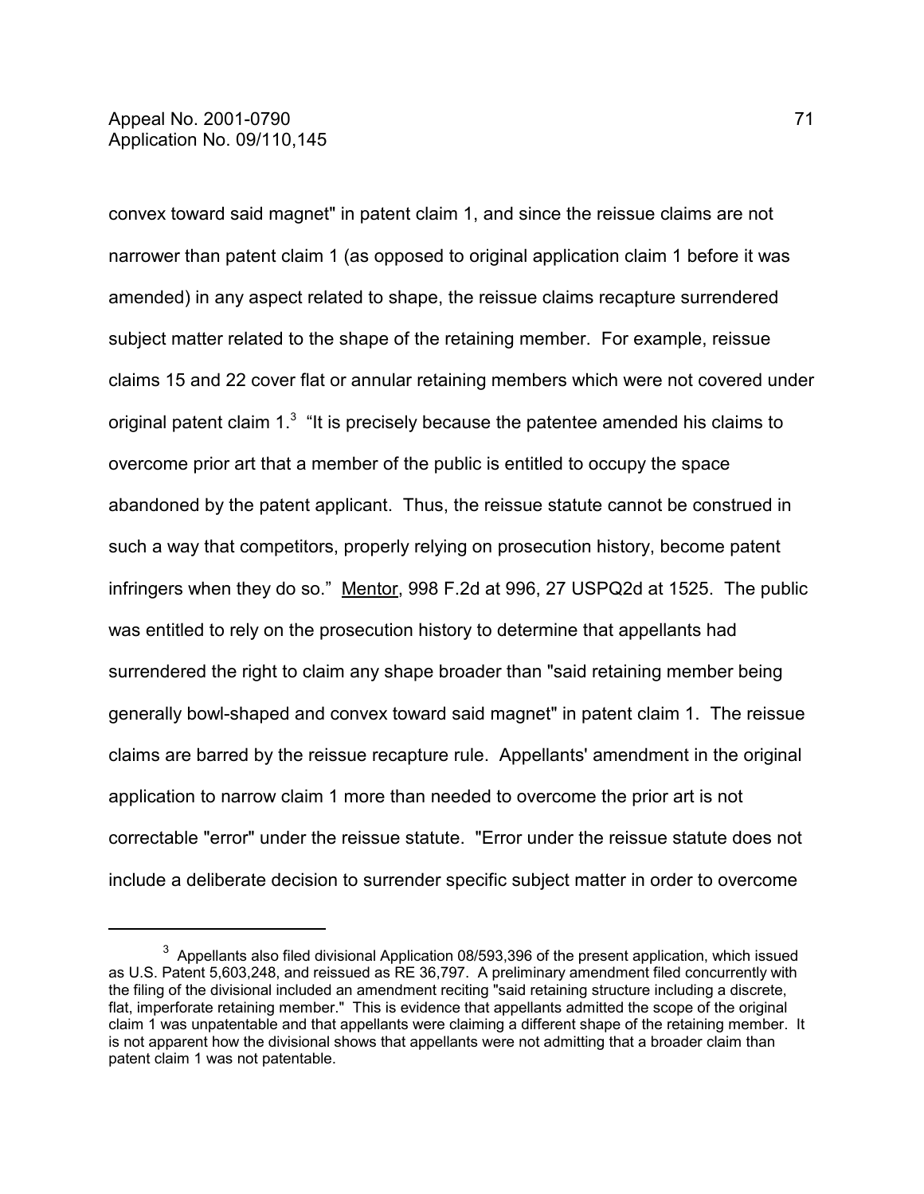convex toward said magnet" in patent claim 1, and since the reissue claims are not narrower than patent claim 1 (as opposed to original application claim 1 before it was amended) in any aspect related to shape, the reissue claims recapture surrendered subject matter related to the shape of the retaining member. For example, reissue claims 15 and 22 cover flat or annular retaining members which were not covered under original patent claim 1.[3] "It is precisely because the patentee amended his claims to overcome prior art that a member of the public is entitled to occupy the space abandoned by the patent applicant. Thus, the reissue statute cannot be construed in such a way that competitors, properly relying on prosecution history, become patent infringers when they do so." Mentor, 998 F.2d at 996, 27 USPQ2d at 1525. The public was entitled to rely on the prosecution history to determine that appellants had surrendered the right to claim any shape broader than "said retaining member being generally bowl-shaped and convex toward said magnet" in patent claim 1. The reissue claims are barred by the reissue recapture rule. Appellants' amendment in the original application to narrow claim 1 more than needed to overcome the prior art is not correctable "error" under the reissue statute. "Error under the reissue statute does not include a deliberate decision to surrender specific subject matter in order to overcome

---

[3] Appellants also filed divisional Application 08/593,396 of the present application, which issued as U.S. Patent 5,603,248, and reissued as RE 36,797. A preliminary amendment filed concurrently with the filing of the divisional included an amendment reciting "said retaining structure including a discrete, flat, imperforate retaining member." This is evidence that appellants admitted the scope of the original claim 1 was unpatentable and that appellants were claiming a different shape of the retaining member. It is not apparent how the divisional shows that appellants were not admitting that a broader claim than patent claim 1 was not patentable.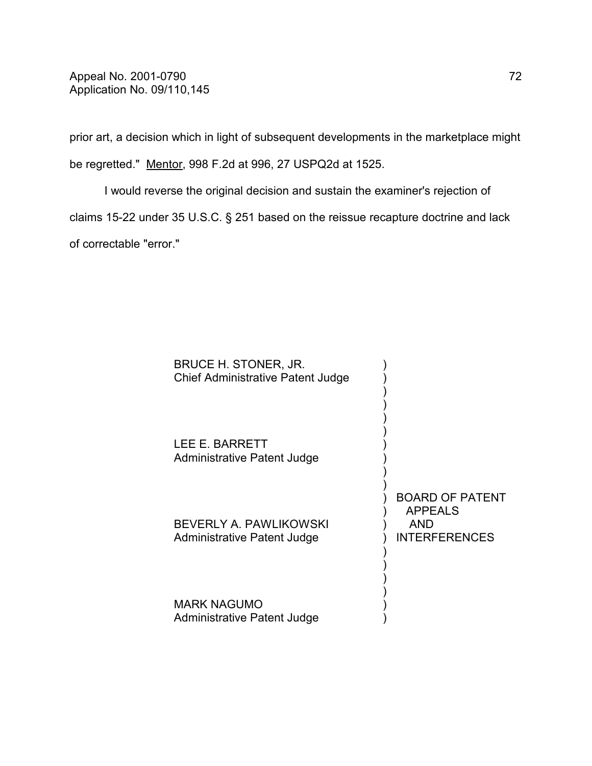prior art, a decision which in light of subsequent developments in the marketplace might be regretted." Mentor, 998 F.2d at 996, 27 USPQ2d at 1525.

I would reverse the original decision and sustain the examiner's rejection of claims 15-22 under 35 U.S.C. § 251 based on the reissue recapture doctrine and lack of correctable "error."

BRUCE H. STONER, JR.
Chief Administrative Patent Judge

LEE E. BARRETT
Administrative Patent Judge

BEVERLY A. PAWLIKOWSKI
Administrative Patent Judge

MARK NAGUMO
Administrative Patent Judge

BOARD OF PATENT APPEALS AND INTERFERENCES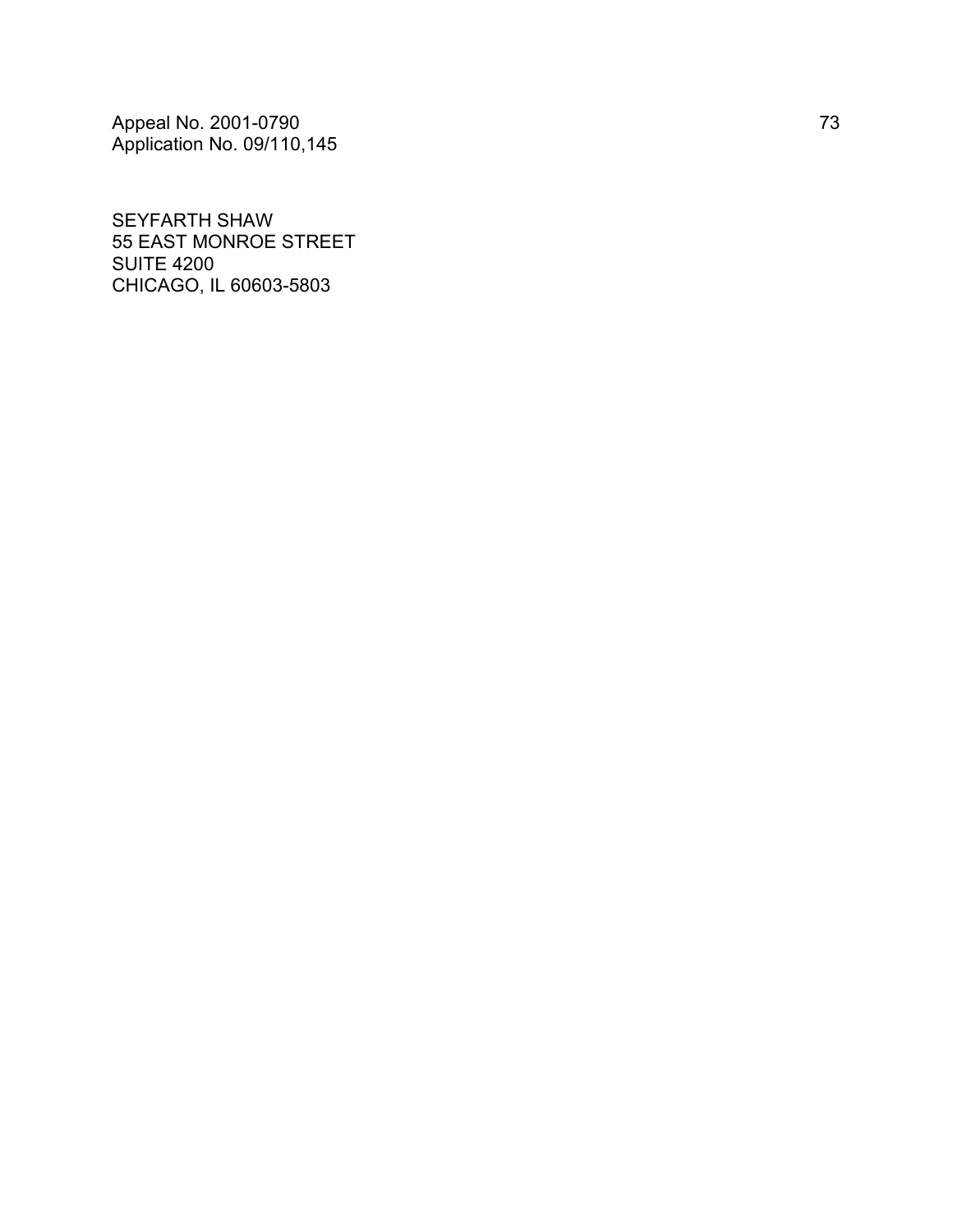SEYFARTH SHAW
55 EAST MONROE STREET
SUITE 4200
CHICAGO, IL 60603-5803